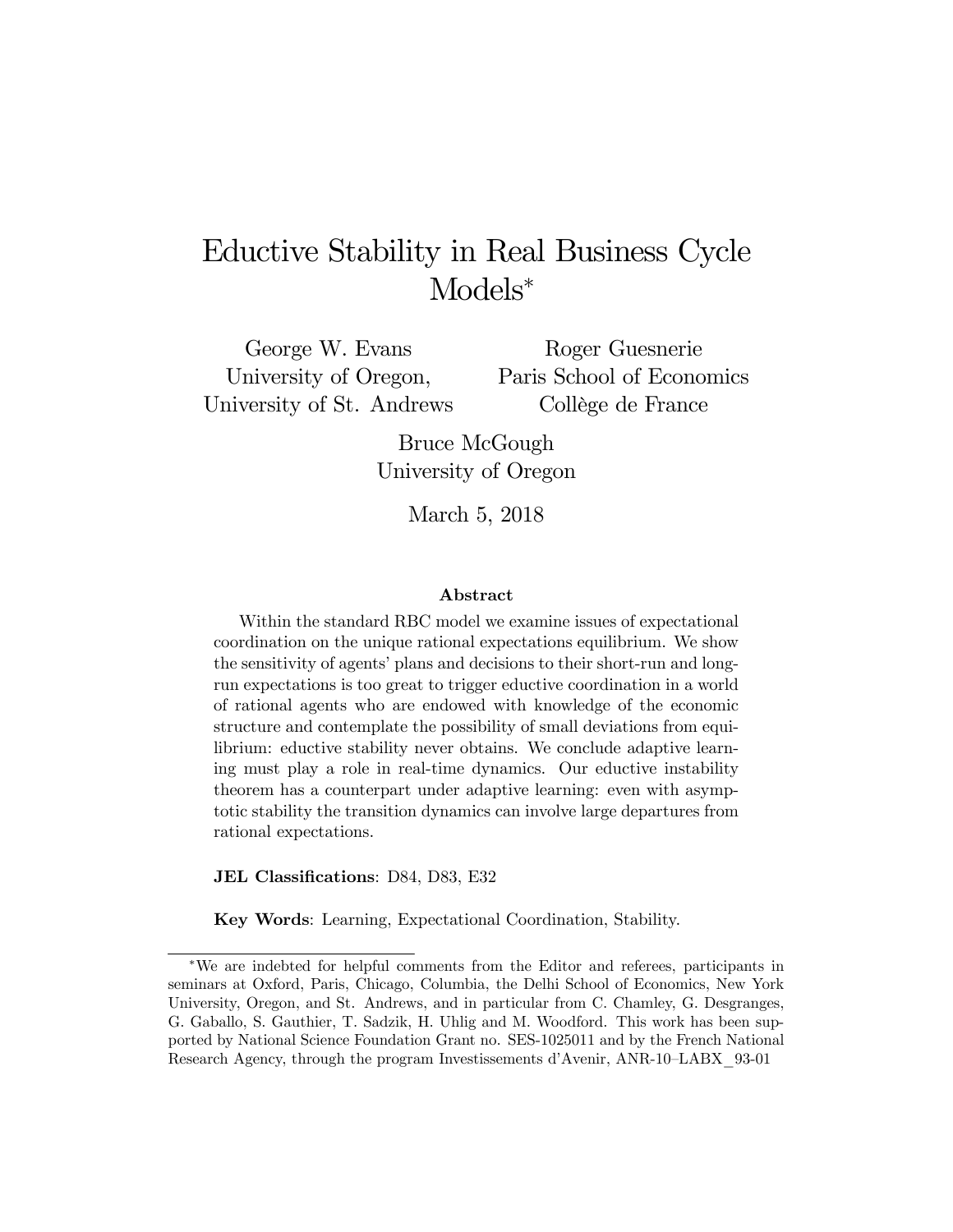# Eductive Stability in Real Business Cycle Models*

George W. Evans
University of Oregon,
University of St. Andrews

Roger Guesnerie
Paris School of Economics
Collège de France

Bruce McGough
University of Oregon

March 5, 2018

### Abstract

Within the standard RBC model we examine issues of expectational coordination on the unique rational expectations equilibrium. We show the sensitivity of agents' plans and decisions to their short-run and long-run expectations is too great to trigger eductive coordination in a world of rational agents who are endowed with knowledge of the economic structure and contemplate the possibility of small deviations from equilibrium: eductive stability never obtains. We conclude adaptive learning must play a role in real-time dynamics. Our eductive instability theorem has a counterpart under adaptive learning: even with asymptotic stability the transition dynamics can involve large departures from rational expectations.

**JEL Classifications**: D84, D83, E32

**Key Words**: Learning, Expectational Coordination, Stability.

*We are indebted for helpful comments from the Editor and referees, participants in seminars at Oxford, Paris, Chicago, Columbia, the Delhi School of Economics, New York University, Oregon, and St. Andrews, and in particular from C. Chamley, G. Desgranges, G. Gaballo, S. Gauthier, T. Sadzik, H. Uhlig and M. Woodford. This work has been supported by National Science Foundation Grant no. SES-1025011 and by the French National Research Agency, through the program Investissements d'Avenir, ANR-10–LABX_93-01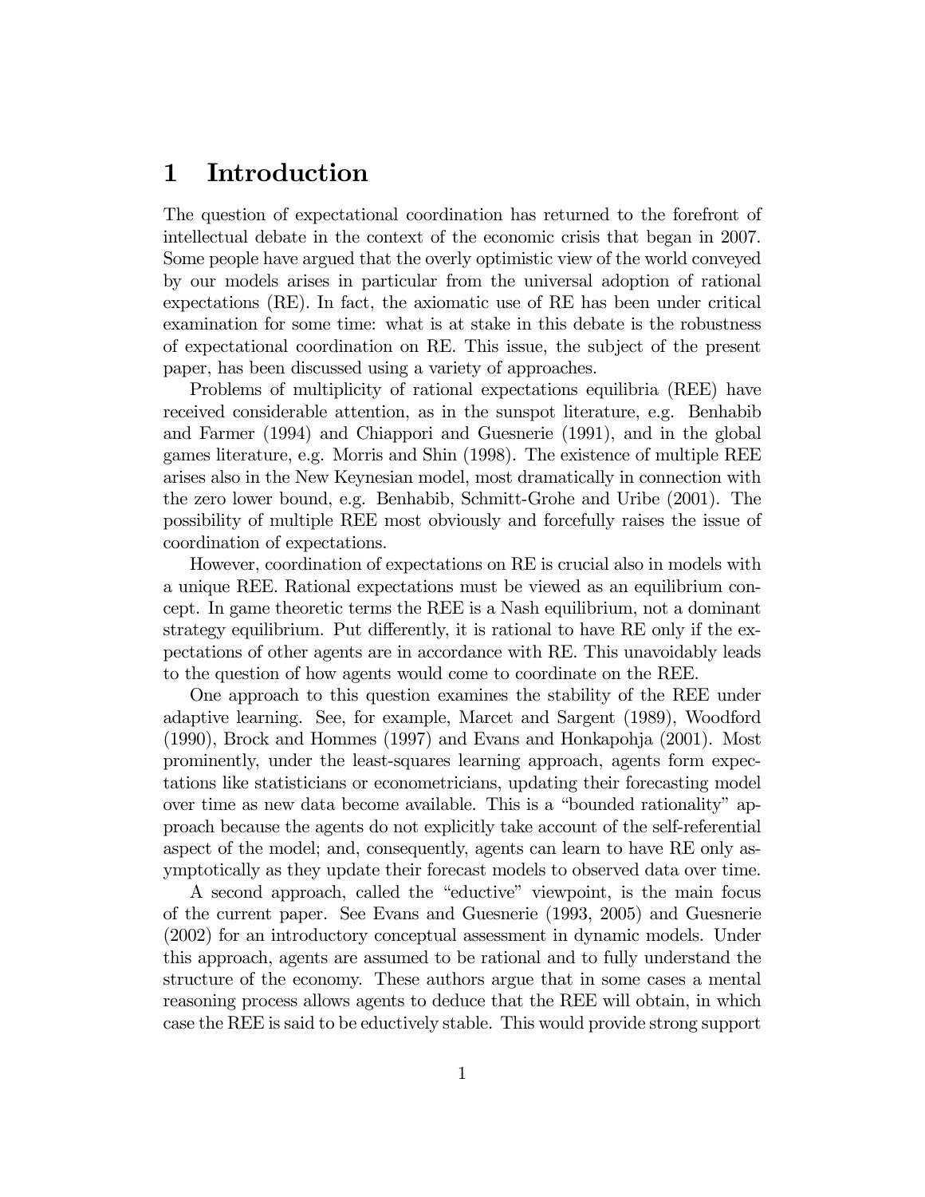# 1 Introduction

The question of expectational coordination has returned to the forefront of intellectual debate in the context of the economic crisis that began in 2007. Some people have argued that the overly optimistic view of the world conveyed by our models arises in particular from the universal adoption of rational expectations (RE). In fact, the axiomatic use of RE has been under critical examination for some time: what is at stake in this debate is the robustness of expectational coordination on RE. This issue, the subject of the present paper, has been discussed using a variety of approaches.

Problems of multiplicity of rational expectations equilibria (REE) have received considerable attention, as in the sunspot literature, e.g. Benhabib and Farmer (1994) and Chiappori and Guesnerie (1991), and in the global games literature, e.g. Morris and Shin (1998). The existence of multiple REE arises also in the New Keynesian model, most dramatically in connection with the zero lower bound, e.g. Benhabib, Schmitt-Grohe and Uribe (2001). The possibility of multiple REE most obviously and forcefully raises the issue of coordination of expectations.

However, coordination of expectations on RE is crucial also in models with a unique REE. Rational expectations must be viewed as an equilibrium concept. In game theoretic terms the REE is a Nash equilibrium, not a dominant strategy equilibrium. Put differently, it is rational to have RE only if the expectations of other agents are in accordance with RE. This unavoidably leads to the question of how agents would come to coordinate on the REE.

One approach to this question examines the stability of the REE under adaptive learning. See, for example, Marcet and Sargent (1989), Woodford (1990), Brock and Hommes (1997) and Evans and Honkapohja (2001). Most prominently, under the least-squares learning approach, agents form expectations like statisticians or econometricians, updating their forecasting model over time as new data become available. This is a "bounded rationality" approach because the agents do not explicitly take account of the self-referential aspect of the model; and, consequently, agents can learn to have RE only asymptotically as they update their forecast models to observed data over time.

A second approach, called the "eductive" viewpoint, is the main focus of the current paper. See Evans and Guesnerie (1993, 2005) and Guesnerie (2002) for an introductory conceptual assessment in dynamic models. Under this approach, agents are assumed to be rational and to fully understand the structure of the economy. These authors argue that in some cases a mental reasoning process allows agents to deduce that the REE will obtain, in which case the REE is said to be eductively stable. This would provide strong support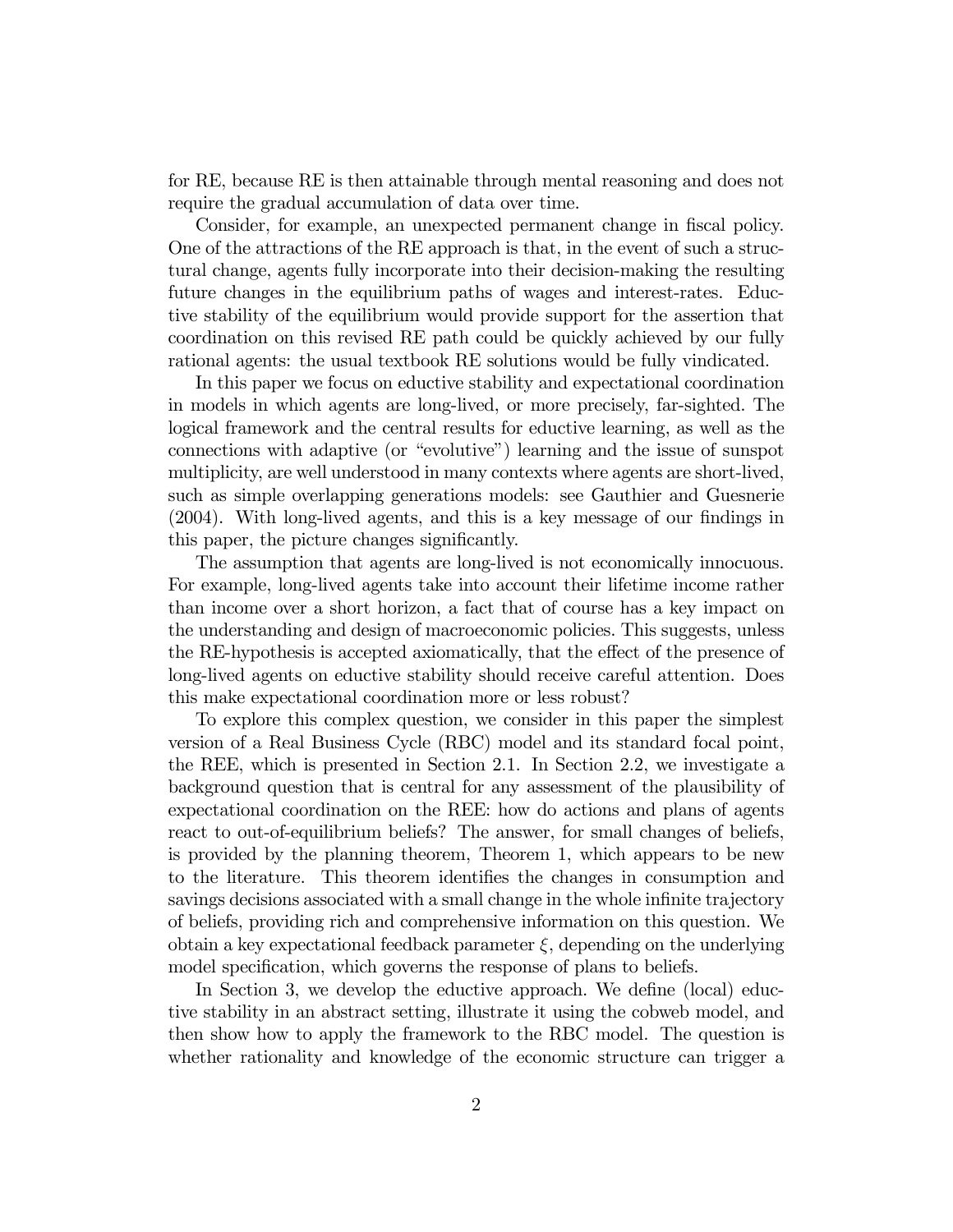for RE, because RE is then attainable through mental reasoning and does not require the gradual accumulation of data over time.

Consider, for example, an unexpected permanent change in fiscal policy. One of the attractions of the RE approach is that, in the event of such a structural change, agents fully incorporate into their decision-making the resulting future changes in the equilibrium paths of wages and interest-rates. Eductive stability of the equilibrium would provide support for the assertion that coordination on this revised RE path could be quickly achieved by our fully rational agents: the usual textbook RE solutions would be fully vindicated.

In this paper we focus on eductive stability and expectational coordination in models in which agents are long-lived, or more precisely, far-sighted. The logical framework and the central results for eductive learning, as well as the connections with adaptive (or "evolutive") learning and the issue of sunspot multiplicity, are well understood in many contexts where agents are short-lived, such as simple overlapping generations models: see Gauthier and Guesnerie (2004). With long-lived agents, and this is a key message of our findings in this paper, the picture changes significantly.

The assumption that agents are long-lived is not economically innocuous. For example, long-lived agents take into account their lifetime income rather than income over a short horizon, a fact that of course has a key impact on the understanding and design of macroeconomic policies. This suggests, unless the RE-hypothesis is accepted axiomatically, that the effect of the presence of long-lived agents on eductive stability should receive careful attention. Does this make expectational coordination more or less robust?

To explore this complex question, we consider in this paper the simplest version of a Real Business Cycle (RBC) model and its standard focal point, the REE, which is presented in Section 2.1. In Section 2.2, we investigate a background question that is central for any assessment of the plausibility of expectational coordination on the REE: how do actions and plans of agents react to out-of-equilibrium beliefs? The answer, for small changes of beliefs, is provided by the planning theorem, Theorem 1, which appears to be new to the literature. This theorem identifies the changes in consumption and savings decisions associated with a small change in the whole infinite trajectory of beliefs, providing rich and comprehensive information on this question. We obtain a key expectational feedback parameter $\xi$, depending on the underlying model specification, which governs the response of plans to beliefs.

In Section 3, we develop the eductive approach. We define (local) eductive stability in an abstract setting, illustrate it using the cobweb model, and then show how to apply the framework to the RBC model. The question is whether rationality and knowledge of the economic structure can trigger a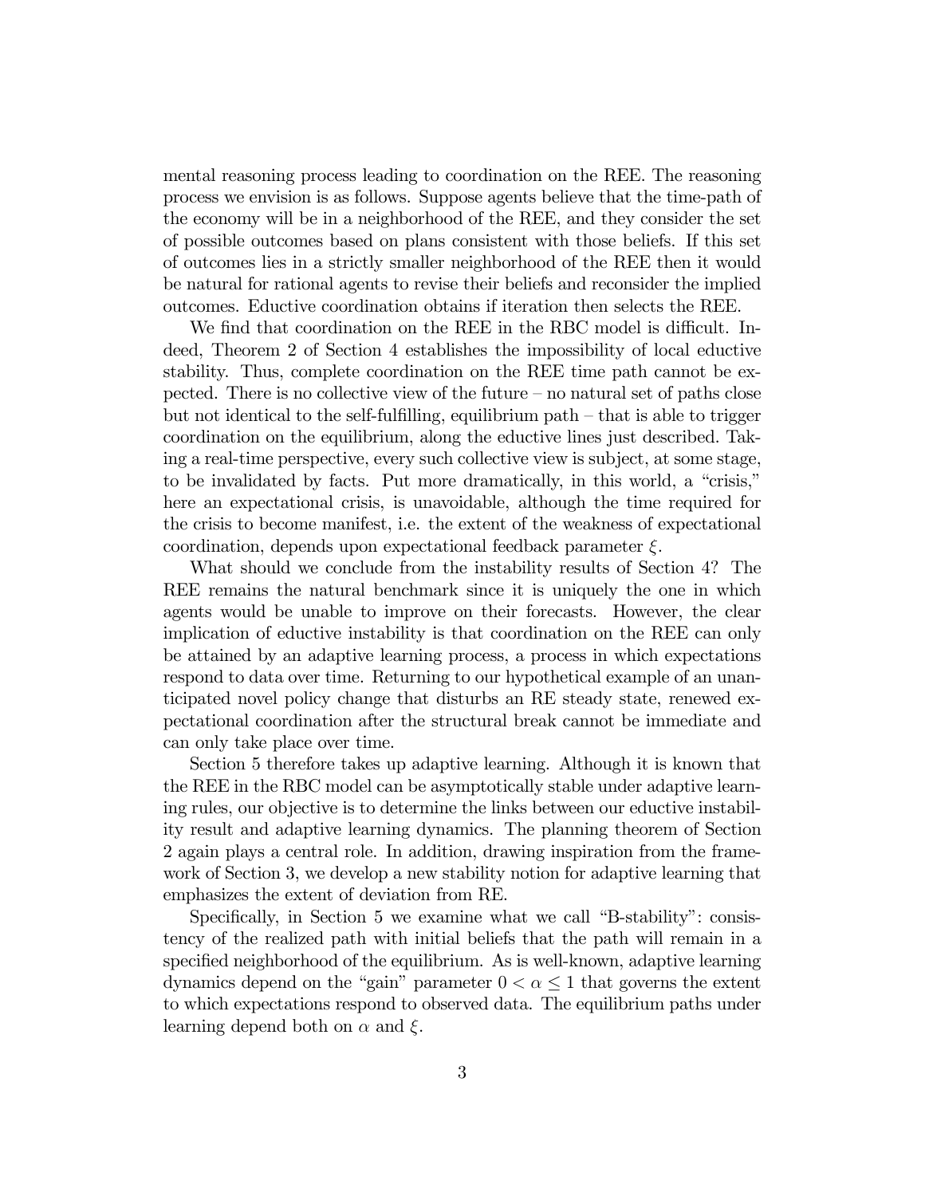mental reasoning process leading to coordination on the REE. The reasoning process we envision is as follows. Suppose agents believe that the time-path of the economy will be in a neighborhood of the REE, and they consider the set of possible outcomes based on plans consistent with those beliefs. If this set of outcomes lies in a strictly smaller neighborhood of the REE then it would be natural for rational agents to revise their beliefs and reconsider the implied outcomes. Eductive coordination obtains if iteration then selects the REE.

We find that coordination on the REE in the RBC model is difficult. Indeed, Theorem 2 of Section 4 establishes the impossibility of local eductive stability. Thus, complete coordination on the REE time path cannot be expected. There is no collective view of the future – no natural set of paths close but not identical to the self-fulfilling, equilibrium path – that is able to trigger coordination on the equilibrium, along the eductive lines just described. Taking a real-time perspective, every such collective view is subject, at some stage, to be invalidated by facts. Put more dramatically, in this world, a "crisis," here an expectational crisis, is unavoidable, although the time required for the crisis to become manifest, i.e. the extent of the weakness of expectational coordination, depends upon expectational feedback parameter $\xi$.

What should we conclude from the instability results of Section 4? The REE remains the natural benchmark since it is uniquely the one in which agents would be unable to improve on their forecasts. However, the clear implication of eductive instability is that coordination on the REE can only be attained by an adaptive learning process, a process in which expectations respond to data over time. Returning to our hypothetical example of an unanticipated novel policy change that disturbs an RE steady state, renewed expectational coordination after the structural break cannot be immediate and can only take place over time.

Section 5 therefore takes up adaptive learning. Although it is known that the REE in the RBC model can be asymptotically stable under adaptive learning rules, our objective is to determine the links between our eductive instability result and adaptive learning dynamics. The planning theorem of Section 2 again plays a central role. In addition, drawing inspiration from the framework of Section 3, we develop a new stability notion for adaptive learning that emphasizes the extent of deviation from RE.

Specifically, in Section 5 we examine what we call "B-stability": consistency of the realized path with initial beliefs that the path will remain in a specified neighborhood of the equilibrium. As is well-known, adaptive learning dynamics depend on the "gain" parameter $0 < \alpha \leq 1$ that governs the extent to which expectations respond to observed data. The equilibrium paths under learning depend both on $\alpha$ and $\xi$.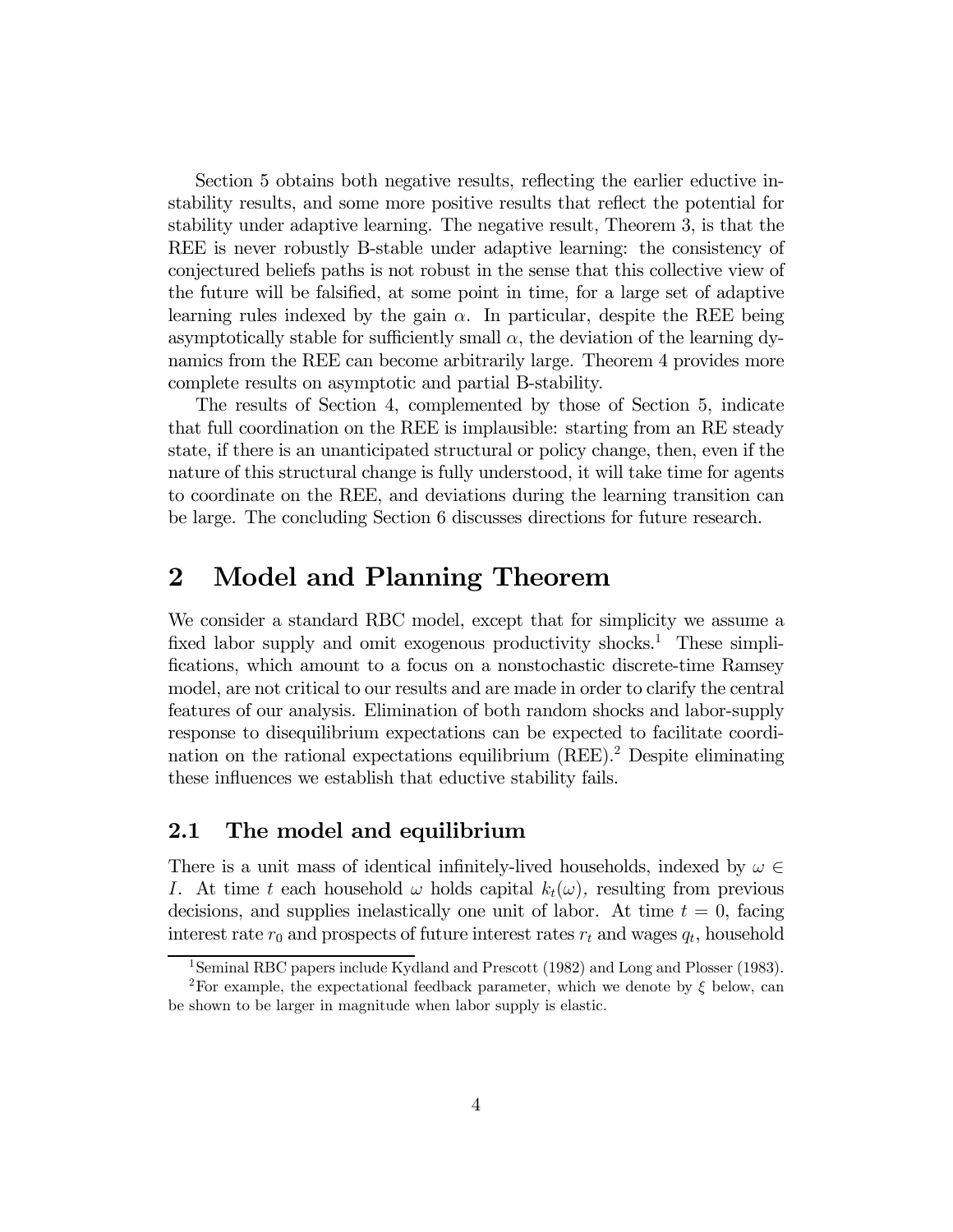Section 5 obtains both negative results, reflecting the earlier eductive instability results, and some more positive results that reflect the potential for stability under adaptive learning. The negative result, Theorem 3, is that the REE is never robustly B-stable under adaptive learning: the consistency of conjectured beliefs paths is not robust in the sense that this collective view of the future will be falsified, at some point in time, for a large set of adaptive learning rules indexed by the gain $\alpha$. In particular, despite the REE being asymptotically stable for sufficiently small $\alpha$, the deviation of the learning dynamics from the REE can become arbitrarily large. Theorem 4 provides more complete results on asymptotic and partial B-stability.

The results of Section 4, complemented by those of Section 5, indicate that full coordination on the REE is implausible: starting from an RE steady state, if there is an unanticipated structural or policy change, then, even if the nature of this structural change is fully understood, it will take time for agents to coordinate on the REE, and deviations during the learning transition can be large. The concluding Section 6 discusses directions for future research.

# 2 Model and Planning Theorem

We consider a standard RBC model, except that for simplicity we assume a fixed labor supply and omit exogenous productivity shocks.[1] These simplifications, which amount to a focus on a nonstochastic discrete-time Ramsey model, are not critical to our results and are made in order to clarify the central features of our analysis. Elimination of both random shocks and labor-supply response to disequilibrium expectations can be expected to facilitate coordination on the rational expectations equilibrium (REE).[2] Despite eliminating these influences we establish that eductive stability fails.

## 2.1 The model and equilibrium

There is a unit mass of identical infinitely-lived households, indexed by $\omega \in I$. At time $t$ each household $\omega$ holds capital $k_t(\omega)$, resulting from previous decisions, and supplies inelastically one unit of labor. At time $t = 0$, facing interest rate $r_0$ and prospects of future interest rates $r_t$ and wages $q_t$, household

[1] Seminal RBC papers include Kydland and Prescott (1982) and Long and Plosser (1983).

[2] For example, the expectational feedback parameter, which we denote by $\xi$ below, can be shown to be larger in magnitude when labor supply is elastic.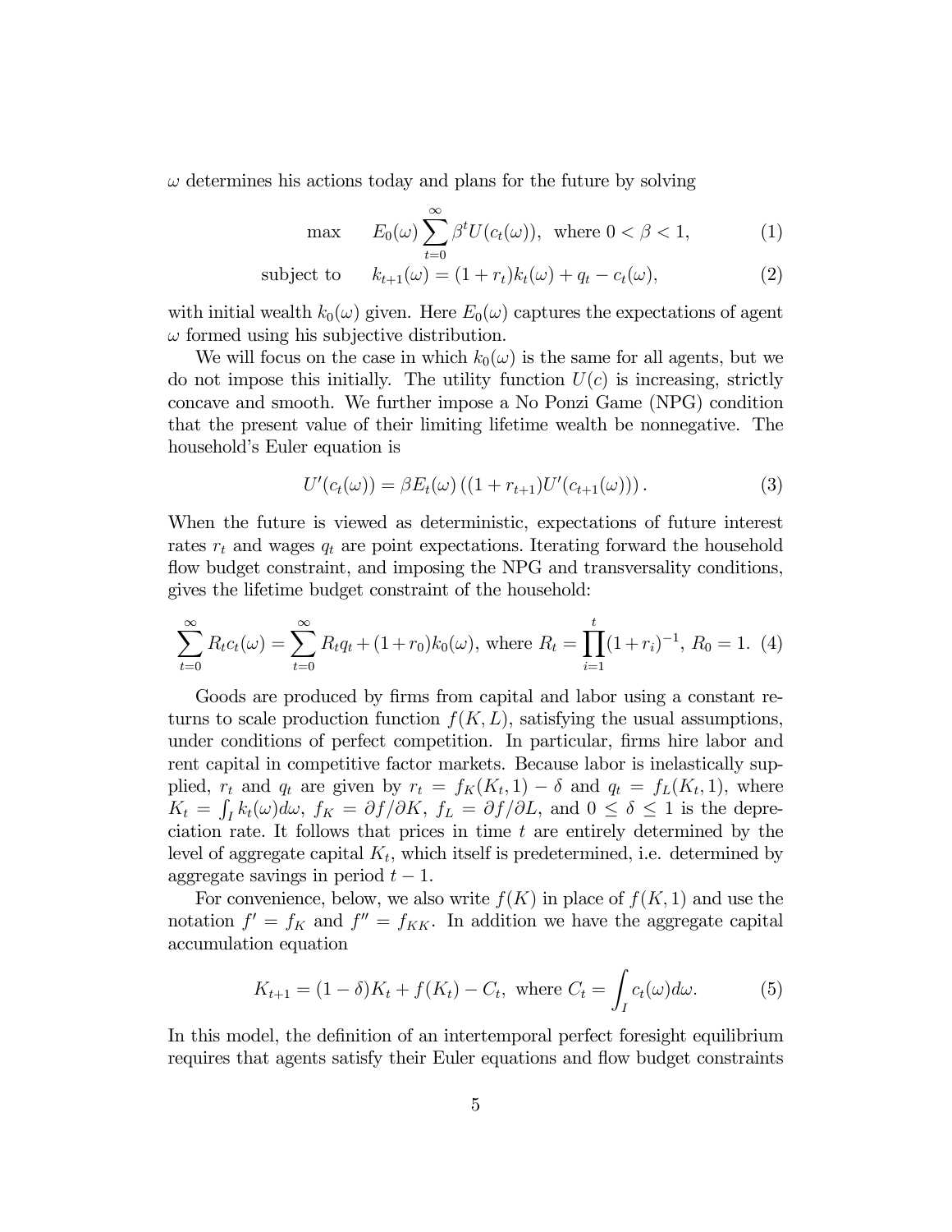$\omega$ determines his actions today and plans for the future by solving

$$\max \quad E_0(\omega) \sum_{t=0}^{\infty} \beta^t U(c_t(\omega)), \text{ where } 0 < \beta < 1, \tag{1}$$

$$\text{subject to} \quad k_{t+1}(\omega) = (1 + r_t)k_t(\omega) + q_t - c_t(\omega), \tag{2}$$

with initial wealth $k_0(\omega)$ given. Here $E_0(\omega)$ captures the expectations of agent $\omega$ formed using his subjective distribution.

We will focus on the case in which $k_0(\omega)$ is the same for all agents, but we do not impose this initially. The utility function $U(c)$ is increasing, strictly concave and smooth. We further impose a No Ponzi Game (NPG) condition that the present value of their limiting lifetime wealth be nonnegative. The household's Euler equation is

$$U'(c_t(\omega)) = \beta E_t(\omega) \left( (1 + r_{t+1}) U'(c_{t+1}(\omega)) \right). \tag{3}$$

When the future is viewed as deterministic, expectations of future interest rates $r_t$ and wages $q_t$ are point expectations. Iterating forward the household flow budget constraint, and imposing the NPG and transversality conditions, gives the lifetime budget constraint of the household:

$$\sum_{t=0}^{\infty} R_t c_t(\omega) = \sum_{t=0}^{\infty} R_t q_t + (1 + r_0)k_0(\omega), \text{ where } R_t = \prod_{i=1}^{t} (1 + r_i)^{-1}, \; R_0 = 1. \tag{4}$$

Goods are produced by firms from capital and labor using a constant returns to scale production function $f(K, L)$, satisfying the usual assumptions, under conditions of perfect competition. In particular, firms hire labor and rent capital in competitive factor markets. Because labor is inelastically supplied, $r_t$ and $q_t$ are given by $r_t = f_K(K_t, 1) - \delta$ and $q_t = f_L(K_t, 1)$, where $K_t = \int_I k_t(\omega) d\omega$, $f_K = \partial f / \partial K$, $f_L = \partial f / \partial L$, and $0 \leq \delta \leq 1$ is the depreciation rate. It follows that prices in time $t$ are entirely determined by the level of aggregate capital $K_t$, which itself is predetermined, i.e. determined by aggregate savings in period $t - 1$.

For convenience, below, we also write $f(K)$ in place of $f(K, 1)$ and use the notation $f' = f_K$ and $f'' = f_{KK}$. In addition we have the aggregate capital accumulation equation

$$K_{t+1} = (1 - \delta)K_t + f(K_t) - C_t, \text{ where } C_t = \int_I c_t(\omega) d\omega. \tag{5}$$

In this model, the definition of an intertemporal perfect foresight equilibrium requires that agents satisfy their Euler equations and flow budget constraints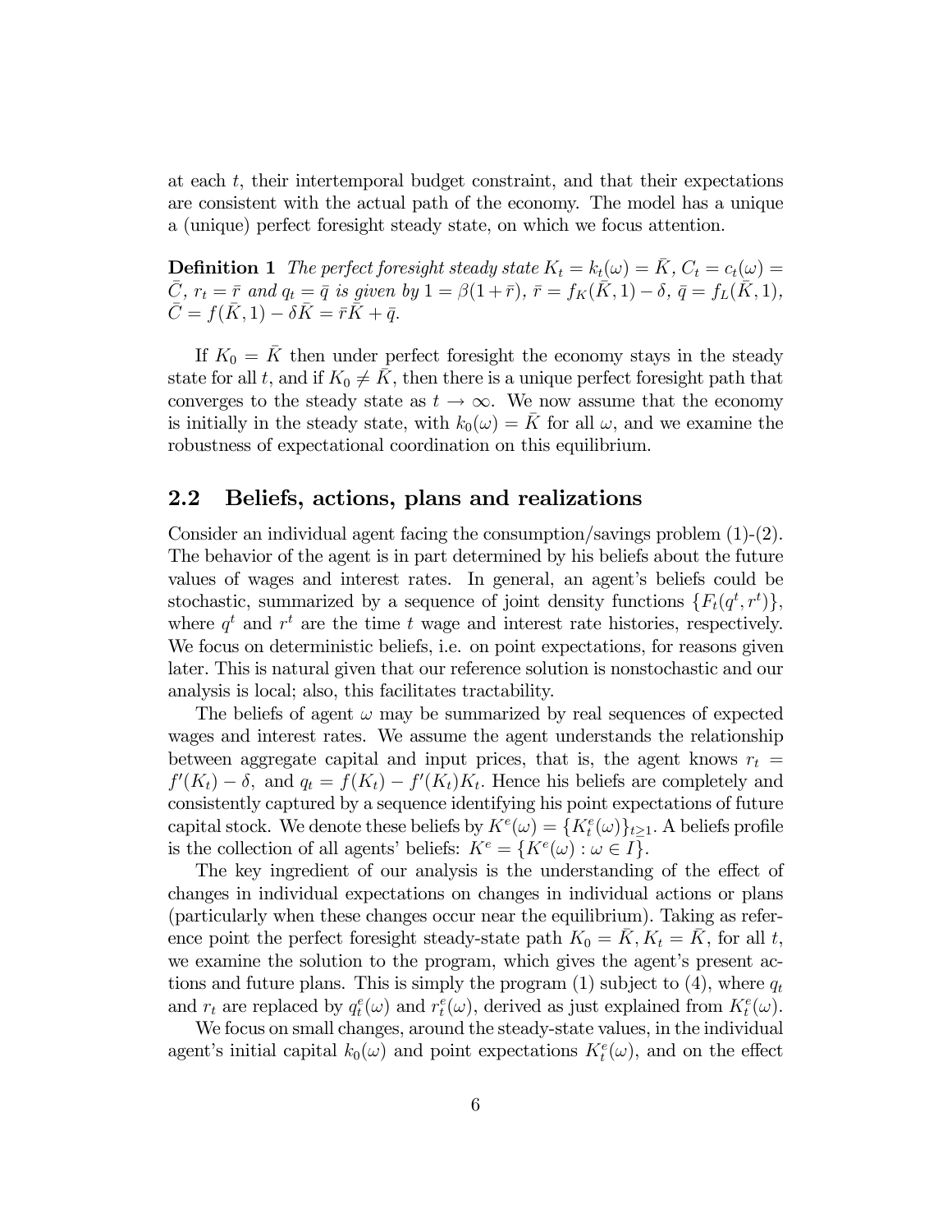at each $t$, their intertemporal budget constraint, and that their expectations are consistent with the actual path of the economy. The model has a unique a (unique) perfect foresight steady state, on which we focus attention.

**Definition 1** *The perfect foresight steady state* $K_t = k_t(\omega) = \bar{K}$, $C_t = c_t(\omega) = \bar{C}$, $r_t = \bar{r}$ *and* $q_t = \bar{q}$ *is given by* $1 = \beta(1+\bar{r})$, $\bar{r} = f_K(\bar{K}, 1) - \delta$, $\bar{q} = f_L(\bar{K}, 1)$, $\bar{C} = f(\bar{K}, 1) - \delta\bar{K} = \bar{r}\bar{K} + \bar{q}$.

If $K_0 = \bar{K}$ then under perfect foresight the economy stays in the steady state for all $t$, and if $K_0 \neq \bar{K}$, then there is a unique perfect foresight path that converges to the steady state as $t \to \infty$. We now assume that the economy is initially in the steady state, with $k_0(\omega) = \bar{K}$ for all $\omega$, and we examine the robustness of expectational coordination on this equilibrium.

## 2.2 Beliefs, actions, plans and realizations

Consider an individual agent facing the consumption/savings problem (1)-(2). The behavior of the agent is in part determined by his beliefs about the future values of wages and interest rates. In general, an agent's beliefs could be stochastic, summarized by a sequence of joint density functions $\{F_t(q^t, r^t)\}$, where $q^t$ and $r^t$ are the time $t$ wage and interest rate histories, respectively. We focus on deterministic beliefs, i.e. on point expectations, for reasons given later. This is natural given that our reference solution is nonstochastic and our analysis is local; also, this facilitates tractability.

The beliefs of agent $\omega$ may be summarized by real sequences of expected wages and interest rates. We assume the agent understands the relationship between aggregate capital and input prices, that is, the agent knows $r_t = f'(K_t) - \delta$, and $q_t = f(K_t) - f'(K_t)K_t$. Hence his beliefs are completely and consistently captured by a sequence identifying his point expectations of future capital stock. We denote these beliefs by $K^e(\omega) = \{K_t^e(\omega)\}_{t\geq 1}$. A beliefs profile is the collection of all agents' beliefs: $K^e = \{K^e(\omega) : \omega \in I\}$.

The key ingredient of our analysis is the understanding of the effect of changes in individual expectations on changes in individual actions or plans (particularly when these changes occur near the equilibrium). Taking as reference point the perfect foresight steady-state path $K_0 = \bar{K}, K_t = \bar{K}$, for all $t$, we examine the solution to the program, which gives the agent's present actions and future plans. This is simply the program (1) subject to (4), where $q_t$ and $r_t$ are replaced by $q_t^e(\omega)$ and $r_t^e(\omega)$, derived as just explained from $K_t^e(\omega)$.

We focus on small changes, around the steady-state values, in the individual agent's initial capital $k_0(\omega)$ and point expectations $K_t^e(\omega)$, and on the effect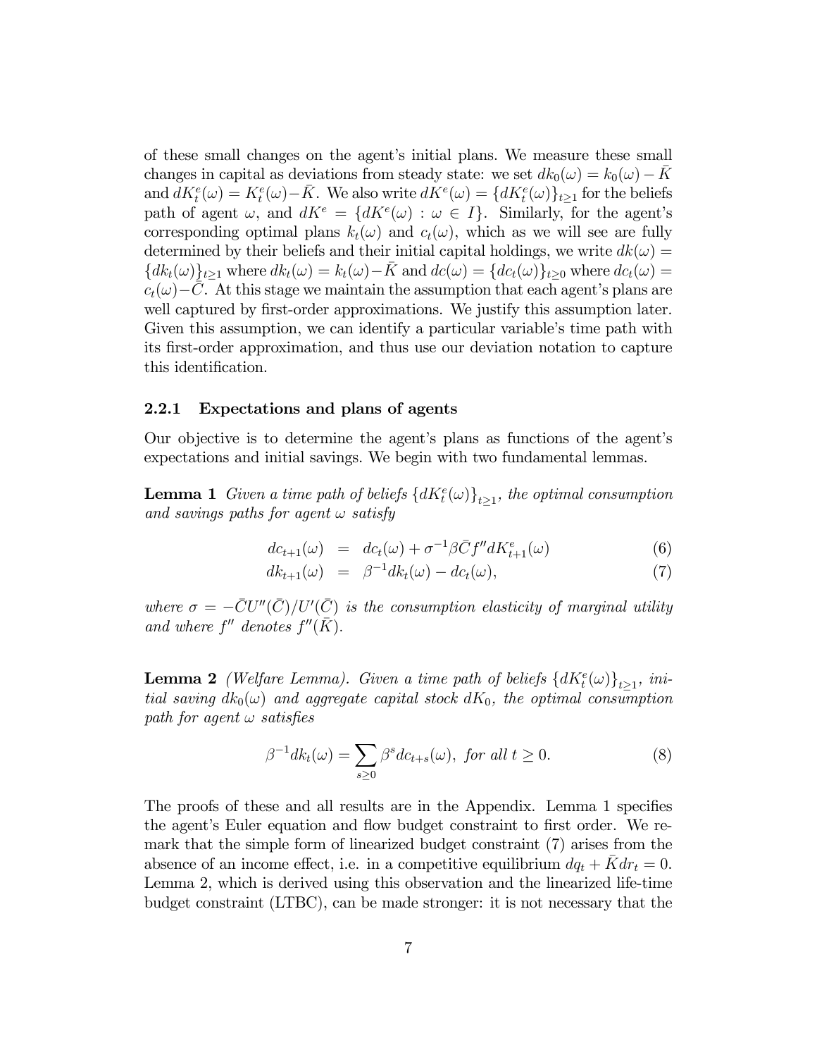of these small changes on the agent's initial plans. We measure these small changes in capital as deviations from steady state: we set $dk_0(\omega) = k_0(\omega) - \bar{K}$ and $dK_t^e(\omega) = K_t^e(\omega) - \bar{K}$. We also write $dK^e(\omega) = \{dK_t^e(\omega)\}_{t\geq 1}$ for the beliefs path of agent $\omega$, and $dK^e = \{dK^e(\omega) : \omega \in I\}$. Similarly, for the agent's corresponding optimal plans $k_t(\omega)$ and $c_t(\omega)$, which as we will see are fully determined by their beliefs and their initial capital holdings, we write $dk(\omega) = \{dk_t(\omega)\}_{t\geq 1}$ where $dk_t(\omega) = k_t(\omega) - \bar{K}$ and $dc(\omega) = \{dc_t(\omega)\}_{t\geq 0}$ where $dc_t(\omega) = c_t(\omega) - \bar{C}$. At this stage we maintain the assumption that each agent's plans are well captured by first-order approximations. We justify this assumption later. Given this assumption, we can identify a particular variable's time path with its first-order approximation, and thus use our deviation notation to capture this identification.

### 2.2.1 Expectations and plans of agents

Our objective is to determine the agent's plans as functions of the agent's expectations and initial savings. We begin with two fundamental lemmas.

**Lemma 1** *Given a time path of beliefs $\{dK_t^e(\omega)\}_{t\geq 1}$, the optimal consumption and savings paths for agent $\omega$ satisfy*

$$dc_{t+1}(\omega) = dc_t(\omega) + \sigma^{-1}\beta\bar{C}f'' dK_{t+1}^e(\omega) \tag{6}$$

$$dk_{t+1}(\omega) = \beta^{-1}dk_t(\omega) - dc_t(\omega), \tag{7}$$

*where $\sigma = -\bar{C}U''(\bar{C})/U'(\bar{C})$ is the consumption elasticity of marginal utility and where $f''$ denotes $f''(\bar{K})$.*

**Lemma 2** *(Welfare Lemma). Given a time path of beliefs $\{dK_t^e(\omega)\}_{t\geq 1}$, initial saving $dk_0(\omega)$ and aggregate capital stock $dK_0$, the optimal consumption path for agent $\omega$ satisfies*

$$\beta^{-1}dk_t(\omega) = \sum_{s\geq 0}\beta^s dc_{t+s}(\omega), \text{ for all } t \geq 0. \tag{8}$$

The proofs of these and all results are in the Appendix. Lemma 1 specifies the agent's Euler equation and flow budget constraint to first order. We remark that the simple form of linearized budget constraint (7) arises from the absence of an income effect, i.e. in a competitive equilibrium $dq_t + \bar{K}dr_t = 0$. Lemma 2, which is derived using this observation and the linearized life-time budget constraint (LTBC), can be made stronger: it is not necessary that the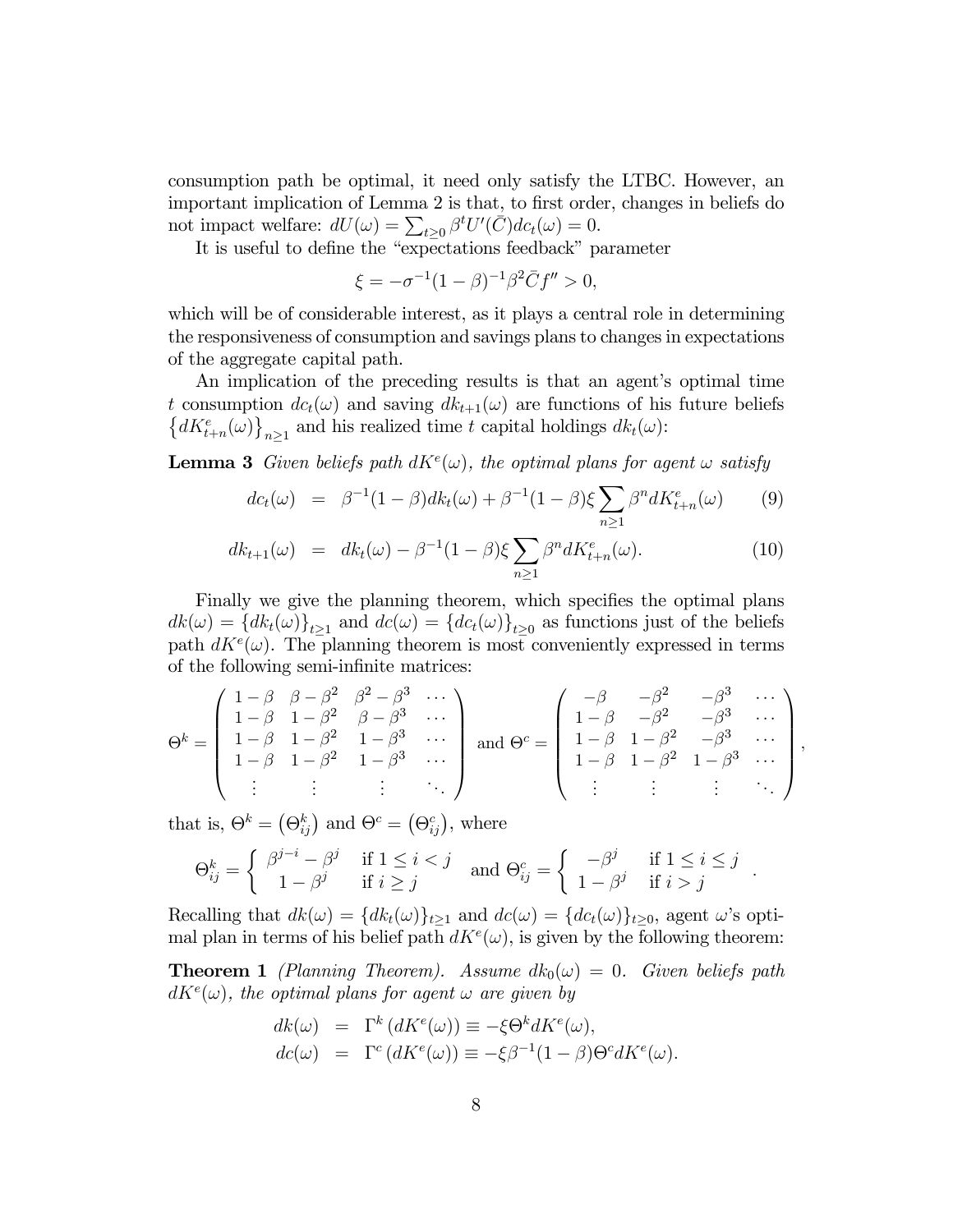consumption path be optimal, it need only satisfy the LTBC. However, an important implication of Lemma 2 is that, to first order, changes in beliefs do not impact welfare: $dU(\omega) = \sum_{t\geq 0} \beta^t U'(\bar{C}) dc_t(\omega) = 0$.

It is useful to define the "expectations feedback" parameter

$$\xi = -\sigma^{-1}(1-\beta)^{-1}\beta^2 \bar{C} f'' > 0,$$

which will be of considerable interest, as it plays a central role in determining the responsiveness of consumption and savings plans to changes in expectations of the aggregate capital path.

An implication of the preceding results is that an agent's optimal time $t$ consumption $dc_t(\omega)$ and saving $dk_{t+1}(\omega)$ are functions of his future beliefs $\left\{dK^e_{t+n}(\omega)\right\}_{n\geq 1}$ and his realized time $t$ capital holdings $dk_t(\omega)$:

**Lemma 3** *Given beliefs path $dK^e(\omega)$, the optimal plans for agent $\omega$ satisfy*

$$dc_t(\omega) = \beta^{-1}(1-\beta) dk_t(\omega) + \beta^{-1}(1-\beta)\xi \sum_{n\geq 1} \beta^n dK^e_{t+n}(\omega) \qquad (9)$$

$$dk_{t+1}(\omega) = dk_t(\omega) - \beta^{-1}(1-\beta)\xi \sum_{n\geq 1} \beta^n dK^e_{t+n}(\omega). \qquad (10)$$

Finally we give the planning theorem, which specifies the optimal plans $dk(\omega) = \{dk_t(\omega)\}_{t\geq 1}$ and $dc(\omega) = \{dc_t(\omega)\}_{t\geq 0}$ as functions just of the beliefs path $dK^e(\omega)$. The planning theorem is most conveniently expressed in terms of the following semi-infinite matrices:

$$\Theta^k = \begin{pmatrix} 1-\beta & \beta-\beta^2 & \beta^2-\beta^3 & \cdots \\ 1-\beta & 1-\beta^2 & \beta-\beta^3 & \cdots \\ 1-\beta & 1-\beta^2 & 1-\beta^3 & \cdots \\ 1-\beta & 1-\beta^2 & 1-\beta^3 & \cdots \\ \vdots & \vdots & \vdots & \ddots \end{pmatrix} \text{ and } \Theta^c = \begin{pmatrix} -\beta & -\beta^2 & -\beta^3 & \cdots \\ 1-\beta & -\beta^2 & -\beta^3 & \cdots \\ 1-\beta & 1-\beta^2 & -\beta^3 & \cdots \\ 1-\beta & 1-\beta^2 & 1-\beta^3 & \cdots \\ \vdots & \vdots & \vdots & \ddots \end{pmatrix},$$

that is, $\Theta^k = \left(\Theta^k_{ij}\right)$ and $\Theta^c = \left(\Theta^c_{ij}\right)$, where

$$\Theta^k_{ij} = \begin{cases} \beta^{j-i} - \beta^j & \text{if } 1 \leq i < j \\ 1-\beta^j & \text{if } i \geq j \end{cases} \text{ and } \Theta^c_{ij} = \begin{cases} -\beta^j & \text{if } 1 \leq i \leq j \\ 1-\beta^j & \text{if } i > j \end{cases}.$$

Recalling that $dk(\omega) = \{dk_t(\omega)\}_{t\geq 1}$ and $dc(\omega) = \{dc_t(\omega)\}_{t\geq 0}$, agent $\omega$'s optimal plan in terms of his belief path $dK^e(\omega)$, is given by the following theorem:

**Theorem 1** *(Planning Theorem). Assume $dk_0(\omega) = 0$. Given beliefs path $dK^e(\omega)$, the optimal plans for agent $\omega$ are given by*

$$dk(\omega) = \Gamma^k\left(dK^e(\omega)\right) \equiv -\xi \Theta^k dK^e(\omega),$$

$$dc(\omega) = \Gamma^c\left(dK^e(\omega)\right) \equiv -\xi \beta^{-1}(1-\beta)\Theta^c dK^e(\omega).$$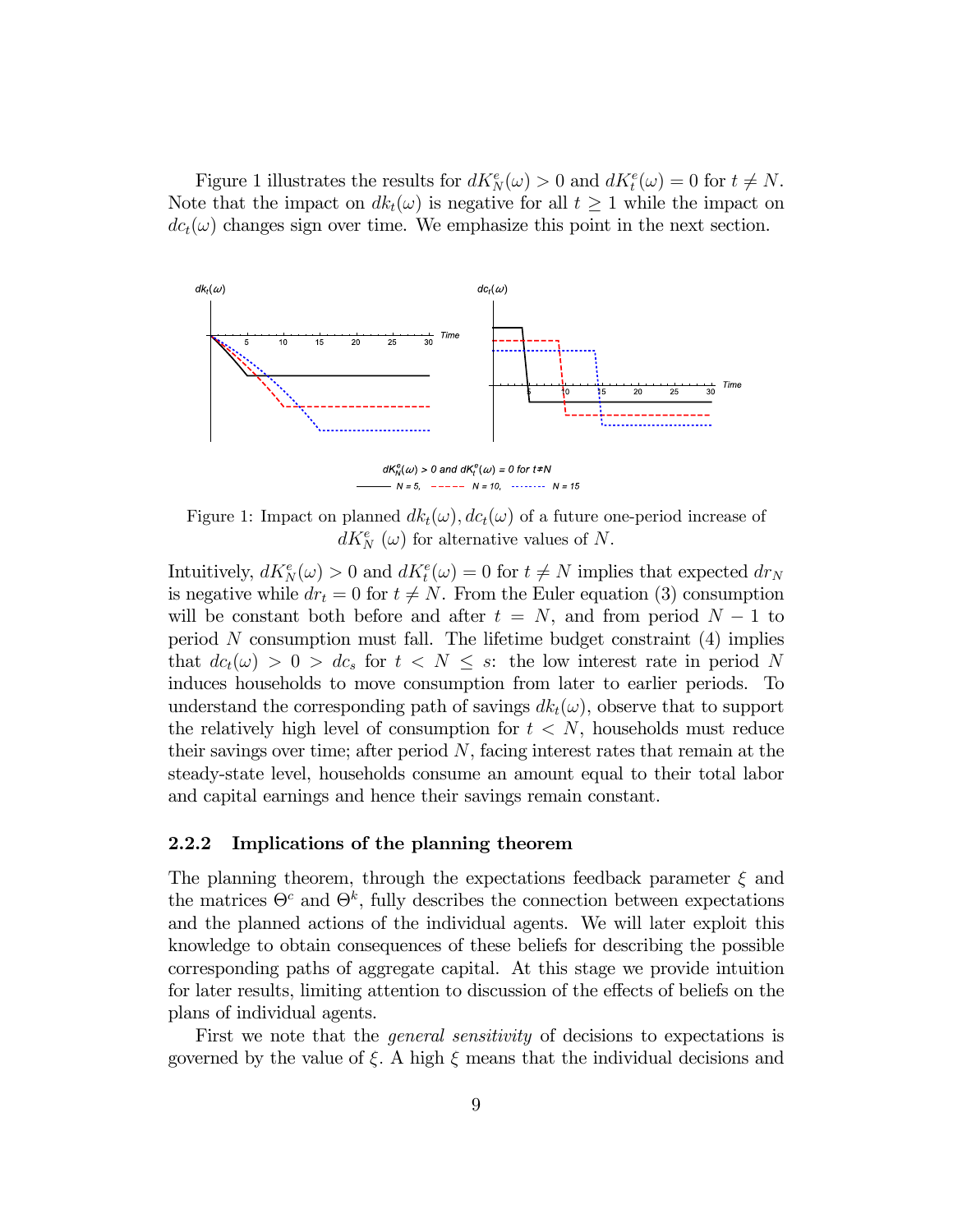Figure 1 illustrates the results for $dK^e_N(\omega) > 0$ and $dK^e_t(\omega) = 0$ for $t \neq N$. Note that the impact on $dk_t(\omega)$ is negative for all $t \geq 1$ while the impact on $dc_t(\omega)$ changes sign over time. We emphasize this point in the next section.

Figure 1: Impact on planned $dk_t(\omega), dc_t(\omega)$ of a future one-period increase of $dK^e_N(\omega)$ for alternative values of $N$.

Intuitively, $dK^e_N(\omega) > 0$ and $dK^e_t(\omega) = 0$ for $t \neq N$ implies that expected $dr_N$ is negative while $dr_t = 0$ for $t \neq N$. From the Euler equation (3) consumption will be constant both before and after $t = N$, and from period $N-1$ to period $N$ consumption must fall. The lifetime budget constraint (4) implies that $dc_t(\omega) > 0 > dc_s$ for $t < N \leq s$: the low interest rate in period $N$ induces households to move consumption from later to earlier periods. To understand the corresponding path of savings $dk_t(\omega)$, observe that to support the relatively high level of consumption for $t < N$, households must reduce their savings over time; after period $N$, facing interest rates that remain at the steady-state level, households consume an amount equal to their total labor and capital earnings and hence their savings remain constant.

### 2.2.2 Implications of the planning theorem

The planning theorem, through the expectations feedback parameter $\xi$ and the matrices $\Theta^c$ and $\Theta^k$, fully describes the connection between expectations and the planned actions of the individual agents. We will later exploit this knowledge to obtain consequences of these beliefs for describing the possible corresponding paths of aggregate capital. At this stage we provide intuition for later results, limiting attention to discussion of the effects of beliefs on the plans of individual agents.

First we note that the *general sensitivity* of decisions to expectations is governed by the value of $\xi$. A high $\xi$ means that the individual decisions and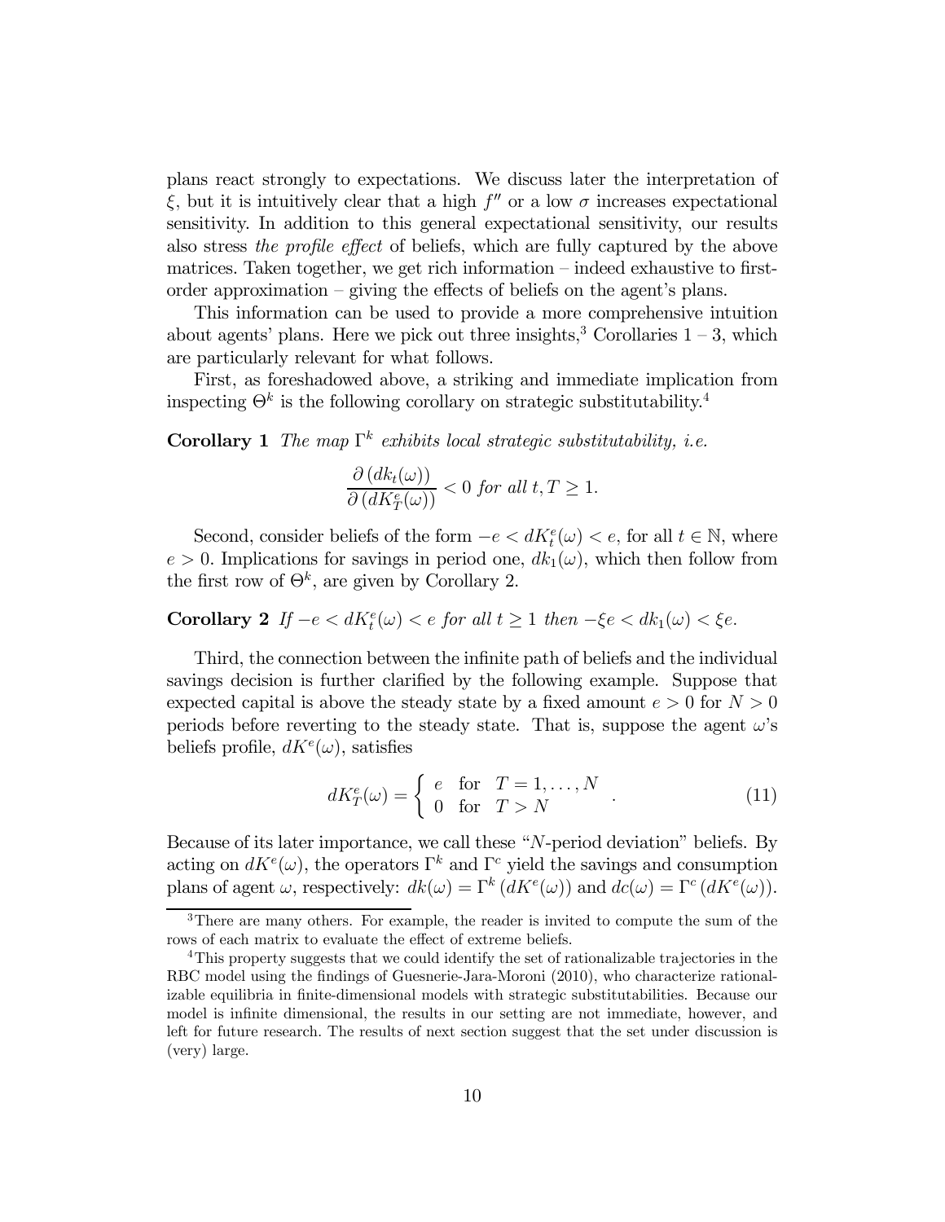plans react strongly to expectations. We discuss later the interpretation of $\xi$, but it is intuitively clear that a high $f''$ or a low $\sigma$ increases expectational sensitivity. In addition to this general expectational sensitivity, our results also stress *the profile effect* of beliefs, which are fully captured by the above matrices. Taken together, we get rich information – indeed exhaustive to first-order approximation – giving the effects of beliefs on the agent's plans.

This information can be used to provide a more comprehensive intuition about agents' plans. Here we pick out three insights,[3] Corollaries 1 – 3, which are particularly relevant for what follows.

First, as foreshadowed above, a striking and immediate implication from inspecting $\Theta^k$ is the following corollary on strategic substitutability.[4]

**Corollary 1** *The map $\Gamma^k$ exhibits local strategic substitutability, i.e.*

$$\frac{\partial \left(dk_t(\omega)\right)}{\partial \left(dK_T^e(\omega)\right)} < 0 \text{ for all } t, T \geq 1.$$

Second, consider beliefs of the form $-e < dK_t^e(\omega) < e$, for all $t \in \mathbb{N}$, where $e > 0$. Implications for savings in period one, $dk_1(\omega)$, which then follow from the first row of $\Theta^k$, are given by Corollary 2.

**Corollary 2** *If $-e < dK_t^e(\omega) < e$ for all $t \geq 1$ then $-\xi e < dk_1(\omega) < \xi e$.*

Third, the connection between the infinite path of beliefs and the individual savings decision is further clarified by the following example. Suppose that expected capital is above the steady state by a fixed amount $e > 0$ for $N > 0$ periods before reverting to the steady state. That is, suppose the agent $\omega$'s beliefs profile, $dK^e(\omega)$, satisfies

$$dK_T^e(\omega) = \begin{cases} e & \text{for} \quad T = 1, \ldots, N \\ 0 & \text{for} \quad T > N \end{cases}. \tag{11}$$

Because of its later importance, we call these "$N$-period deviation" beliefs. By acting on $dK^e(\omega)$, the operators $\Gamma^k$ and $\Gamma^c$ yield the savings and consumption plans of agent $\omega$, respectively: $dk(\omega) = \Gamma^k\left(dK^e(\omega)\right)$ and $dc(\omega) = \Gamma^c\left(dK^e(\omega)\right)$.

---

[3] There are many others. For example, the reader is invited to compute the sum of the rows of each matrix to evaluate the effect of extreme beliefs.

[4] This property suggests that we could identify the set of rationalizable trajectories in the RBC model using the findings of Guesnerie-Jara-Moroni (2010), who characterize rationalizable equilibria in finite-dimensional models with strategic substitutabilities. Because our model is infinite dimensional, the results in our setting are not immediate, however, and left for future research. The results of next section suggest that the set under discussion is (very) large.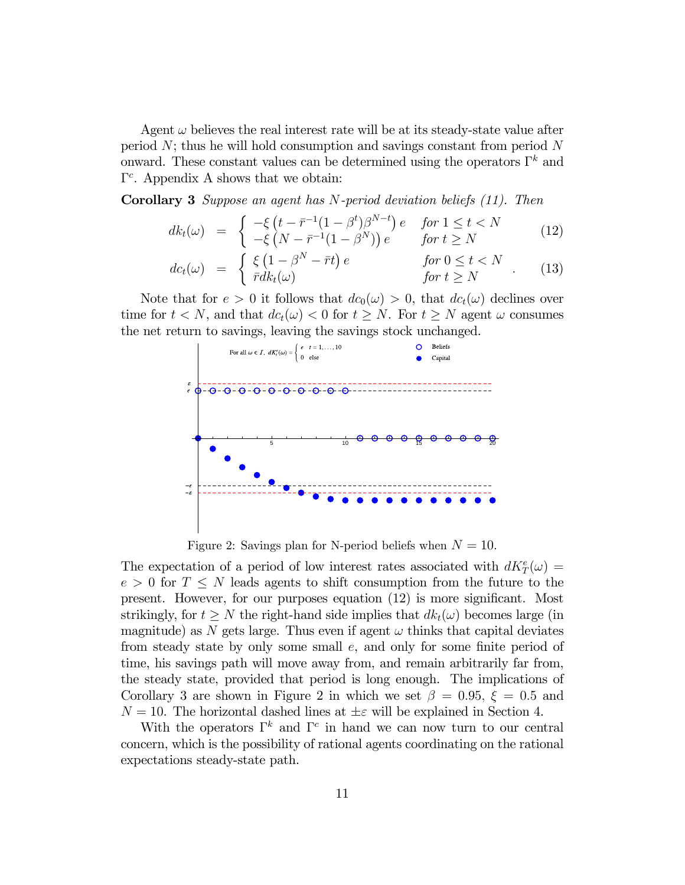Agent $\omega$ believes the real interest rate will be at its steady-state value after period $N$; thus he will hold consumption and savings constant from period $N$ onward. These constant values can be determined using the operators $\Gamma^k$ and $\Gamma^c$. Appendix A shows that we obtain:

**Corollary 3** *Suppose an agent has N-period deviation beliefs (11). Then*

$$dk_t(\omega) = \begin{cases} -\xi\left(t - \bar{r}^{-1}(1-\beta^t)\beta^{N-t}\right)e & \text{for } 1 \le t < N \\ -\xi\left(N - \bar{r}^{-1}(1-\beta^N)\right)e & \text{for } t \ge N \end{cases} \tag{12}$$

$$dc_t(\omega) = \begin{cases} \xi\left(1 - \beta^N - \bar{r}t\right)e & \text{for } 0 \le t < N \\ \bar{r}dk_t(\omega) & \text{for } t \ge N \end{cases}. \tag{13}$$

Note that for $e > 0$ it follows that $dc_0(\omega) > 0$, that $dc_t(\omega)$ declines over time for $t < N$, and that $dc_t(\omega) < 0$ for $t \ge N$. For $t \ge N$ agent $\omega$ consumes the net return to savings, leaving the savings stock unchanged.

Figure 2: Savings plan for N-period beliefs when $N = 10$.

The expectation of a period of low interest rates associated with $dK^e_T(\omega) = e > 0$ for $T \le N$ leads agents to shift consumption from the future to the present. However, for our purposes equation (12) is more significant. Most strikingly, for $t \ge N$ the right-hand side implies that $dk_t(\omega)$ becomes large (in magnitude) as $N$ gets large. Thus even if agent $\omega$ thinks that capital deviates from steady state by only some small $e$, and only for some finite period of time, his savings path will move away from, and remain arbitrarily far from, the steady state, provided that period is long enough. The implications of Corollary 3 are shown in Figure 2 in which we set $\beta = 0.95$, $\xi = 0.5$ and $N = 10$. The horizontal dashed lines at $\pm\varepsilon$ will be explained in Section 4.

With the operators $\Gamma^k$ and $\Gamma^c$ in hand we can now turn to our central concern, which is the possibility of rational agents coordinating on the rational expectations steady-state path.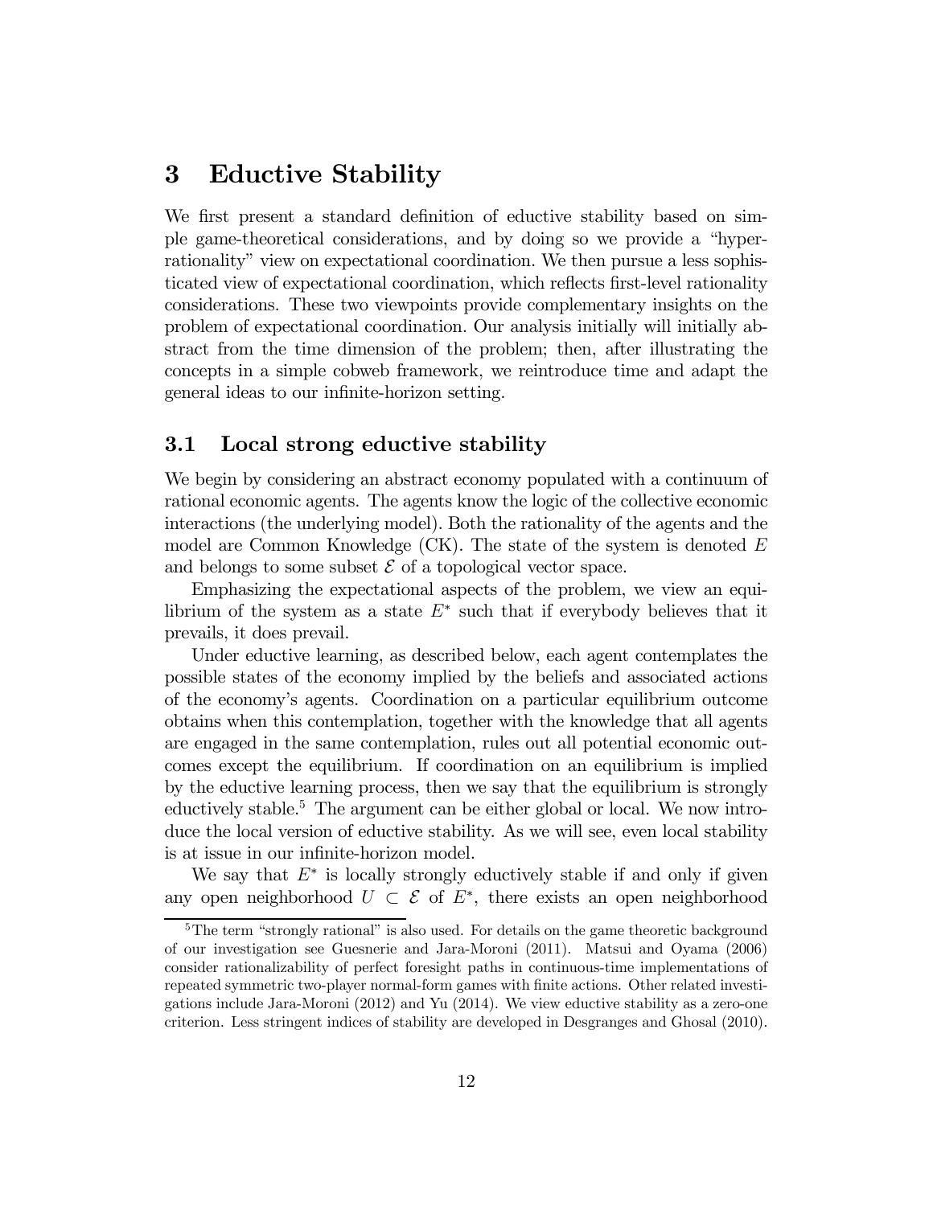# 3 Eductive Stability

We first present a standard definition of eductive stability based on simple game-theoretical considerations, and by doing so we provide a "hyper-rationality" view on expectational coordination. We then pursue a less sophisticated view of expectational coordination, which reflects first-level rationality considerations. These two viewpoints provide complementary insights on the problem of expectational coordination. Our analysis initially will initially abstract from the time dimension of the problem; then, after illustrating the concepts in a simple cobweb framework, we reintroduce time and adapt the general ideas to our infinite-horizon setting.

## 3.1 Local strong eductive stability

We begin by considering an abstract economy populated with a continuum of rational economic agents. The agents know the logic of the collective economic interactions (the underlying model). Both the rationality of the agents and the model are Common Knowledge (CK). The state of the system is denoted $E$ and belongs to some subset $\mathcal{E}$ of a topological vector space.

Emphasizing the expectational aspects of the problem, we view an equilibrium of the system as a state $E^*$ such that if everybody believes that it prevails, it does prevail.

Under eductive learning, as described below, each agent contemplates the possible states of the economy implied by the beliefs and associated actions of the economy's agents. Coordination on a particular equilibrium outcome obtains when this contemplation, together with the knowledge that all agents are engaged in the same contemplation, rules out all potential economic outcomes except the equilibrium. If coordination on an equilibrium is implied by the eductive learning process, then we say that the equilibrium is strongly eductively stable.[5] The argument can be either global or local. We now introduce the local version of eductive stability. As we will see, even local stability is at issue in our infinite-horizon model.

We say that $E^*$ is locally strongly eductively stable if and only if given any open neighborhood $U \subset \mathcal{E}$ of $E^*$, there exists an open neighborhood

[5] The term "strongly rational" is also used. For details on the game theoretic background of our investigation see Guesnerie and Jara-Moroni (2011). Matsui and Oyama (2006) consider rationalizability of perfect foresight paths in continuous-time implementations of repeated symmetric two-player normal-form games with finite actions. Other related investigations include Jara-Moroni (2012) and Yu (2014). We view eductive stability as a zero-one criterion. Less stringent indices of stability are developed in Desgranges and Ghosal (2010).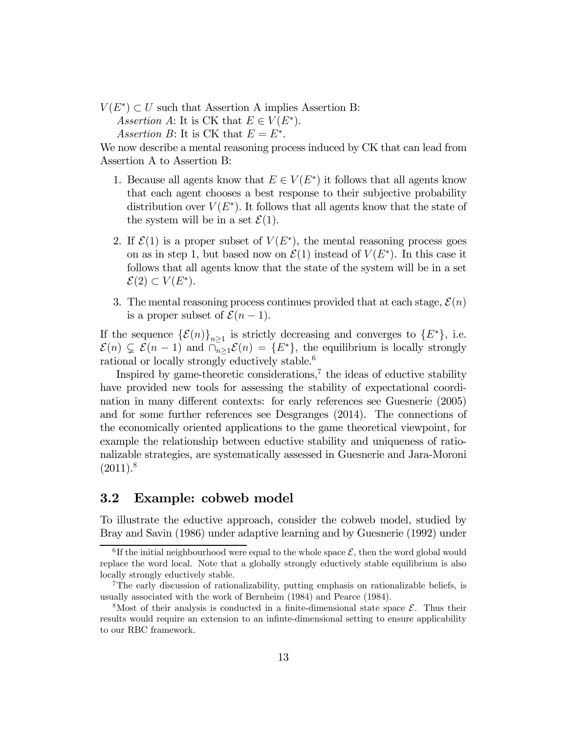$V(E^*) \subset U$ such that Assertion A implies Assertion B:

*Assertion A*: It is CK that $E \in V(E^*)$.

*Assertion B*: It is CK that $E = E^*$.

We now describe a mental reasoning process induced by CK that can lead from Assertion A to Assertion B:

1. Because all agents know that $E \in V(E^*)$ it follows that all agents know that each agent chooses a best response to their subjective probability distribution over $V(E^*)$. It follows that all agents know that the state of the system will be in a set $\mathcal{E}(1)$.

2. If $\mathcal{E}(1)$ is a proper subset of $V(E^*)$, the mental reasoning process goes on as in step 1, but based now on $\mathcal{E}(1)$ instead of $V(E^*)$. In this case it follows that all agents know that the state of the system will be in a set $\mathcal{E}(2) \subset V(E^*)$.

3. The mental reasoning process continues provided that at each stage, $\mathcal{E}(n)$ is a proper subset of $\mathcal{E}(n-1)$.

If the sequence $\{\mathcal{E}(n)\}_{n\geq 1}$ is strictly decreasing and converges to $\{E^*\}$, i.e. $\mathcal{E}(n) \subsetneq \mathcal{E}(n-1)$ and $\cap_{n\geq 1}\mathcal{E}(n) = \{E^*\}$, the equilibrium is locally strongly rational or locally strongly eductively stable.[6]

Inspired by game-theoretic considerations,[7] the ideas of eductive stability have provided new tools for assessing the stability of expectational coordination in many different contexts: for early references see Guesnerie (2005) and for some further references see Desgranges (2014). The connections of the economically oriented applications to the game theoretical viewpoint, for example the relationship between eductive stability and uniqueness of rationalizable strategies, are systematically assessed in Guesnerie and Jara-Moroni (2011).[8]

## 3.2 Example: cobweb model

To illustrate the eductive approach, consider the cobweb model, studied by Bray and Savin (1986) under adaptive learning and by Guesnerie (1992) under

[6] If the initial neighbourhood were equal to the whole space $\mathcal{E}$, then the word global would replace the word local. Note that a globally strongly eductively stable equilibrium is also locally strongly eductively stable.

[7] The early discussion of rationalizability, putting emphasis on rationalizable beliefs, is usually associated with the work of Bernheim (1984) and Pearce (1984).

[8] Most of their analysis is conducted in a finite-dimensional state space $\mathcal{E}$. Thus their results would require an extension to an infinte-dimensional setting to ensure applicability to our RBC framework.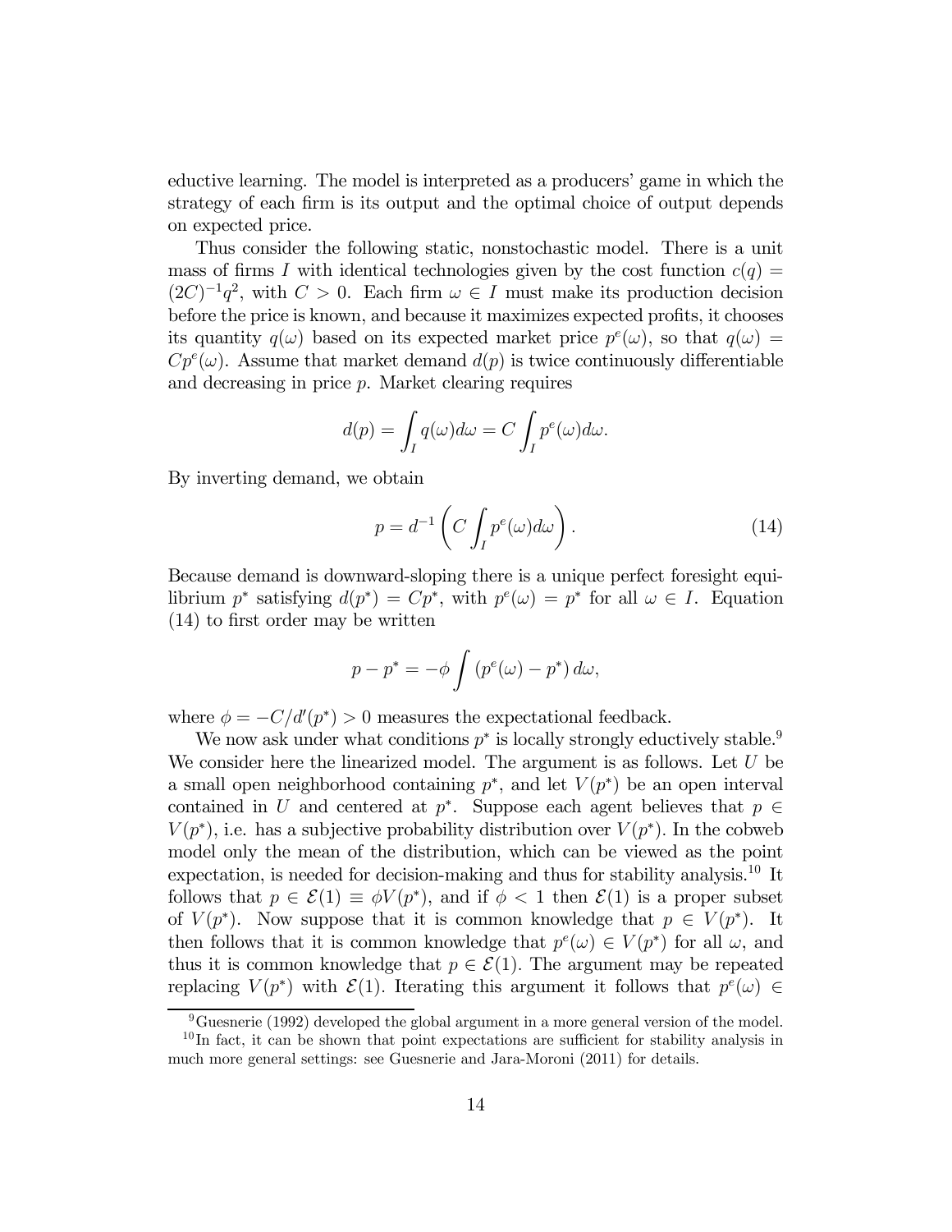eductive learning. The model is interpreted as a producers' game in which the strategy of each firm is its output and the optimal choice of output depends on expected price.

Thus consider the following static, nonstochastic model. There is a unit mass of firms $I$ with identical technologies given by the cost function $c(q) = (2C)^{-1}q^2$, with $C > 0$. Each firm $\omega \in I$ must make its production decision before the price is known, and because it maximizes expected profits, it chooses its quantity $q(\omega)$ based on its expected market price $p^e(\omega)$, so that $q(\omega) = Cp^e(\omega)$. Assume that market demand $d(p)$ is twice continuously differentiable and decreasing in price $p$. Market clearing requires

$$d(p) = \int_I q(\omega)d\omega = C \int_I p^e(\omega)d\omega.$$

By inverting demand, we obtain

$$p = d^{-1}\left(C \int_I p^e(\omega)d\omega\right). \tag{14}$$

Because demand is downward-sloping there is a unique perfect foresight equilibrium $p^*$ satisfying $d(p^*) = Cp^*$, with $p^e(\omega) = p^*$ for all $\omega \in I$. Equation (14) to first order may be written

$$p - p^* = -\phi \int \left(p^e(\omega) - p^*\right) d\omega,$$

where $\phi = -C/d'(p^*) > 0$ measures the expectational feedback.

We now ask under what conditions $p^*$ is locally strongly eductively stable.[9] We consider here the linearized model. The argument is as follows. Let $U$ be a small open neighborhood containing $p^*$, and let $V(p^*)$ be an open interval contained in $U$ and centered at $p^*$. Suppose each agent believes that $p \in V(p^*)$, i.e. has a subjective probability distribution over $V(p^*)$. In the cobweb model only the mean of the distribution, which can be viewed as the point expectation, is needed for decision-making and thus for stability analysis.[10] It follows that $p \in \mathcal{E}(1) \equiv \phi V(p^*)$, and if $\phi < 1$ then $\mathcal{E}(1)$ is a proper subset of $V(p^*)$. Now suppose that it is common knowledge that $p \in V(p^*)$. It then follows that it is common knowledge that $p^e(\omega) \in V(p^*)$ for all $\omega$, and thus it is common knowledge that $p \in \mathcal{E}(1)$. The argument may be repeated replacing $V(p^*)$ with $\mathcal{E}(1)$. Iterating this argument it follows that $p^e(\omega) \in$

[9] Guesnerie (1992) developed the global argument in a more general version of the model.

[10] In fact, it can be shown that point expectations are sufficient for stability analysis in much more general settings: see Guesnerie and Jara-Moroni (2011) for details.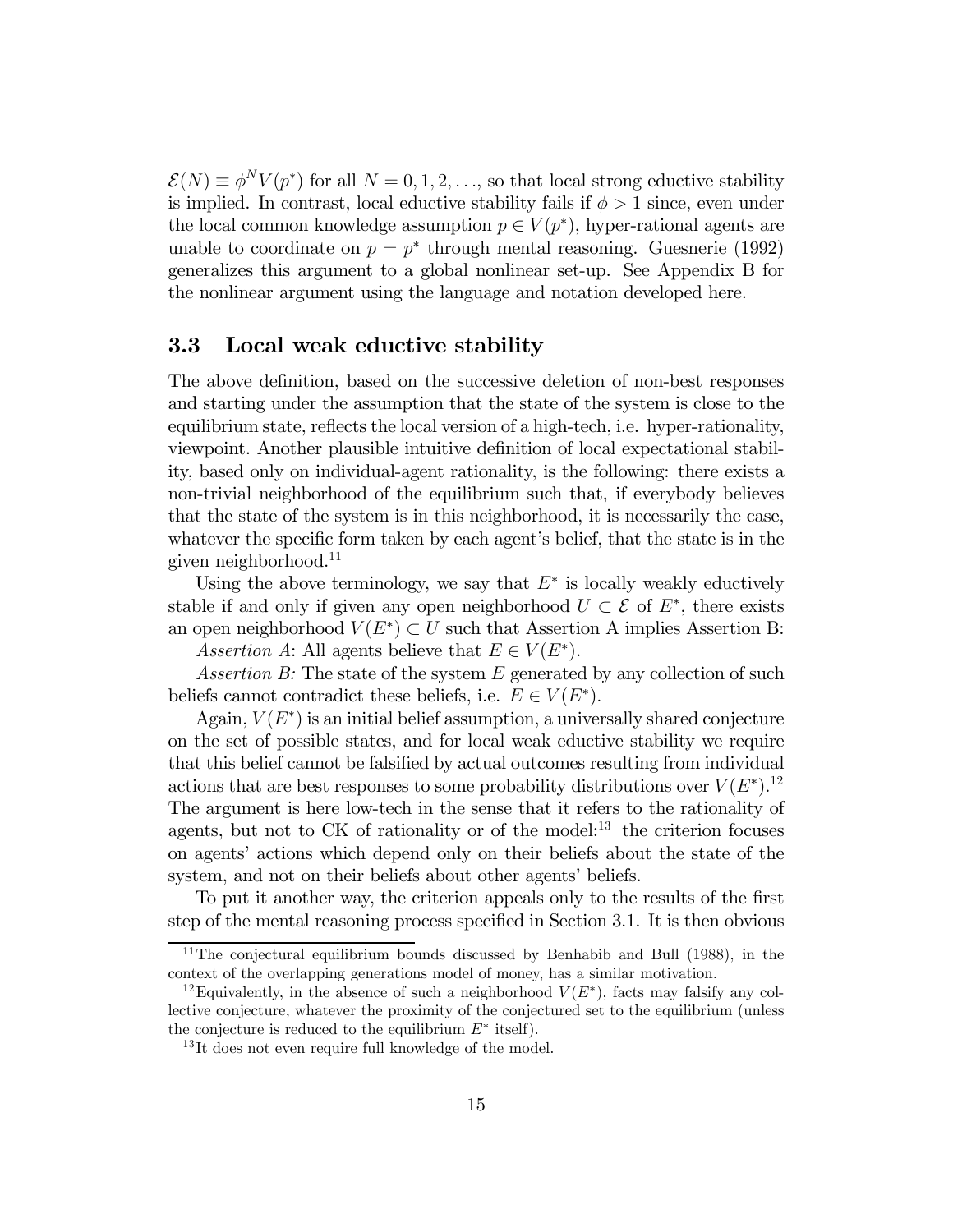$\mathcal{E}(N) \equiv \phi^N V(p^*)$ for all $N = 0, 1, 2, \ldots$, so that local strong eductive stability is implied. In contrast, local eductive stability fails if $\phi > 1$ since, even under the local common knowledge assumption $p \in V(p^*)$, hyper-rational agents are unable to coordinate on $p = p^*$ through mental reasoning. Guesnerie (1992) generalizes this argument to a global nonlinear set-up. See Appendix B for the nonlinear argument using the language and notation developed here.

### 3.3 Local weak eductive stability

The above definition, based on the successive deletion of non-best responses and starting under the assumption that the state of the system is close to the equilibrium state, reflects the local version of a high-tech, i.e. hyper-rationality, viewpoint. Another plausible intuitive definition of local expectational stability, based only on individual-agent rationality, is the following: there exists a non-trivial neighborhood of the equilibrium such that, if everybody believes that the state of the system is in this neighborhood, it is necessarily the case, whatever the specific form taken by each agent's belief, that the state is in the given neighborhood.[11]

Using the above terminology, we say that $E^*$ is locally weakly eductively stable if and only if given any open neighborhood $U \subset \mathcal{E}$ of $E^*$, there exists an open neighborhood $V(E^*) \subset U$ such that Assertion A implies Assertion B:

*Assertion A*: All agents believe that $E \in V(E^*)$.

*Assertion B:* The state of the system $E$ generated by any collection of such beliefs cannot contradict these beliefs, i.e. $E \in V(E^*)$.

Again, $V(E^*)$ is an initial belief assumption, a universally shared conjecture on the set of possible states, and for local weak eductive stability we require that this belief cannot be falsified by actual outcomes resulting from individual actions that are best responses to some probability distributions over $V(E^*)$.[12] The argument is here low-tech in the sense that it refers to the rationality of agents, but not to CK of rationality or of the model:[13] the criterion focuses on agents' actions which depend only on their beliefs about the state of the system, and not on their beliefs about other agents' beliefs.

To put it another way, the criterion appeals only to the results of the first step of the mental reasoning process specified in Section 3.1. It is then obvious

---

[11] The conjectural equilibrium bounds discussed by Benhabib and Bull (1988), in the context of the overlapping generations model of money, has a similar motivation.

[12] Equivalently, in the absence of such a neighborhood $V(E^*)$, facts may falsify any collective conjecture, whatever the proximity of the conjectured set to the equilibrium (unless the conjecture is reduced to the equilibrium $E^*$ itself).

[13] It does not even require full knowledge of the model.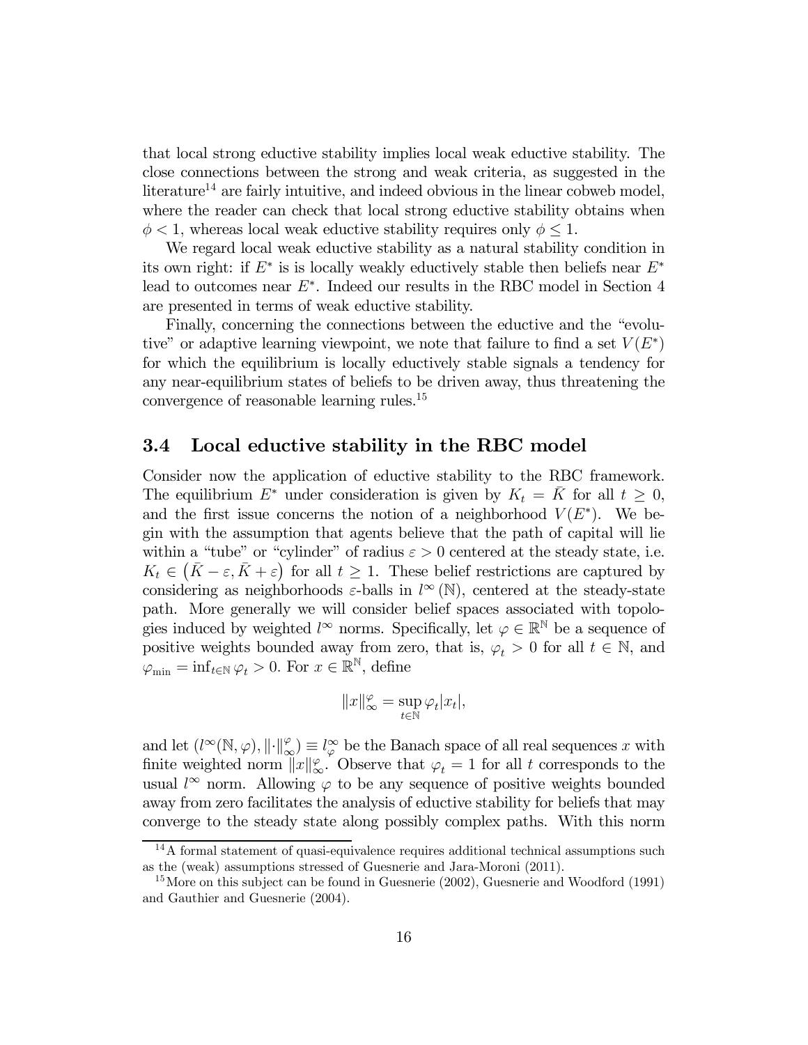that local strong eductive stability implies local weak eductive stability. The close connections between the strong and weak criteria, as suggested in the literature[14] are fairly intuitive, and indeed obvious in the linear cobweb model, where the reader can check that local strong eductive stability obtains when $\phi < 1$, whereas local weak eductive stability requires only $\phi \leq 1$.

We regard local weak eductive stability as a natural stability condition in its own right: if $E^*$ is is locally weakly eductively stable then beliefs near $E^*$ lead to outcomes near $E^*$. Indeed our results in the RBC model in Section 4 are presented in terms of weak eductive stability.

Finally, concerning the connections between the eductive and the "evolutive" or adaptive learning viewpoint, we note that failure to find a set $V(E^*)$ for which the equilibrium is locally eductively stable signals a tendency for any near-equilibrium states of beliefs to be driven away, thus threatening the convergence of reasonable learning rules.[15]

## 3.4 Local eductive stability in the RBC model

Consider now the application of eductive stability to the RBC framework. The equilibrium $E^*$ under consideration is given by $K_t = \bar{K}$ for all $t \geq 0$, and the first issue concerns the notion of a neighborhood $V(E^*)$. We begin with the assumption that agents believe that the path of capital will lie within a "tube" or "cylinder" of radius $\varepsilon > 0$ centered at the steady state, i.e. $K_t \in \left(\bar{K} - \varepsilon, \bar{K} + \varepsilon\right)$ for all $t \geq 1$. These belief restrictions are captured by considering as neighborhoods $\varepsilon$-balls in $l^{\infty}(\mathbb{N})$, centered at the steady-state path. More generally we will consider belief spaces associated with topologies induced by weighted $l^{\infty}$ norms. Specifically, let $\varphi \in \mathbb{R}^{\mathbb{N}}$ be a sequence of positive weights bounded away from zero, that is, $\varphi_t > 0$ for all $t \in \mathbb{N}$, and $\varphi_{\min} = \inf_{t \in \mathbb{N}} \varphi_t > 0$. For $x \in \mathbb{R}^{\mathbb{N}}$, define

$$\|x\|_{\infty}^{\varphi} = \sup_{t \in \mathbb{N}} \varphi_t |x_t|,$$

and let $(l^{\infty}(\mathbb{N}, \varphi), \|\cdot\|_{\infty}^{\varphi}) \equiv l_{\varphi}^{\infty}$ be the Banach space of all real sequences $x$ with finite weighted norm $\|x\|_{\infty}^{\varphi}$. Observe that $\varphi_t = 1$ for all $t$ corresponds to the usual $l^{\infty}$ norm. Allowing $\varphi$ to be any sequence of positive weights bounded away from zero facilitates the analysis of eductive stability for beliefs that may converge to the steady state along possibly complex paths. With this norm

[14] A formal statement of quasi-equivalence requires additional technical assumptions such as the (weak) assumptions stressed of Guesnerie and Jara-Moroni (2011).

[15] More on this subject can be found in Guesnerie (2002), Guesnerie and Woodford (1991) and Gauthier and Guesnerie (2004).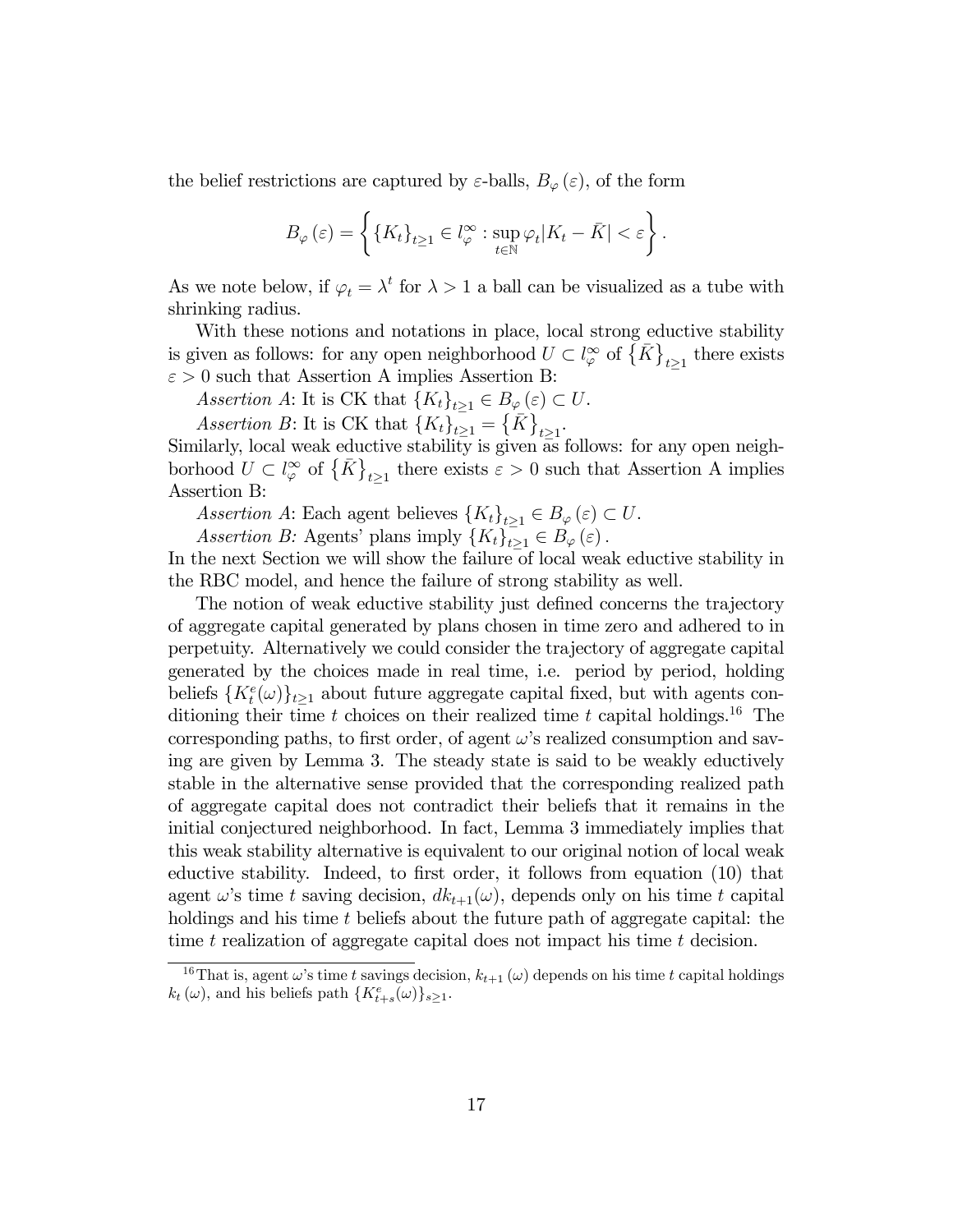the belief restrictions are captured by $\varepsilon$-balls, $B_{\varphi}(\varepsilon)$, of the form

$$B_{\varphi}(\varepsilon) = \left\{ \{K_t\}_{t\geq 1} \in l_{\varphi}^{\infty} : \sup_{t\in\mathbb{N}} \varphi_t |K_t - \bar{K}| < \varepsilon \right\}.$$

As we note below, if $\varphi_t = \lambda^t$ for $\lambda > 1$ a ball can be visualized as a tube with shrinking radius.

With these notions and notations in place, local strong eductive stability is given as follows: for any open neighborhood $U \subset l_{\varphi}^{\infty}$ of $\{\bar{K}\}_{t\geq 1}$ there exists $\varepsilon > 0$ such that Assertion A implies Assertion B:

*Assertion A*: It is CK that $\{K_t\}_{t\geq 1} \in B_{\varphi}(\varepsilon) \subset U$.

*Assertion B*: It is CK that $\{K_t\}_{t\geq 1} = \{\bar{K}\}_{t\geq 1}$.

Similarly, local weak eductive stability is given as follows: for any open neighborhood $U \subset l_{\varphi}^{\infty}$ of $\{\bar{K}\}_{t\geq 1}$ there exists $\varepsilon > 0$ such that Assertion A implies Assertion B:

*Assertion A*: Each agent believes $\{K_t\}_{t\geq 1} \in B_{\varphi}(\varepsilon) \subset U$.

*Assertion B:* Agents' plans imply $\{K_t\}_{t\geq 1} \in B_{\varphi}(\varepsilon)$.

In the next Section we will show the failure of local weak eductive stability in the RBC model, and hence the failure of strong stability as well.

The notion of weak eductive stability just defined concerns the trajectory of aggregate capital generated by plans chosen in time zero and adhered to in perpetuity. Alternatively we could consider the trajectory of aggregate capital generated by the choices made in real time, i.e. period by period, holding beliefs $\{K_t^e(\omega)\}_{t\geq 1}$ about future aggregate capital fixed, but with agents conditioning their time $t$ choices on their realized time $t$ capital holdings.[16] The corresponding paths, to first order, of agent $\omega$'s realized consumption and saving are given by Lemma 3. The steady state is said to be weakly eductively stable in the alternative sense provided that the corresponding realized path of aggregate capital does not contradict their beliefs that it remains in the initial conjectured neighborhood. In fact, Lemma 3 immediately implies that this weak stability alternative is equivalent to our original notion of local weak eductive stability. Indeed, to first order, it follows from equation (10) that agent $\omega$'s time $t$ saving decision, $dk_{t+1}(\omega)$, depends only on his time $t$ capital holdings and his time $t$ beliefs about the future path of aggregate capital: the time $t$ realization of aggregate capital does not impact his time $t$ decision.

[16] That is, agent $\omega$'s time $t$ savings decision, $k_{t+1}(\omega)$ depends on his time $t$ capital holdings $k_t(\omega)$, and his beliefs path $\{K_{t+s}^e(\omega)\}_{s\geq 1}$.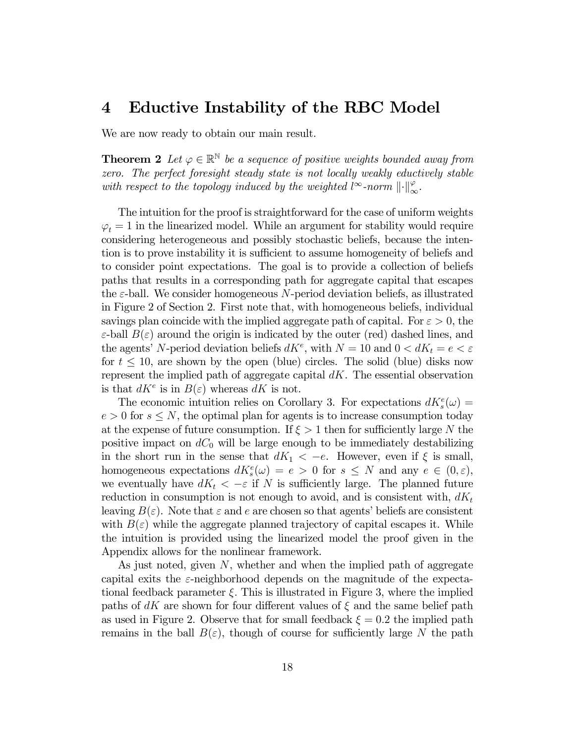# 4 Eductive Instability of the RBC Model

We are now ready to obtain our main result.

**Theorem 2** *Let $\varphi \in \mathbb{R}^{\mathbb{N}}$ be a sequence of positive weights bounded away from zero. The perfect foresight steady state is not locally weakly eductively stable with respect to the topology induced by the weighted $l^{\infty}$-norm $\|\cdot\|_{\infty}^{\varphi}$.*

The intuition for the proof is straightforward for the case of uniform weights $\varphi_t = 1$ in the linearized model. While an argument for stability would require considering heterogeneous and possibly stochastic beliefs, because the intention is to prove instability it is sufficient to assume homogeneity of beliefs and to consider point expectations. The goal is to provide a collection of beliefs paths that results in a corresponding path for aggregate capital that escapes the $\varepsilon$-ball. We consider homogeneous $N$-period deviation beliefs, as illustrated in Figure 2 of Section 2. First note that, with homogeneous beliefs, individual savings plan coincide with the implied aggregate path of capital. For $\varepsilon > 0$, the $\varepsilon$-ball $B(\varepsilon)$ around the origin is indicated by the outer (red) dashed lines, and the agents' $N$-period deviation beliefs $dK^e$, with $N = 10$ and $0 < dK_t = e < \varepsilon$ for $t \leq 10$, are shown by the open (blue) circles. The solid (blue) disks now represent the implied path of aggregate capital $dK$. The essential observation is that $dK^e$ is in $B(\varepsilon)$ whereas $dK$ is not.

The economic intuition relies on Corollary 3. For expectations $dK_s^e(\omega) = e > 0$ for $s \leq N$, the optimal plan for agents is to increase consumption today at the expense of future consumption. If $\xi > 1$ then for sufficiently large $N$ the positive impact on $dC_0$ will be large enough to be immediately destabilizing in the short run in the sense that $dK_1 < -e$. However, even if $\xi$ is small, homogeneous expectations $dK_s^e(\omega) = e > 0$ for $s \leq N$ and any $e \in (0, \varepsilon)$, we eventually have $dK_t < -\varepsilon$ if $N$ is sufficiently large. The planned future reduction in consumption is not enough to avoid, and is consistent with, $dK_t$ leaving $B(\varepsilon)$. Note that $\varepsilon$ and $e$ are chosen so that agents' beliefs are consistent with $B(\varepsilon)$ while the aggregate planned trajectory of capital escapes it. While the intuition is provided using the linearized model the proof given in the Appendix allows for the nonlinear framework.

As just noted, given $N$, whether and when the implied path of aggregate capital exits the $\varepsilon$-neighborhood depends on the magnitude of the expectational feedback parameter $\xi$. This is illustrated in Figure 3, where the implied paths of $dK$ are shown for four different values of $\xi$ and the same belief path as used in Figure 2. Observe that for small feedback $\xi = 0.2$ the implied path remains in the ball $B(\varepsilon)$, though of course for sufficiently large $N$ the path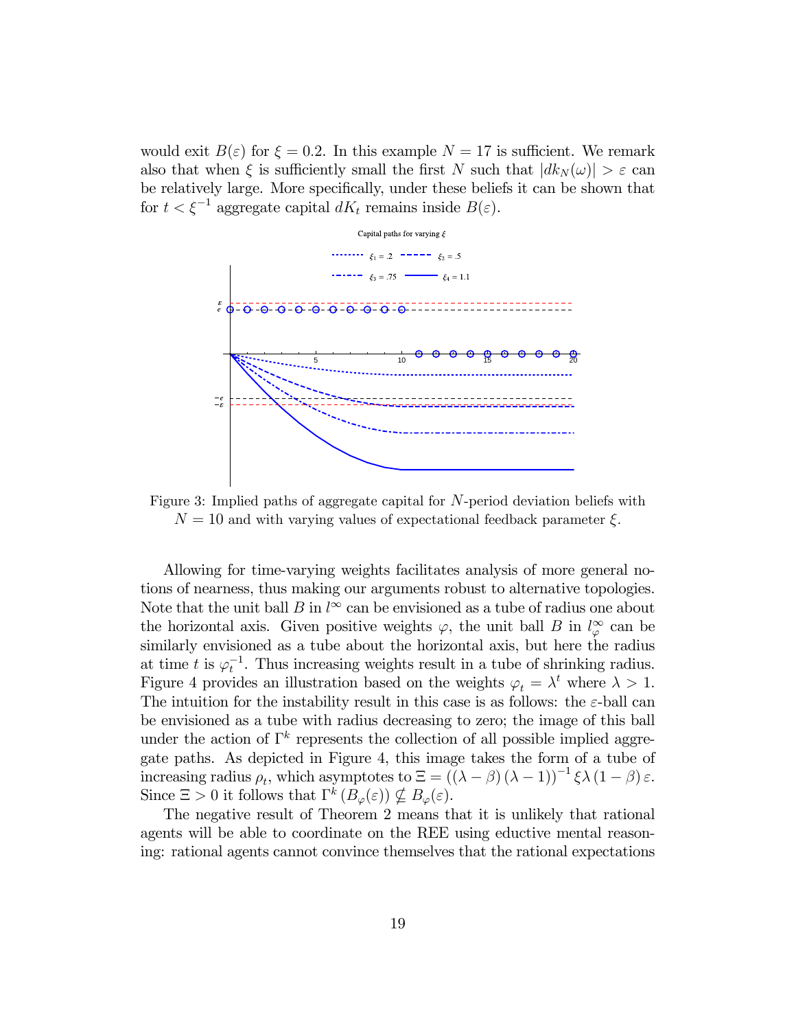would exit $B(\varepsilon)$ for $\xi = 0.2$. In this example $N = 17$ is sufficient. We remark also that when $\xi$ is sufficiently small the first $N$ such that $|dk_N(\omega)| > \varepsilon$ can be relatively large. More specifically, under these beliefs it can be shown that for $t < \xi^{-1}$ aggregate capital $dK_t$ remains inside $B(\varepsilon)$.

Figure 3: Implied paths of aggregate capital for $N$-period deviation beliefs with $N = 10$ and with varying values of expectational feedback parameter $\xi$.

Allowing for time-varying weights facilitates analysis of more general notions of nearness, thus making our arguments robust to alternative topologies. Note that the unit ball $B$ in $l^\infty$ can be envisioned as a tube of radius one about the horizontal axis. Given positive weights $\varphi$, the unit ball $B$ in $l^\infty_\varphi$ can be similarly envisioned as a tube about the horizontal axis, but here the radius at time $t$ is $\varphi_t^{-1}$. Thus increasing weights result in a tube of shrinking radius. Figure 4 provides an illustration based on the weights $\varphi_t = \lambda^t$ where $\lambda > 1$. The intuition for the instability result in this case is as follows: the $\varepsilon$-ball can be envisioned as a tube with radius decreasing to zero; the image of this ball under the action of $\Gamma^k$ represents the collection of all possible implied aggregate paths. As depicted in Figure 4, this image takes the form of a tube of increasing radius $\rho_t$, which asymptotes to $\Xi = ((\lambda - \beta)(\lambda - 1))^{-1} \xi \lambda (1 - \beta) \varepsilon$. Since $\Xi > 0$ it follows that $\Gamma^k(B_\varphi(\varepsilon)) \nsubseteq B_\varphi(\varepsilon)$.

The negative result of Theorem 2 means that it is unlikely that rational agents will be able to coordinate on the REE using eductive mental reasoning: rational agents cannot convince themselves that the rational expectations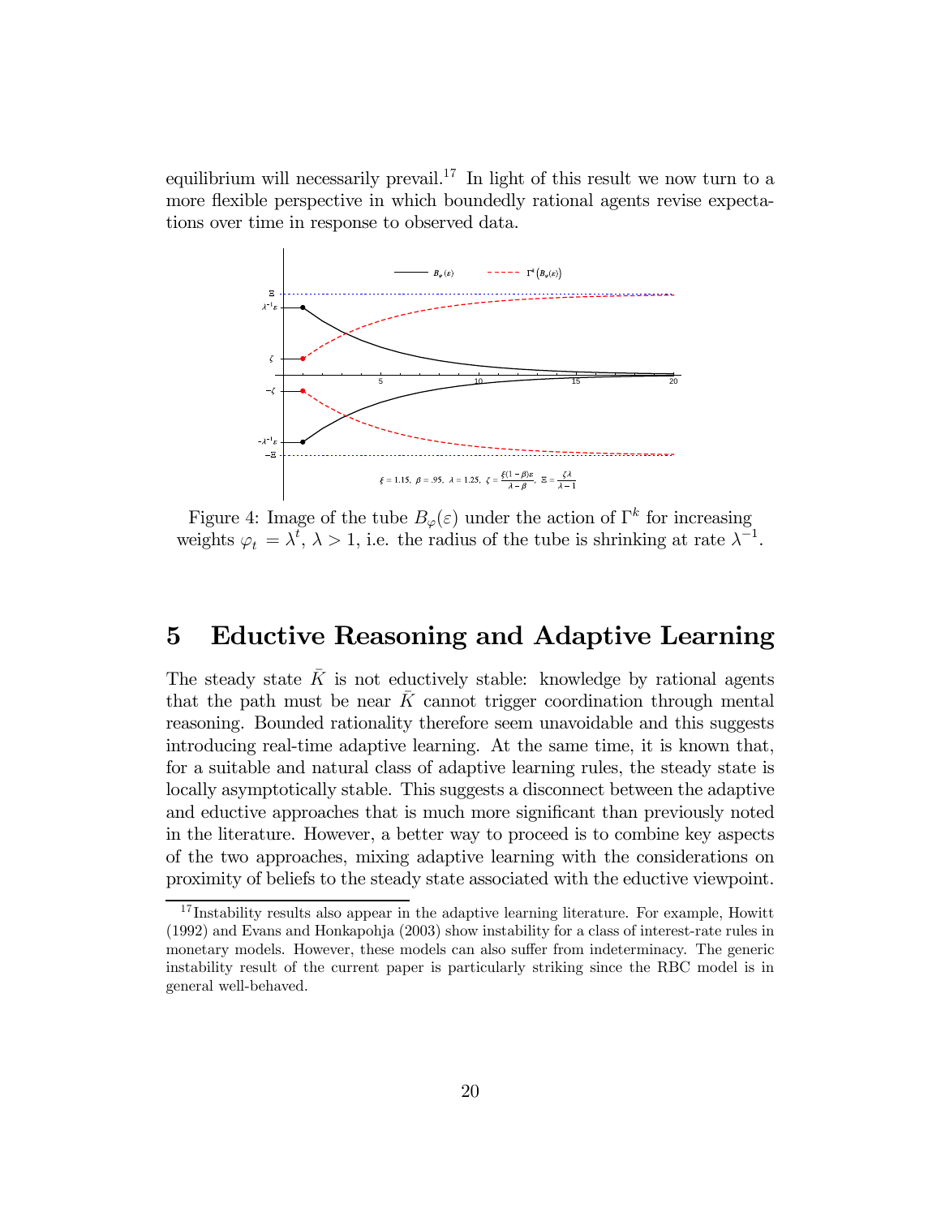equilibrium will necessarily prevail.[17] In light of this result we now turn to a more flexible perspective in which boundedly rational agents revise expectations over time in response to observed data.

Figure 4: Image of the tube $B_\varphi(\varepsilon)$ under the action of $\Gamma^k$ for increasing weights $\varphi_t = \lambda^t$, $\lambda > 1$, i.e. the radius of the tube is shrinking at rate $\lambda^{-1}$.

# 5 Eductive Reasoning and Adaptive Learning

The steady state $\bar{K}$ is not eductively stable: knowledge by rational agents that the path must be near $\bar{K}$ cannot trigger coordination through mental reasoning. Bounded rationality therefore seem unavoidable and this suggests introducing real-time adaptive learning. At the same time, it is known that, for a suitable and natural class of adaptive learning rules, the steady state is locally asymptotically stable. This suggests a disconnect between the adaptive and eductive approaches that is much more significant than previously noted in the literature. However, a better way to proceed is to combine key aspects of the two approaches, mixing adaptive learning with the considerations on proximity of beliefs to the steady state associated with the eductive viewpoint.

[17] Instability results also appear in the adaptive learning literature. For example, Howitt (1992) and Evans and Honkapohja (2003) show instability for a class of interest-rate rules in monetary models. However, these models can also suffer from indeterminacy. The generic instability result of the current paper is particularly striking since the RBC model is in general well-behaved.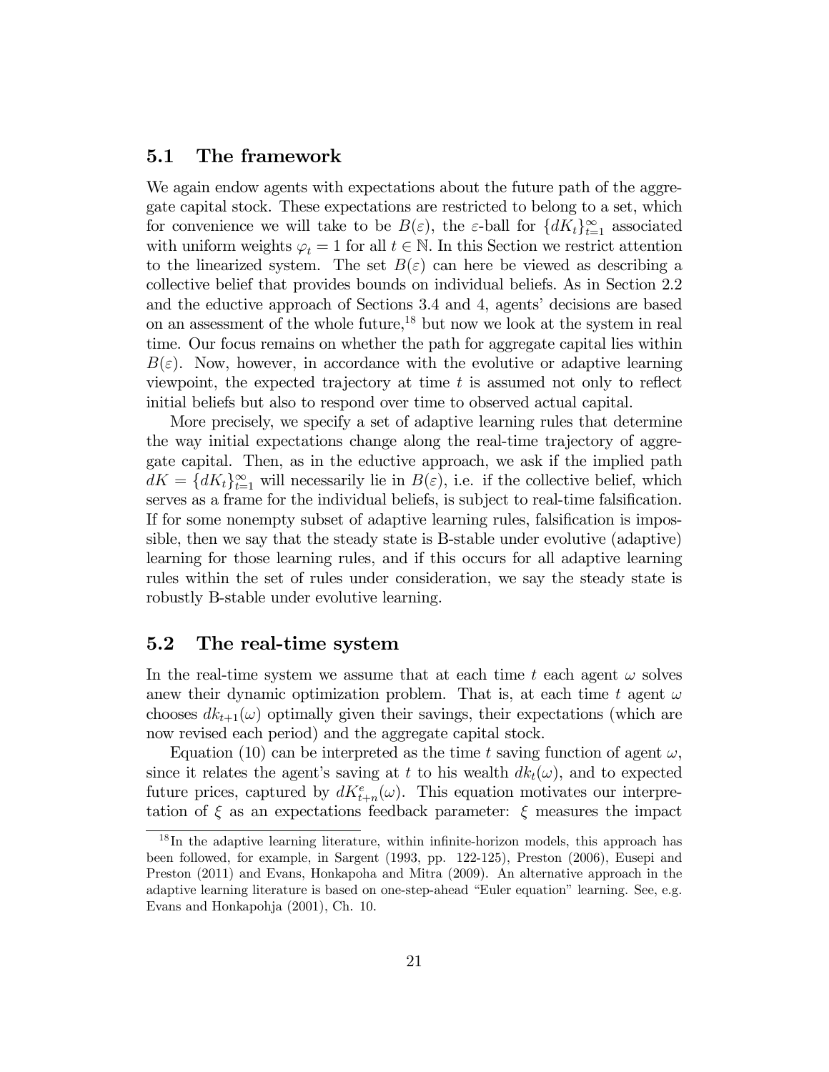## 5.1 The framework

We again endow agents with expectations about the future path of the aggregate capital stock. These expectations are restricted to belong to a set, which for convenience we will take to be $B(\varepsilon)$, the $\varepsilon$-ball for $\{dK_t\}_{t=1}^{\infty}$ associated with uniform weights $\varphi_t = 1$ for all $t \in \mathbb{N}$. In this Section we restrict attention to the linearized system. The set $B(\varepsilon)$ can here be viewed as describing a collective belief that provides bounds on individual beliefs. As in Section 2.2 and the eductive approach of Sections 3.4 and 4, agents' decisions are based on an assessment of the whole future,[18] but now we look at the system in real time. Our focus remains on whether the path for aggregate capital lies within $B(\varepsilon)$. Now, however, in accordance with the evolutive or adaptive learning viewpoint, the expected trajectory at time $t$ is assumed not only to reflect initial beliefs but also to respond over time to observed actual capital.

More precisely, we specify a set of adaptive learning rules that determine the way initial expectations change along the real-time trajectory of aggregate capital. Then, as in the eductive approach, we ask if the implied path $dK = \{dK_t\}_{t=1}^{\infty}$ will necessarily lie in $B(\varepsilon)$, i.e. if the collective belief, which serves as a frame for the individual beliefs, is subject to real-time falsification. If for some nonempty subset of adaptive learning rules, falsification is impossible, then we say that the steady state is B-stable under evolutive (adaptive) learning for those learning rules, and if this occurs for all adaptive learning rules within the set of rules under consideration, we say the steady state is robustly B-stable under evolutive learning.

## 5.2 The real-time system

In the real-time system we assume that at each time $t$ each agent $\omega$ solves anew their dynamic optimization problem. That is, at each time $t$ agent $\omega$ chooses $dk_{t+1}(\omega)$ optimally given their savings, their expectations (which are now revised each period) and the aggregate capital stock.

Equation (10) can be interpreted as the time $t$ saving function of agent $\omega$, since it relates the agent's saving at $t$ to his wealth $dk_t(\omega)$, and to expected future prices, captured by $dK^e_{t+n}(\omega)$. This equation motivates our interpretation of $\xi$ as an expectations feedback parameter: $\xi$ measures the impact

[18] In the adaptive learning literature, within infinite-horizon models, this approach has been followed, for example, in Sargent (1993, pp. 122-125), Preston (2006), Eusepi and Preston (2011) and Evans, Honkapoha and Mitra (2009). An alternative approach in the adaptive learning literature is based on one-step-ahead "Euler equation" learning. See, e.g. Evans and Honkapohja (2001), Ch. 10.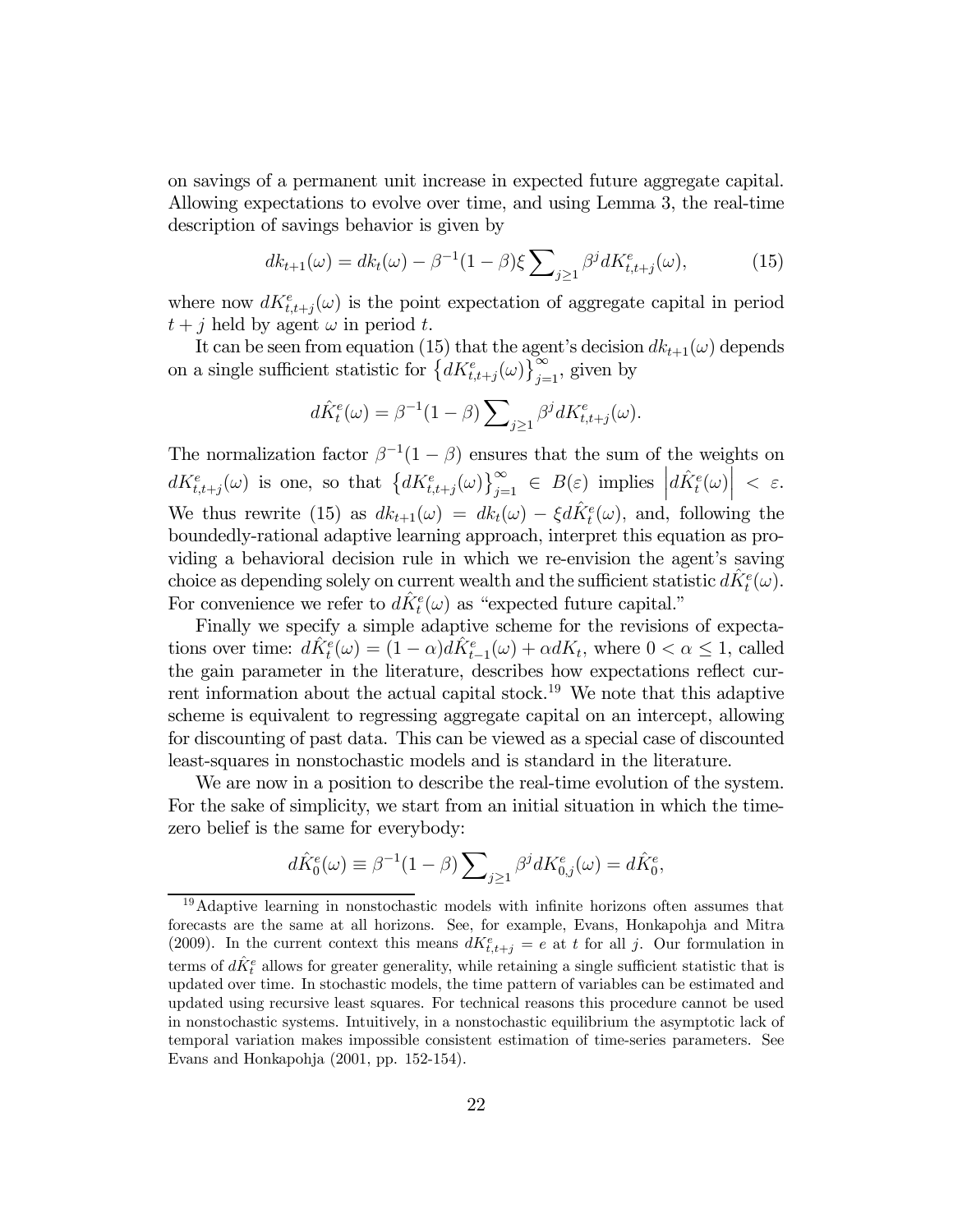on savings of a permanent unit increase in expected future aggregate capital. Allowing expectations to evolve over time, and using Lemma 3, the real-time description of savings behavior is given by

$$dk_{t+1}(\omega) = dk_t(\omega) - \beta^{-1}(1-\beta)\xi \sum\nolimits_{j\geq 1} \beta^j dK^e_{t,t+j}(\omega), \tag{15}$$

where now $dK^e_{t,t+j}(\omega)$ is the point expectation of aggregate capital in period $t+j$ held by agent $\omega$ in period $t$.

It can be seen from equation (15) that the agent's decision $dk_{t+1}(\omega)$ depends on a single sufficient statistic for $\left\{dK^e_{t,t+j}(\omega)\right\}_{j=1}^{\infty}$, given by

$$d\hat{K}^e_t(\omega) = \beta^{-1}(1-\beta)\sum\nolimits_{j\geq 1} \beta^j dK^e_{t,t+j}(\omega).$$

The normalization factor $\beta^{-1}(1-\beta)$ ensures that the sum of the weights on $dK^e_{t,t+j}(\omega)$ is one, so that $\left\{dK^e_{t,t+j}(\omega)\right\}_{j=1}^{\infty} \in B(\varepsilon)$ implies $\left|d\hat{K}^e_t(\omega)\right| < \varepsilon$. We thus rewrite (15) as $dk_{t+1}(\omega) = dk_t(\omega) - \xi d\hat{K}^e_t(\omega)$, and, following the boundedly-rational adaptive learning approach, interpret this equation as providing a behavioral decision rule in which we re-envision the agent's saving choice as depending solely on current wealth and the sufficient statistic $d\hat{K}^e_t(\omega)$. For convenience we refer to $d\hat{K}^e_t(\omega)$ as "expected future capital."

Finally we specify a simple adaptive scheme for the revisions of expectations over time: $d\hat{K}^e_t(\omega) = (1-\alpha)d\hat{K}^e_{t-1}(\omega) + \alpha dK_t$, where $0 < \alpha \leq 1$, called the gain parameter in the literature, describes how expectations reflect current information about the actual capital stock.[19] We note that this adaptive scheme is equivalent to regressing aggregate capital on an intercept, allowing for discounting of past data. This can be viewed as a special case of discounted least-squares in nonstochastic models and is standard in the literature.

We are now in a position to describe the real-time evolution of the system. For the sake of simplicity, we start from an initial situation in which the time-zero belief is the same for everybody:

$$d\hat{K}^e_0(\omega) \equiv \beta^{-1}(1-\beta)\sum\nolimits_{j\geq 1} \beta^j dK^e_{0,j}(\omega) = d\hat{K}^e_0,$$

[19] Adaptive learning in nonstochastic models with infinite horizons often assumes that forecasts are the same at all horizons. See, for example, Evans, Honkapohja and Mitra (2009). In the current context this means $dK^e_{t,t+j} = e$ at $t$ for all $j$. Our formulation in terms of $d\hat{K}^e_t$ allows for greater generality, while retaining a single sufficient statistic that is updated over time. In stochastic models, the time pattern of variables can be estimated and updated using recursive least squares. For technical reasons this procedure cannot be used in nonstochastic systems. Intuitively, in a nonstochastic equilibrium the asymptotic lack of temporal variation makes impossible consistent estimation of time-series parameters. See Evans and Honkapohja (2001, pp. 152-154).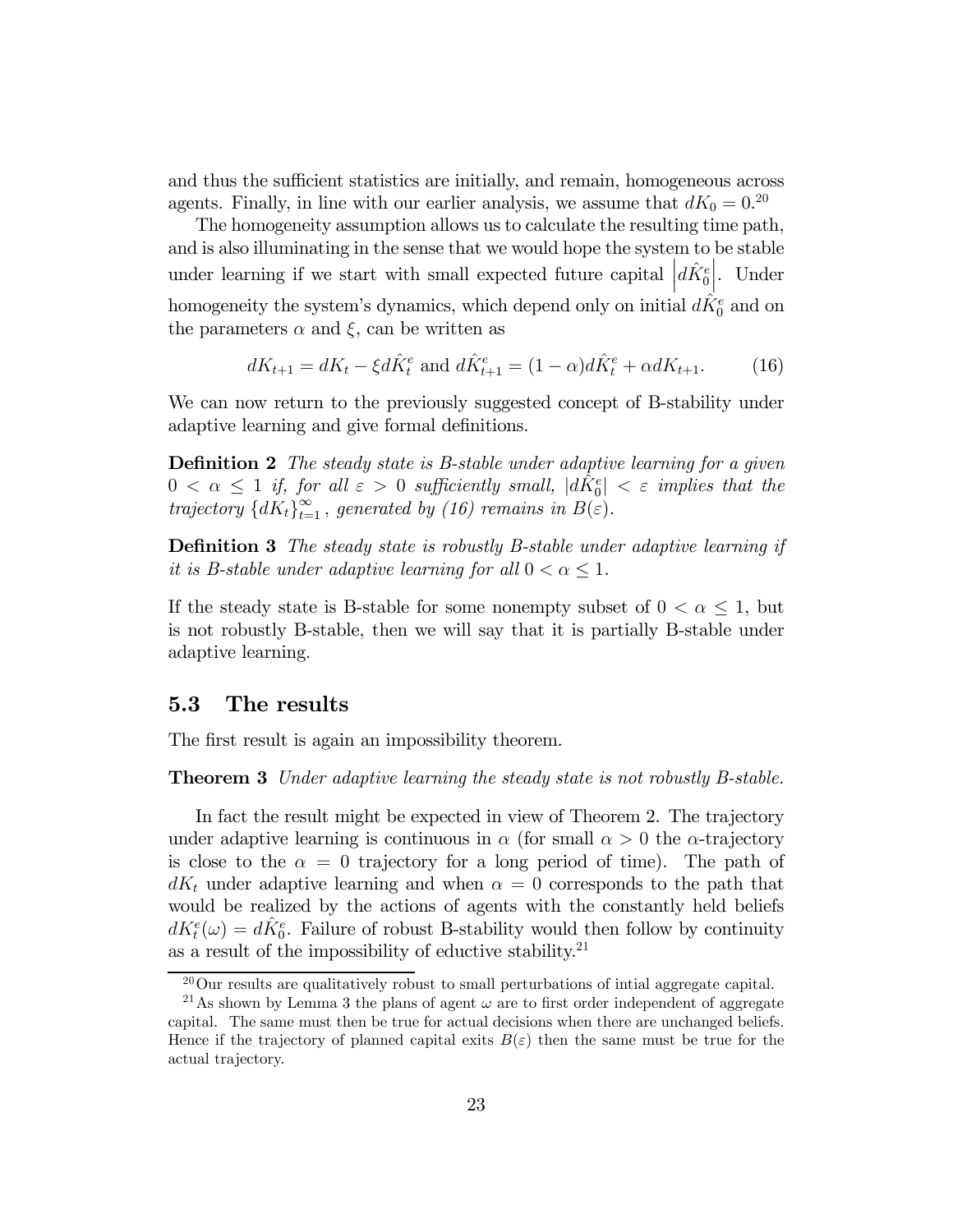and thus the sufficient statistics are initially, and remain, homogeneous across agents. Finally, in line with our earlier analysis, we assume that $dK_0 = 0$.[20]

The homogeneity assumption allows us to calculate the resulting time path, and is also illuminating in the sense that we would hope the system to be stable under learning if we start with small expected future capital $\left|d\hat{K}_0^e\right|$. Under homogeneity the system's dynamics, which depend only on initial $d\hat{K}_0^e$ and on the parameters $\alpha$ and $\xi$, can be written as

$$dK_{t+1} = dK_t - \xi d\hat{K}_t^e \text{ and } d\hat{K}_{t+1}^e = (1-\alpha)d\hat{K}_t^e + \alpha dK_{t+1}. \tag{16}$$

We can now return to the previously suggested concept of B-stability under adaptive learning and give formal definitions.

**Definition 2** *The steady state is B-stable under adaptive learning for a given $0 < \alpha \leq 1$ if, for all $\varepsilon > 0$ sufficiently small, $|d\hat{K}_0^e| < \varepsilon$ implies that the trajectory $\{dK_t\}_{t=1}^{\infty}$, generated by (16) remains in $B(\varepsilon)$.*

**Definition 3** *The steady state is robustly B-stable under adaptive learning if it is B-stable under adaptive learning for all $0 < \alpha \leq 1$.*

If the steady state is B-stable for some nonempty subset of $0 < \alpha \leq 1$, but is not robustly B-stable, then we will say that it is partially B-stable under adaptive learning.

## 5.3 The results

The first result is again an impossibility theorem.

**Theorem 3** *Under adaptive learning the steady state is not robustly B-stable.*

In fact the result might be expected in view of Theorem 2. The trajectory under adaptive learning is continuous in $\alpha$ (for small $\alpha > 0$ the $\alpha$-trajectory is close to the $\alpha = 0$ trajectory for a long period of time). The path of $dK_t$ under adaptive learning and when $\alpha = 0$ corresponds to the path that would be realized by the actions of agents with the constantly held beliefs $dK_t^e(\omega) = d\hat{K}_0^e$. Failure of robust B-stability would then follow by continuity as a result of the impossibility of eductive stability.[21]

[20] Our results are qualitatively robust to small perturbations of intial aggregate capital.

[21] As shown by Lemma 3 the plans of agent $\omega$ are to first order independent of aggregate capital. The same must then be true for actual decisions when there are unchanged beliefs. Hence if the trajectory of planned capital exits $B(\varepsilon)$ then the same must be true for the actual trajectory.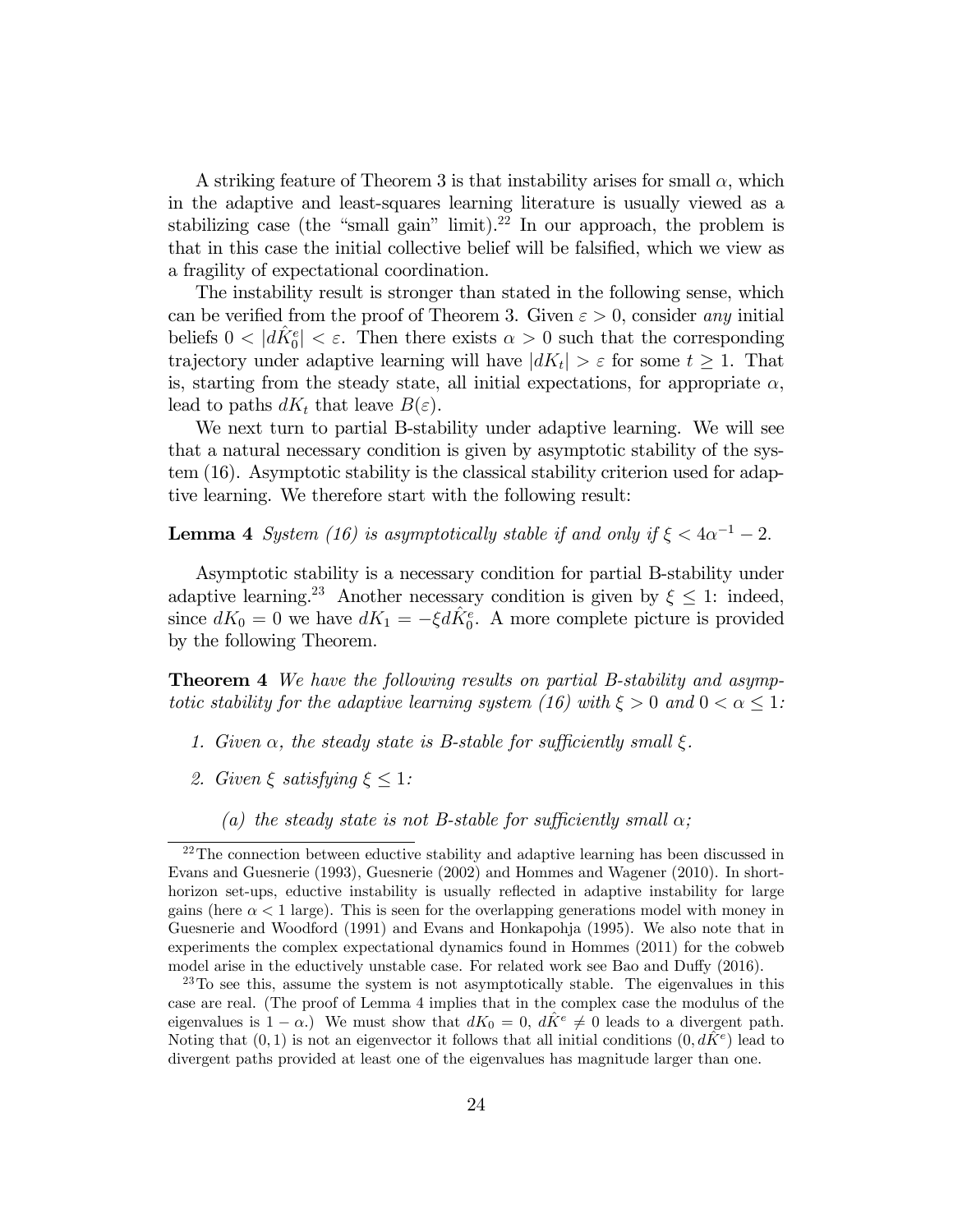A striking feature of Theorem 3 is that instability arises for small $\alpha$, which in the adaptive and least-squares learning literature is usually viewed as a stabilizing case (the "small gain" limit).[22] In our approach, the problem is that in this case the initial collective belief will be falsified, which we view as a fragility of expectational coordination.

The instability result is stronger than stated in the following sense, which can be verified from the proof of Theorem 3. Given $\varepsilon > 0$, consider *any* initial beliefs $0 < |d\hat{K}_0^e| < \varepsilon$. Then there exists $\alpha > 0$ such that the corresponding trajectory under adaptive learning will have $|dK_t| > \varepsilon$ for some $t \geq 1$. That is, starting from the steady state, all initial expectations, for appropriate $\alpha$, lead to paths $dK_t$ that leave $B(\varepsilon)$.

We next turn to partial B-stability under adaptive learning. We will see that a natural necessary condition is given by asymptotic stability of the system (16). Asymptotic stability is the classical stability criterion used for adaptive learning. We therefore start with the following result:

**Lemma 4** *System (16) is asymptotically stable if and only if $\xi < 4\alpha^{-1} - 2$.*

Asymptotic stability is a necessary condition for partial B-stability under adaptive learning.[23] Another necessary condition is given by $\xi \leq 1$: indeed, since $dK_0 = 0$ we have $dK_1 = -\xi d\hat{K}_0^e$. A more complete picture is provided by the following Theorem.

**Theorem 4** *We have the following results on partial B-stability and asymptotic stability for the adaptive learning system (16) with $\xi > 0$ and $0 < \alpha \leq 1$:*

1. *Given $\alpha$, the steady state is B-stable for sufficiently small $\xi$.*
2. *Given $\xi$ satisfying $\xi \leq 1$:*
   
   *(a) the steady state is not B-stable for sufficiently small $\alpha$;*

[22] The connection between eductive stability and adaptive learning has been discussed in Evans and Guesnerie (1993), Guesnerie (2002) and Hommes and Wagener (2010). In short-horizon set-ups, eductive instability is usually reflected in adaptive instability for large gains (here $\alpha < 1$ large). This is seen for the overlapping generations model with money in Guesnerie and Woodford (1991) and Evans and Honkapohja (1995). We also note that in experiments the complex expectational dynamics found in Hommes (2011) for the cobweb model arise in the eductively unstable case. For related work see Bao and Duffy (2016).

[23] To see this, assume the system is not asymptotically stable. The eigenvalues in this case are real. (The proof of Lemma 4 implies that in the complex case the modulus of the eigenvalues is $1 - \alpha$.) We must show that $dK_0 = 0$, $d\hat{K}^e \neq 0$ leads to a divergent path. Noting that $(0, 1)$ is not an eigenvector it follows that all initial conditions $(0, d\hat{K}^e)$ lead to divergent paths provided at least one of the eigenvalues has magnitude larger than one.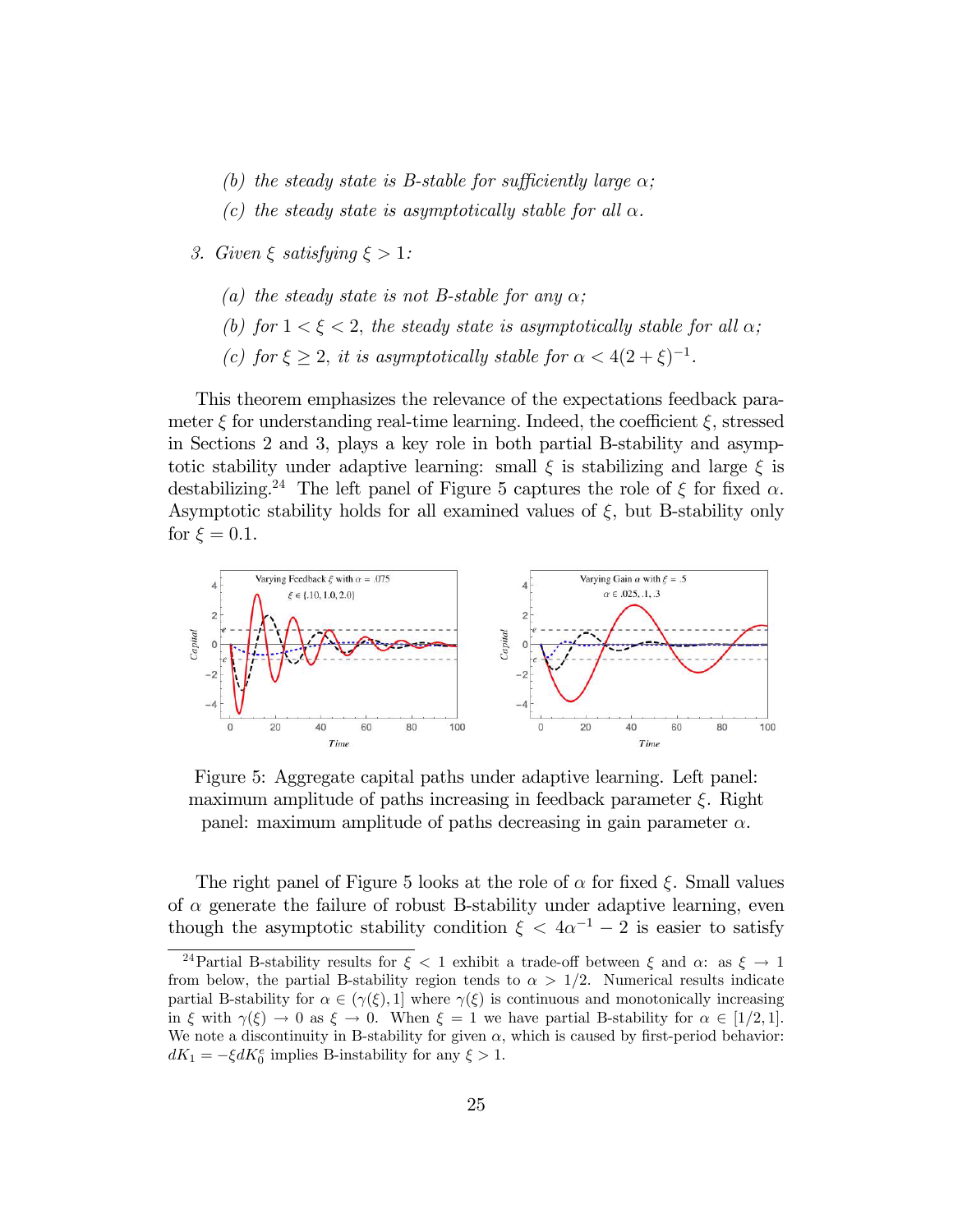(b) *the steady state is B-stable for sufficiently large* $\alpha$;

(c) *the steady state is asymptotically stable for all* $\alpha$.

3. *Given* $\xi$ *satisfying* $\xi > 1$:

   (a) *the steady state is not B-stable for any* $\alpha$;

   (b) *for* $1 < \xi < 2$, *the steady state is asymptotically stable for all* $\alpha$;

   (c) *for* $\xi \geq 2$, *it is asymptotically stable for* $\alpha < 4(2+\xi)^{-1}$.

This theorem emphasizes the relevance of the expectations feedback parameter $\xi$ for understanding real-time learning. Indeed, the coefficient $\xi$, stressed in Sections 2 and 3, plays a key role in both partial B-stability and asymptotic stability under adaptive learning: small $\xi$ is stabilizing and large $\xi$ is destabilizing.[24] The left panel of Figure 5 captures the role of $\xi$ for fixed $\alpha$. Asymptotic stability holds for all examined values of $\xi$, but B-stability only for $\xi = 0.1$.

Figure 5: Aggregate capital paths under adaptive learning. Left panel: maximum amplitude of paths increasing in feedback parameter $\xi$. Right panel: maximum amplitude of paths decreasing in gain parameter $\alpha$.

The right panel of Figure 5 looks at the role of $\alpha$ for fixed $\xi$. Small values of $\alpha$ generate the failure of robust B-stability under adaptive learning, even though the asymptotic stability condition $\xi < 4\alpha^{-1} - 2$ is easier to satisfy

[24] Partial B-stability results for $\xi < 1$ exhibit a trade-off between $\xi$ and $\alpha$: as $\xi \to 1$ from below, the partial B-stability region tends to $\alpha > 1/2$. Numerical results indicate partial B-stability for $\alpha \in (\gamma(\xi), 1]$ where $\gamma(\xi)$ is continuous and monotonically increasing in $\xi$ with $\gamma(\xi) \to 0$ as $\xi \to 0$. When $\xi = 1$ we have partial B-stability for $\alpha \in [1/2, 1]$. We note a discontinuity in B-stability for given $\alpha$, which is caused by first-period behavior: $dK_1 = -\xi dK_0^e$ implies B-instability for any $\xi > 1$.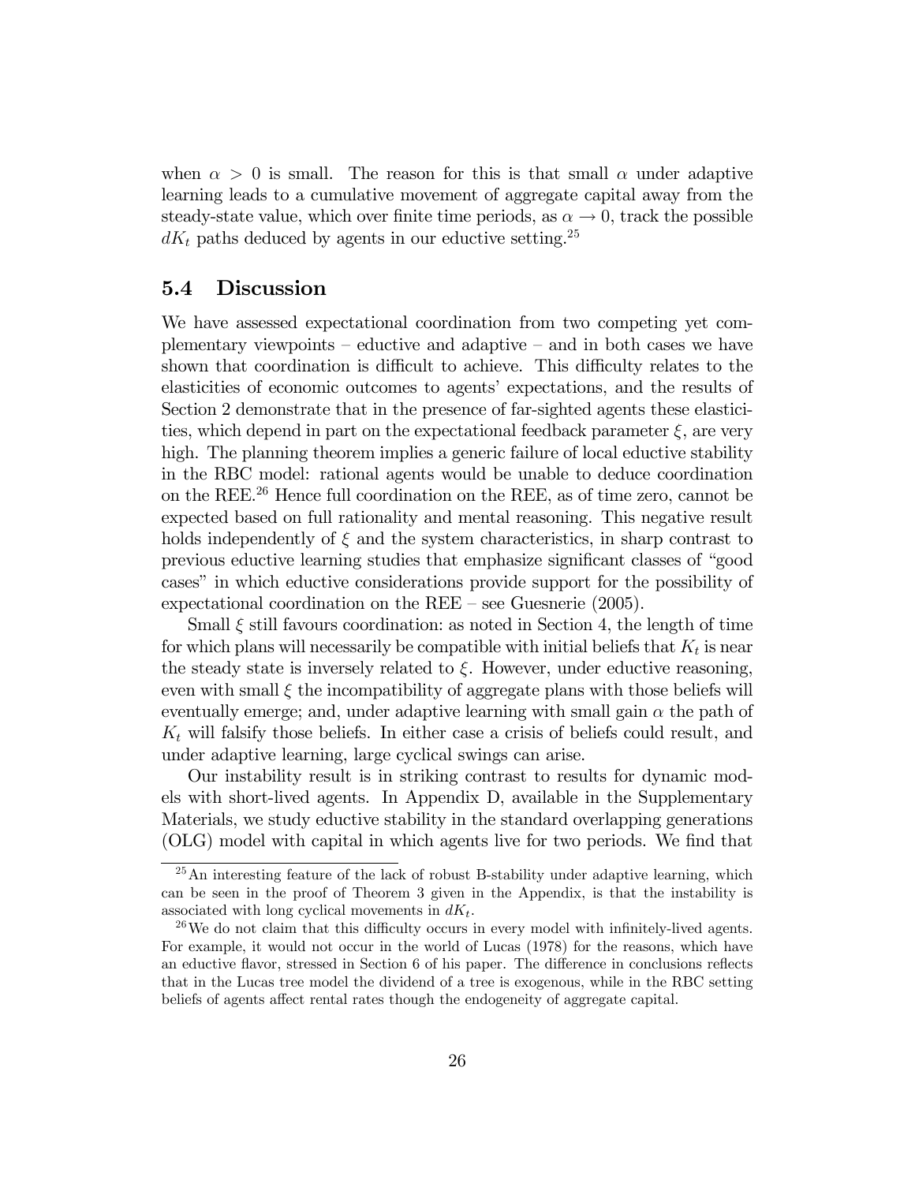when $\alpha > 0$ is small. The reason for this is that small $\alpha$ under adaptive learning leads to a cumulative movement of aggregate capital away from the steady-state value, which over finite time periods, as $\alpha \to 0$, track the possible $dK_t$ paths deduced by agents in our eductive setting.[25]

### 5.4 Discussion

We have assessed expectational coordination from two competing yet complementary viewpoints – eductive and adaptive – and in both cases we have shown that coordination is difficult to achieve. This difficulty relates to the elasticities of economic outcomes to agents' expectations, and the results of Section 2 demonstrate that in the presence of far-sighted agents these elasticities, which depend in part on the expectational feedback parameter $\xi$, are very high. The planning theorem implies a generic failure of local eductive stability in the RBC model: rational agents would be unable to deduce coordination on the REE.[26] Hence full coordination on the REE, as of time zero, cannot be expected based on full rationality and mental reasoning. This negative result holds independently of $\xi$ and the system characteristics, in sharp contrast to previous eductive learning studies that emphasize significant classes of "good cases" in which eductive considerations provide support for the possibility of expectational coordination on the REE – see Guesnerie (2005).

Small $\xi$ still favours coordination: as noted in Section 4, the length of time for which plans will necessarily be compatible with initial beliefs that $K_t$ is near the steady state is inversely related to $\xi$. However, under eductive reasoning, even with small $\xi$ the incompatibility of aggregate plans with those beliefs will eventually emerge; and, under adaptive learning with small gain $\alpha$ the path of $K_t$ will falsify those beliefs. In either case a crisis of beliefs could result, and under adaptive learning, large cyclical swings can arise.

Our instability result is in striking contrast to results for dynamic models with short-lived agents. In Appendix D, available in the Supplementary Materials, we study eductive stability in the standard overlapping generations (OLG) model with capital in which agents live for two periods. We find that

[25] An interesting feature of the lack of robust B-stability under adaptive learning, which can be seen in the proof of Theorem 3 given in the Appendix, is that the instability is associated with long cyclical movements in $dK_t$.

[26] We do not claim that this difficulty occurs in every model with infinitely-lived agents. For example, it would not occur in the world of Lucas (1978) for the reasons, which have an eductive flavor, stressed in Section 6 of his paper. The difference in conclusions reflects that in the Lucas tree model the dividend of a tree is exogenous, while in the RBC setting beliefs of agents affect rental rates though the endogeneity of aggregate capital.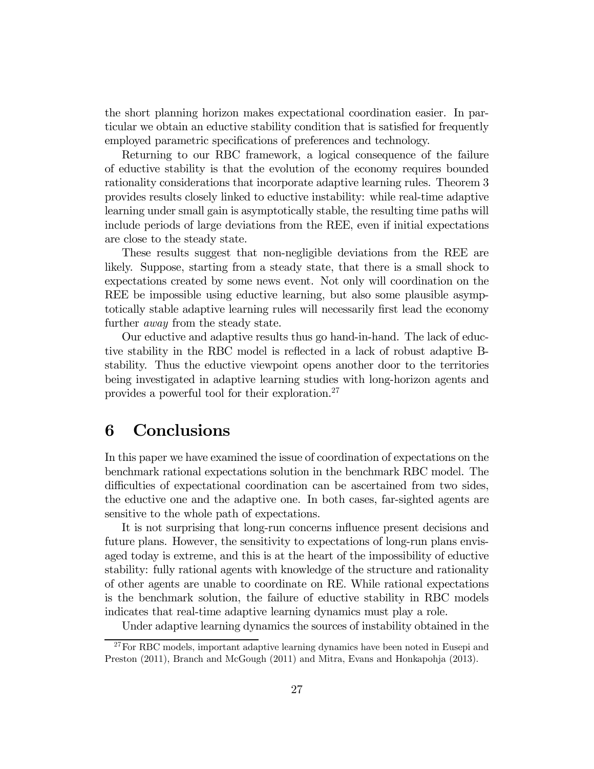the short planning horizon makes expectational coordination easier. In particular we obtain an eductive stability condition that is satisfied for frequently employed parametric specifications of preferences and technology.

Returning to our RBC framework, a logical consequence of the failure of eductive stability is that the evolution of the economy requires bounded rationality considerations that incorporate adaptive learning rules. Theorem 3 provides results closely linked to eductive instability: while real-time adaptive learning under small gain is asymptotically stable, the resulting time paths will include periods of large deviations from the REE, even if initial expectations are close to the steady state.

These results suggest that non-negligible deviations from the REE are likely. Suppose, starting from a steady state, that there is a small shock to expectations created by some news event. Not only will coordination on the REE be impossible using eductive learning, but also some plausible asymptotically stable adaptive learning rules will necessarily first lead the economy further *away* from the steady state.

Our eductive and adaptive results thus go hand-in-hand. The lack of eductive stability in the RBC model is reflected in a lack of robust adaptive B-stability. Thus the eductive viewpoint opens another door to the territories being investigated in adaptive learning studies with long-horizon agents and provides a powerful tool for their exploration.[27]

# 6 Conclusions

In this paper we have examined the issue of coordination of expectations on the benchmark rational expectations solution in the benchmark RBC model. The difficulties of expectational coordination can be ascertained from two sides, the eductive one and the adaptive one. In both cases, far-sighted agents are sensitive to the whole path of expectations.

It is not surprising that long-run concerns influence present decisions and future plans. However, the sensitivity to expectations of long-run plans envisaged today is extreme, and this is at the heart of the impossibility of eductive stability: fully rational agents with knowledge of the structure and rationality of other agents are unable to coordinate on RE. While rational expectations is the benchmark solution, the failure of eductive stability in RBC models indicates that real-time adaptive learning dynamics must play a role.

Under adaptive learning dynamics the sources of instability obtained in the

[27] For RBC models, important adaptive learning dynamics have been noted in Eusepi and Preston (2011), Branch and McGough (2011) and Mitra, Evans and Honkapohja (2013).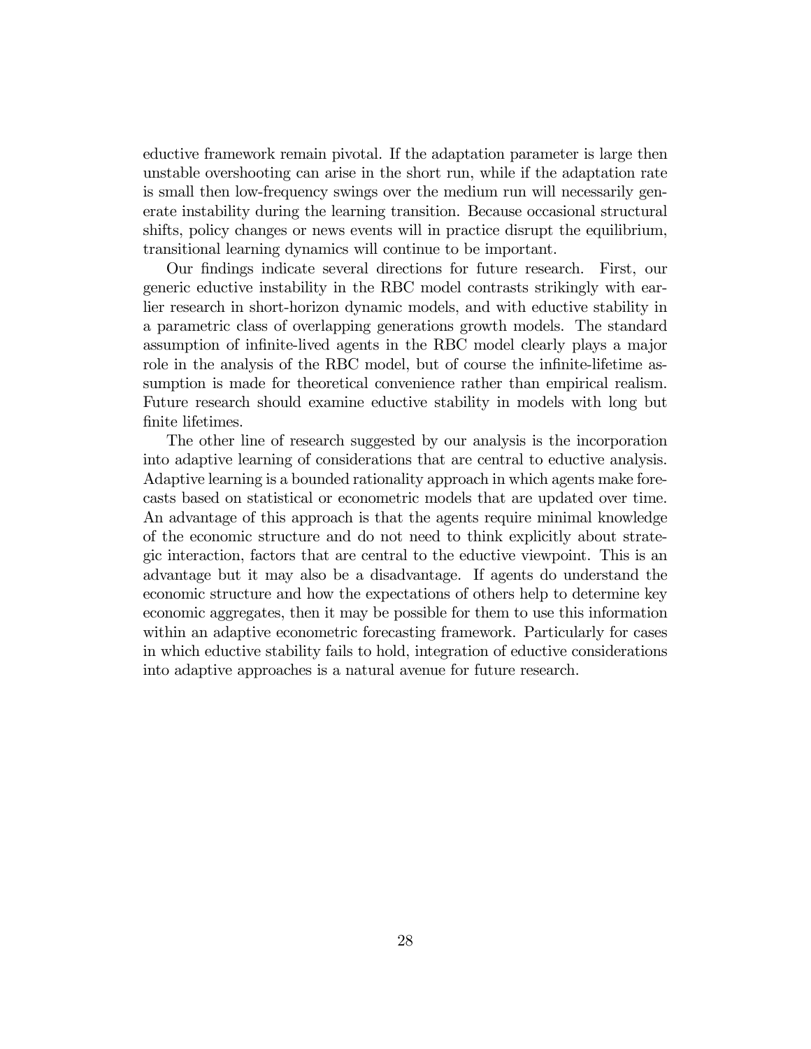eductive framework remain pivotal. If the adaptation parameter is large then unstable overshooting can arise in the short run, while if the adaptation rate is small then low-frequency swings over the medium run will necessarily generate instability during the learning transition. Because occasional structural shifts, policy changes or news events will in practice disrupt the equilibrium, transitional learning dynamics will continue to be important.

Our findings indicate several directions for future research. First, our generic eductive instability in the RBC model contrasts strikingly with earlier research in short-horizon dynamic models, and with eductive stability in a parametric class of overlapping generations growth models. The standard assumption of infinite-lived agents in the RBC model clearly plays a major role in the analysis of the RBC model, but of course the infinite-lifetime assumption is made for theoretical convenience rather than empirical realism. Future research should examine eductive stability in models with long but finite lifetimes.

The other line of research suggested by our analysis is the incorporation into adaptive learning of considerations that are central to eductive analysis. Adaptive learning is a bounded rationality approach in which agents make forecasts based on statistical or econometric models that are updated over time. An advantage of this approach is that the agents require minimal knowledge of the economic structure and do not need to think explicitly about strategic interaction, factors that are central to the eductive viewpoint. This is an advantage but it may also be a disadvantage. If agents do understand the economic structure and how the expectations of others help to determine key economic aggregates, then it may be possible for them to use this information within an adaptive econometric forecasting framework. Particularly for cases in which eductive stability fails to hold, integration of eductive considerations into adaptive approaches is a natural avenue for future research.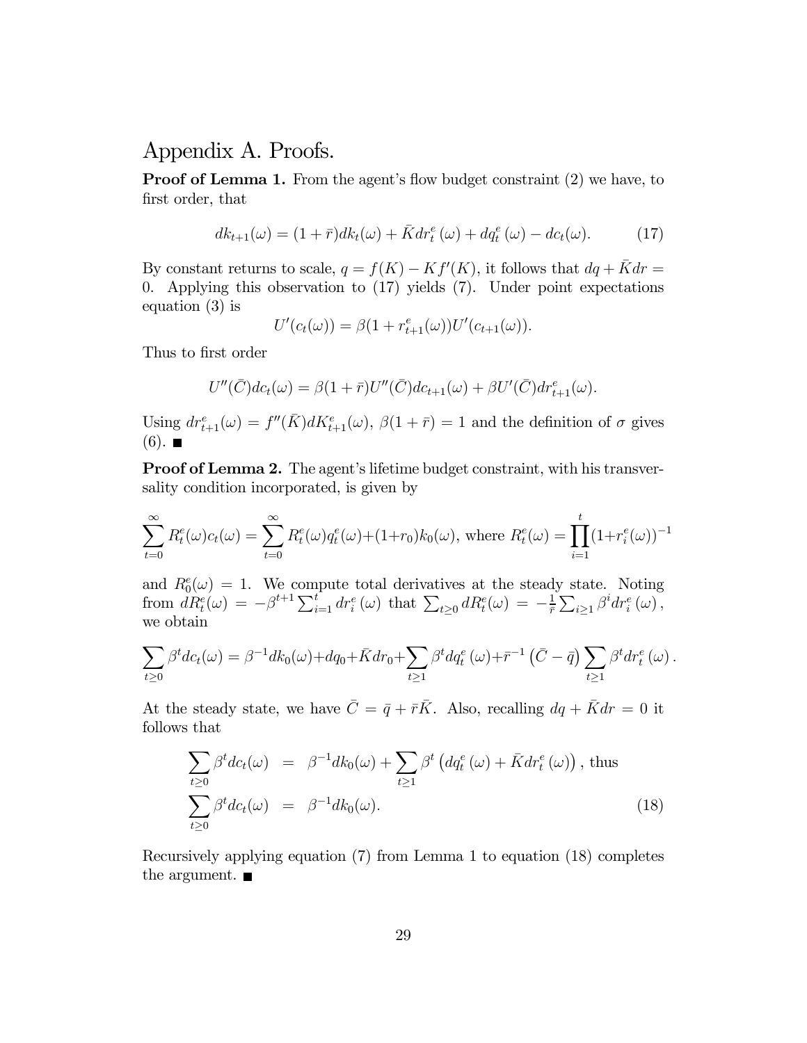# Appendix A. Proofs.

**Proof of Lemma 1.** From the agent's flow budget constraint (2) we have, to first order, that

$$dk_{t+1}(\omega) = (1+\bar{r})dk_t(\omega) + \bar{K}dr_t^e(\omega) + dq_t^e(\omega) - dc_t(\omega). \tag{17}$$

By constant returns to scale, $q = f(K) - Kf'(K)$, it follows that $dq + \bar{K}dr = 0$. Applying this observation to (17) yields (7). Under point expectations equation (3) is

$$U'(c_t(\omega)) = \beta(1 + r_{t+1}^e(\omega))U'(c_{t+1}(\omega)).$$

Thus to first order

$$U''(\bar{C})dc_t(\omega) = \beta(1+\bar{r})U''(\bar{C})dc_{t+1}(\omega) + \beta U'(\bar{C})dr_{t+1}^e(\omega).$$

Using $dr_{t+1}^e(\omega) = f''(\bar{K})dK_{t+1}^e(\omega)$, $\beta(1+\bar{r}) = 1$ and the definition of $\sigma$ gives (6). ■

**Proof of Lemma 2.** The agent's lifetime budget constraint, with his transversality condition incorporated, is given by

$$\sum_{t=0}^{\infty} R_t^e(\omega)c_t(\omega) = \sum_{t=0}^{\infty} R_t^e(\omega)q_t^e(\omega) + (1+r_0)k_0(\omega), \text{ where } R_t^e(\omega) = \prod_{i=1}^{t}(1+r_i^e(\omega))^{-1}$$

and $R_0^e(\omega) = 1$. We compute total derivatives at the steady state. Noting from $dR_t^e(\omega) = -\beta^{t+1}\sum_{i=1}^{t} dr_i^e(\omega)$ that $\sum_{t\geq 0} dR_t^e(\omega) = -\frac{1}{\bar{r}}\sum_{i\geq 1}\beta^i dr_i^e(\omega)$, we obtain

$$\sum_{t\geq 0}\beta^t dc_t(\omega) = \beta^{-1}dk_0(\omega) + dq_0 + \bar{K}dr_0 + \sum_{t\geq 1}\beta^t dq_t^e(\omega) + \bar{r}^{-1}\left(\bar{C} - \bar{q}\right)\sum_{t\geq 1}\beta^t dr_t^e(\omega).$$

At the steady state, we have $\bar{C} = \bar{q} + \bar{r}\bar{K}$. Also, recalling $dq + \bar{K}dr = 0$ it follows that

$$\sum_{t\geq 0}\beta^t dc_t(\omega) = \beta^{-1}dk_0(\omega) + \sum_{t\geq 1}\beta^t\left(dq_t^e(\omega) + \bar{K}dr_t^e(\omega)\right), \text{ thus}$$

$$\sum_{t\geq 0}\beta^t dc_t(\omega) = \beta^{-1}dk_0(\omega). \tag{18}$$

Recursively applying equation (7) from Lemma 1 to equation (18) completes the argument. ■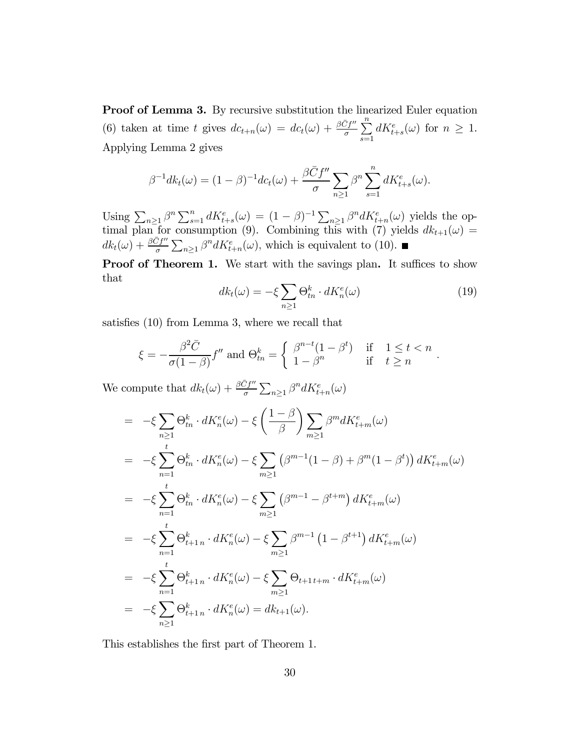**Proof of Lemma 3.** By recursive substitution the linearized Euler equation (6) taken at time $t$ gives $dc_{t+n}(\omega) = dc_t(\omega) + \frac{\beta \bar{C} f''}{\sigma} \sum_{s=1}^{n} dK^e_{t+s}(\omega)$ for $n \geq 1$. Applying Lemma 2 gives

$$\beta^{-1} dk_t(\omega) = (1-\beta)^{-1} dc_t(\omega) + \frac{\beta \bar{C} f''}{\sigma} \sum_{n \geq 1} \beta^n \sum_{s=1}^{n} dK^e_{t+s}(\omega).$$

Using $\sum_{n\geq 1} \beta^n \sum_{s=1}^{n} dK^e_{t+s}(\omega) = (1-\beta)^{-1} \sum_{n \geq 1} \beta^n dK^e_{t+n}(\omega)$ yields the optimal plan for consumption (9). Combining this with (7) yields $dk_{t+1}(\omega) = dk_t(\omega) + \frac{\beta \bar{C} f''}{\sigma} \sum_{n \geq 1} \beta^n dK^e_{t+n}(\omega)$, which is equivalent to (10). ■

**Proof of Theorem 1.** We start with the savings plan**.** It suffices to show that

$$dk_t(\omega) = -\xi \sum_{n \geq 1} \Theta^k_{tn} \cdot dK^e_n(\omega) \tag{19}$$

satisfies (10) from Lemma 3, where we recall that

$$\xi = -\frac{\beta^2 \bar{C}}{\sigma(1-\beta)} f'' \text{ and } \Theta^k_{tn} = \begin{cases} \beta^{n-t}(1-\beta^t) & \text{if} \quad 1 \leq t < n \\ 1 - \beta^n & \text{if} \quad t \geq n \end{cases}.$$

We compute that $dk_t(\omega) + \frac{\beta \bar{C} f''}{\sigma} \sum_{n\geq 1} \beta^n dK^e_{t+n}(\omega)$

$$\begin{aligned}
&= -\xi \sum_{n \geq 1} \Theta^k_{tn} \cdot dK^e_n(\omega) - \xi \left(\frac{1-\beta}{\beta}\right) \sum_{m \geq 1} \beta^m dK^e_{t+m}(\omega) \\
&= -\xi \sum_{n=1}^{t} \Theta^k_{tn} \cdot dK^e_n(\omega) - \xi \sum_{m \geq 1} \left(\beta^{m-1}(1-\beta) + \beta^m (1-\beta^t)\right) dK^e_{t+m}(\omega) \\
&= -\xi \sum_{n=1}^{t} \Theta^k_{tn} \cdot dK^e_n(\omega) - \xi \sum_{m \geq 1} \left(\beta^{m-1} - \beta^{t+m}\right) dK^e_{t+m}(\omega) \\
&= -\xi \sum_{n=1}^{t} \Theta^k_{t+1\, n} \cdot dK^e_n(\omega) - \xi \sum_{m \geq 1} \beta^{m-1} \left(1 - \beta^{t+1}\right) dK^e_{t+m}(\omega) \\
&= -\xi \sum_{n=1}^{t} \Theta^k_{t+1\, n} \cdot dK^e_n(\omega) - \xi \sum_{m \geq 1} \Theta_{t+1\, t+m} \cdot dK^e_{t+m}(\omega) \\
&= -\xi \sum_{n \geq 1} \Theta^k_{t+1\, n} \cdot dK^e_n(\omega) = dk_{t+1}(\omega).
\end{aligned}$$

This establishes the first part of Theorem 1.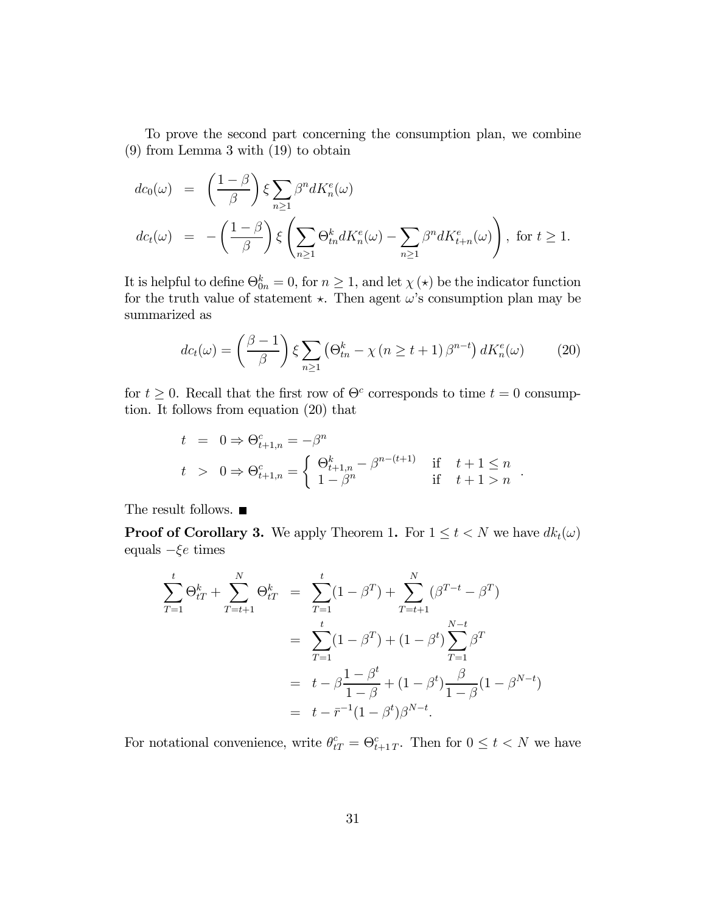To prove the second part concerning the consumption plan, we combine (9) from Lemma 3 with (19) to obtain

$$
\begin{aligned}
dc_0(\omega) &= \left(\frac{1-\beta}{\beta}\right) \xi \sum_{n \geq 1} \beta^n dK_n^e(\omega) \\
dc_t(\omega) &= -\left(\frac{1-\beta}{\beta}\right) \xi \left( \sum_{n \geq 1} \Theta_{tn}^k dK_n^e(\omega) - \sum_{n \geq 1} \beta^n dK_{t+n}^e(\omega) \right), \text{ for } t \geq 1.
\end{aligned}
$$

It is helpful to define $\Theta_{0n}^k = 0$, for $n \geq 1$, and let $\chi(\star)$ be the indicator function for the truth value of statement $\star$. Then agent $\omega$'s consumption plan may be summarized as

$$
dc_t(\omega) = \left(\frac{\beta - 1}{\beta}\right) \xi \sum_{n \geq 1} \left( \Theta_{tn}^k - \chi(n \geq t+1) \beta^{n-t} \right) dK_n^e(\omega) \tag{20}
$$

for $t \geq 0$. Recall that the first row of $\Theta^c$ corresponds to time $t = 0$ consumption. It follows from equation (20) that

$$
\begin{aligned}
t &= 0 \Rightarrow \Theta_{t+1,n}^c = -\beta^n \\
t &> 0 \Rightarrow \Theta_{t+1,n}^c = \begin{cases} \Theta_{t+1,n}^k - \beta^{n-(t+1)} & \text{if} \quad t+1 \leq n \\ 1 - \beta^n & \text{if} \quad t+1 > n \end{cases}.
\end{aligned}
$$

The result follows. ■

**Proof of Corollary 3.** We apply Theorem 1. For $1 \leq t < N$ we have $dk_t(\omega)$ equals $-\xi e$ times

$$
\begin{aligned}
\sum_{T=1}^{t} \Theta_{tT}^k + \sum_{T=t+1}^{N} \Theta_{tT}^k &= \sum_{T=1}^{t} (1 - \beta^T) + \sum_{T=t+1}^{N} (\beta^{T-t} - \beta^T) \\
&= \sum_{T=1}^{t} (1 - \beta^T) + (1 - \beta^t) \sum_{T=1}^{N-t} \beta^T \\
&= t - \beta \frac{1 - \beta^t}{1 - \beta} + (1 - \beta^t) \frac{\beta}{1 - \beta} (1 - \beta^{N-t}) \\
&= t - \bar{r}^{-1} (1 - \beta^t) \beta^{N-t}.
\end{aligned}
$$

For notational convenience, write $\theta_{tT}^c = \Theta_{t+1\,T}^c$. Then for $0 \leq t < N$ we have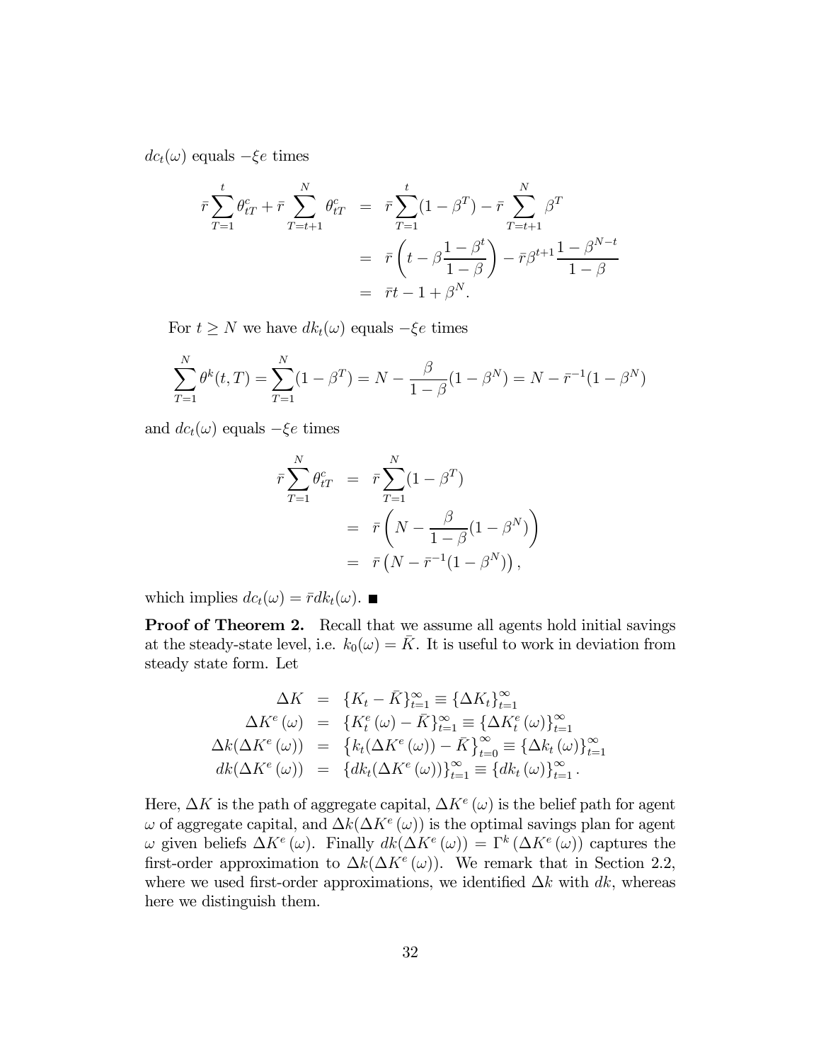$dc_t(\omega)$ equals $-\xi e$ times

$$
\begin{aligned}
\bar{r}\sum_{T=1}^{t}\theta_{tT}^{c} + \bar{r}\sum_{T=t+1}^{N}\theta_{tT}^{c} &= \bar{r}\sum_{T=1}^{t}(1-\beta^{T}) - \bar{r}\sum_{T=t+1}^{N}\beta^{T} \\
&= \bar{r}\left(t - \beta\frac{1-\beta^{t}}{1-\beta}\right) - \bar{r}\beta^{t+1}\frac{1-\beta^{N-t}}{1-\beta} \\
&= \bar{r}t - 1 + \beta^{N}.
\end{aligned}
$$

For $t \geq N$ we have $dk_t(\omega)$ equals $-\xi e$ times

$$
\sum_{T=1}^{N}\theta^{k}(t,T) = \sum_{T=1}^{N}(1-\beta^{T}) = N - \frac{\beta}{1-\beta}(1-\beta^{N}) = N - \bar{r}^{-1}(1-\beta^{N})
$$

and $dc_t(\omega)$ equals $-\xi e$ times

$$
\begin{aligned}
\bar{r}\sum_{T=1}^{N}\theta_{tT}^{c} &= \bar{r}\sum_{T=1}^{N}(1-\beta^{T}) \\
&= \bar{r}\left(N - \frac{\beta}{1-\beta}(1-\beta^{N})\right) \\
&= \bar{r}\left(N - \bar{r}^{-1}(1-\beta^{N})\right),
\end{aligned}
$$

which implies $dc_t(\omega) = \bar{r}dk_t(\omega)$. ∎

**Proof of Theorem 2.** Recall that we assume all agents hold initial savings at the steady-state level, i.e. $k_0(\omega) = \bar{K}$. It is useful to work in deviation from steady state form. Let

$$
\begin{aligned}
\Delta K &= \{K_t - \bar{K}\}_{t=1}^{\infty} \equiv \{\Delta K_t\}_{t=1}^{\infty} \\
\Delta K^{e}(\omega) &= \{K_t^{e}(\omega) - \bar{K}\}_{t=1}^{\infty} \equiv \{\Delta K_t^{e}(\omega)\}_{t=1}^{\infty} \\
\Delta k(\Delta K^{e}(\omega)) &= \left\{k_t(\Delta K^{e}(\omega)) - \bar{K}\right\}_{t=0}^{\infty} \equiv \{\Delta k_t(\omega)\}_{t=1}^{\infty} \\
dk(\Delta K^{e}(\omega)) &= \{dk_t(\Delta K^{e}(\omega))\}_{t=1}^{\infty} \equiv \{dk_t(\omega)\}_{t=1}^{\infty}.
\end{aligned}
$$

Here, $\Delta K$ is the path of aggregate capital, $\Delta K^{e}(\omega)$ is the belief path for agent $\omega$ of aggregate capital, and $\Delta k(\Delta K^{e}(\omega))$ is the optimal savings plan for agent $\omega$ given beliefs $\Delta K^{e}(\omega)$. Finally $dk(\Delta K^{e}(\omega)) = \Gamma^{k}(\Delta K^{e}(\omega))$ captures the first-order approximation to $\Delta k(\Delta K^{e}(\omega))$. We remark that in Section 2.2, where we used first-order approximations, we identified $\Delta k$ with $dk$, whereas here we distinguish them.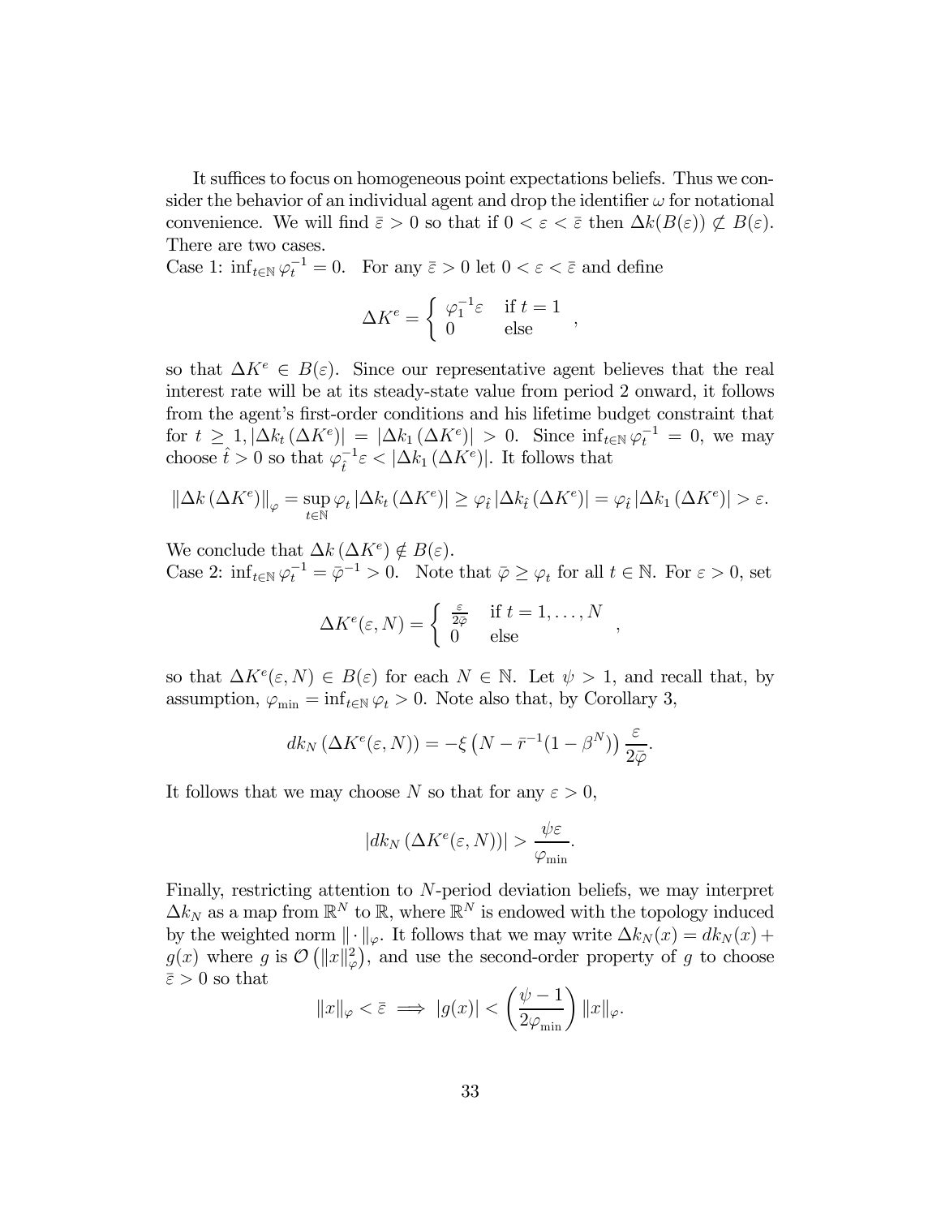It suffices to focus on homogeneous point expectations beliefs. Thus we consider the behavior of an individual agent and drop the identifier $\omega$ for notational convenience. We will find $\bar{\varepsilon} > 0$ so that if $0 < \varepsilon < \bar{\varepsilon}$ then $\Delta k(B(\varepsilon)) \not\subset B(\varepsilon)$. There are two cases.

Case 1: $\inf_{t\in\mathbb{N}} \varphi_t^{-1} = 0$. For any $\bar{\varepsilon} > 0$ let $0 < \varepsilon < \bar{\varepsilon}$ and define

$$\Delta K^e = \begin{cases} \varphi_1^{-1}\varepsilon & \text{if } t = 1 \\ 0 & \text{else} \end{cases},$$

so that $\Delta K^e \in B(\varepsilon)$. Since our representative agent believes that the real interest rate will be at its steady-state value from period 2 onward, it follows from the agent's first-order conditions and his lifetime budget constraint that for $t \geq 1, |\Delta k_t(\Delta K^e)| = |\Delta k_1(\Delta K^e)| > 0$. Since $\inf_{t\in\mathbb{N}} \varphi_t^{-1} = 0$, we may choose $\hat{t} > 0$ so that $\varphi_{\hat{t}}^{-1}\varepsilon < |\Delta k_1(\Delta K^e)|$. It follows that

$$\|\Delta k(\Delta K^e)\|_\varphi = \sup_{t\in\mathbb{N}} \varphi_t |\Delta k_t(\Delta K^e)| \geq \varphi_{\hat{t}} |\Delta k_{\hat{t}}(\Delta K^e)| = \varphi_{\hat{t}} |\Delta k_1(\Delta K^e)| > \varepsilon.$$

We conclude that $\Delta k(\Delta K^e) \notin B(\varepsilon)$.

Case 2: $\inf_{t\in\mathbb{N}} \varphi_t^{-1} = \bar{\varphi}^{-1} > 0$. Note that $\bar{\varphi} \geq \varphi_t$ for all $t \in \mathbb{N}$. For $\varepsilon > 0$, set

$$\Delta K^e(\varepsilon, N) = \begin{cases} \frac{\varepsilon}{2\bar{\varphi}} & \text{if } t = 1, \ldots, N \\ 0 & \text{else} \end{cases},$$

so that $\Delta K^e(\varepsilon, N) \in B(\varepsilon)$ for each $N \in \mathbb{N}$. Let $\psi > 1$, and recall that, by assumption, $\varphi_{\min} = \inf_{t\in\mathbb{N}} \varphi_t > 0$. Note also that, by Corollary 3,

$$dk_N(\Delta K^e(\varepsilon, N)) = -\xi\left(N - \bar{r}^{-1}(1 - \beta^N)\right)\frac{\varepsilon}{2\bar{\varphi}}.$$

It follows that we may choose $N$ so that for any $\varepsilon > 0$,

$$|dk_N(\Delta K^e(\varepsilon, N))| > \frac{\psi\varepsilon}{\varphi_{\min}}.$$

Finally, restricting attention to $N$-period deviation beliefs, we may interpret $\Delta k_N$ as a map from $\mathbb{R}^N$ to $\mathbb{R}$, where $\mathbb{R}^N$ is endowed with the topology induced by the weighted norm $\|\cdot\|_\varphi$. It follows that we may write $\Delta k_N(x) = dk_N(x) + g(x)$ where $g$ is $\mathcal{O}\left(\|x\|_\varphi^2\right)$, and use the second-order property of $g$ to choose $\bar{\varepsilon} > 0$ so that

$$\|x\|_\varphi < \bar{\varepsilon} \implies |g(x)| < \left(\frac{\psi - 1}{2\varphi_{\min}}\right)\|x\|_\varphi.$$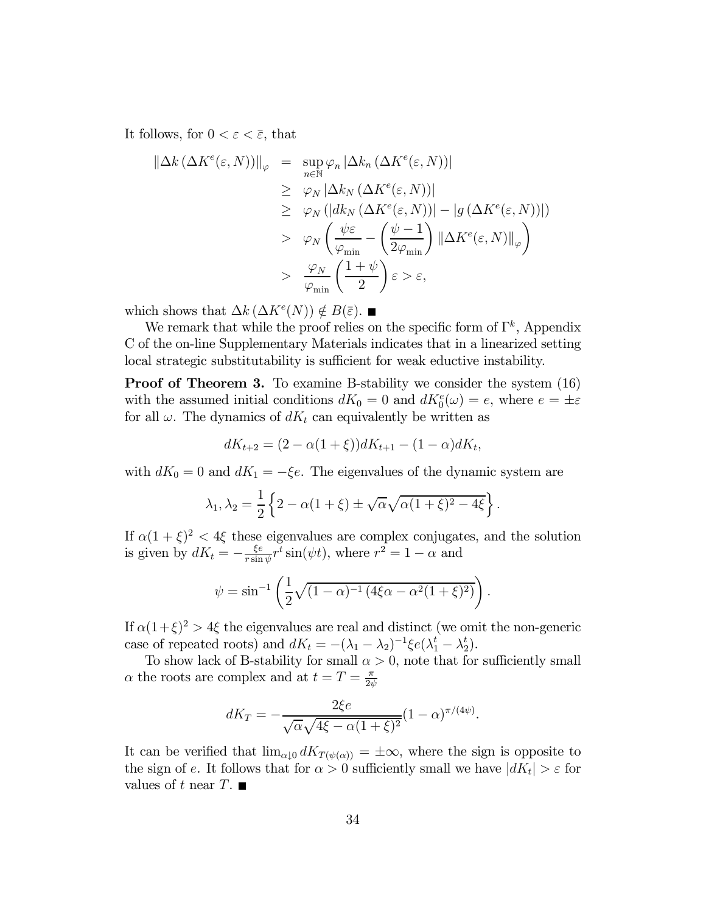It follows, for $0 < \varepsilon < \bar{\varepsilon}$, that

$$
\begin{aligned}
\left\| \Delta k \left( \Delta K^e(\varepsilon, N) \right) \right\|_\varphi &= \sup_{n \in \mathbb{N}} \varphi_n \left| \Delta k_n \left( \Delta K^e(\varepsilon, N) \right) \right| \\
&\geq \varphi_N \left| \Delta k_N \left( \Delta K^e(\varepsilon, N) \right) \right| \\
&\geq \varphi_N \left( \left| dk_N \left( \Delta K^e(\varepsilon, N) \right) \right| - \left| g \left( \Delta K^e(\varepsilon, N) \right) \right| \right) \\
&> \varphi_N \left( \frac{\psi \varepsilon}{\varphi_{\min}} - \left( \frac{\psi - 1}{2\varphi_{\min}} \right) \left\| \Delta K^e(\varepsilon, N) \right\|_\varphi \right) \\
&> \frac{\varphi_N}{\varphi_{\min}} \left( \frac{1 + \psi}{2} \right) \varepsilon > \varepsilon,
\end{aligned}
$$

which shows that $\Delta k \left( \Delta K^e(N) \right) \notin B(\bar{\varepsilon})$. ■

We remark that while the proof relies on the specific form of $\Gamma^k$, Appendix C of the on-line Supplementary Materials indicates that in a linearized setting local strategic substitutability is sufficient for weak eductive instability.

**Proof of Theorem 3.** To examine B-stability we consider the system (16) with the assumed initial conditions $dK_0 = 0$ and $dK_0^e(\omega) = e$, where $e = \pm\varepsilon$ for all $\omega$. The dynamics of $dK_t$ can equivalently be written as

$$
dK_{t+2} = (2 - \alpha(1 + \xi)) dK_{t+1} - (1 - \alpha) dK_t,
$$

with $dK_0 = 0$ and $dK_1 = -\xi e$. The eigenvalues of the dynamic system are

$$
\lambda_1, \lambda_2 = \frac{1}{2} \left\{ 2 - \alpha(1 + \xi) \pm \sqrt{\alpha} \sqrt{\alpha(1 + \xi)^2 - 4\xi} \right\}.
$$

If $\alpha(1 + \xi)^2 < 4\xi$ these eigenvalues are complex conjugates, and the solution is given by $dK_t = -\frac{\xi e}{r \sin \psi} r^t \sin(\psi t)$, where $r^2 = 1 - \alpha$ and

$$
\psi = \sin^{-1} \left( \frac{1}{2} \sqrt{(1 - \alpha)^{-1} \left( 4\xi\alpha - \alpha^2(1 + \xi)^2 \right)} \right).
$$

If $\alpha(1+\xi)^2 > 4\xi$ the eigenvalues are real and distinct (we omit the non-generic case of repeated roots) and $dK_t = -(\lambda_1 - \lambda_2)^{-1} \xi e (\lambda_1^t - \lambda_2^t)$.

To show lack of B-stability for small $\alpha > 0$, note that for sufficiently small $\alpha$ the roots are complex and at $t = T = \frac{\pi}{2\psi}$

$$
dK_T = -\frac{2\xi e}{\sqrt{\alpha} \sqrt{4\xi - \alpha(1 + \xi)^2}} (1 - \alpha)^{\pi/(4\psi)}.
$$

It can be verified that $\lim_{\alpha \downarrow 0} dK_{T(\psi(\alpha))} = \pm\infty$, where the sign is opposite to the sign of $e$. It follows that for $\alpha > 0$ sufficiently small we have $|dK_t| > \varepsilon$ for values of $t$ near $T$. ■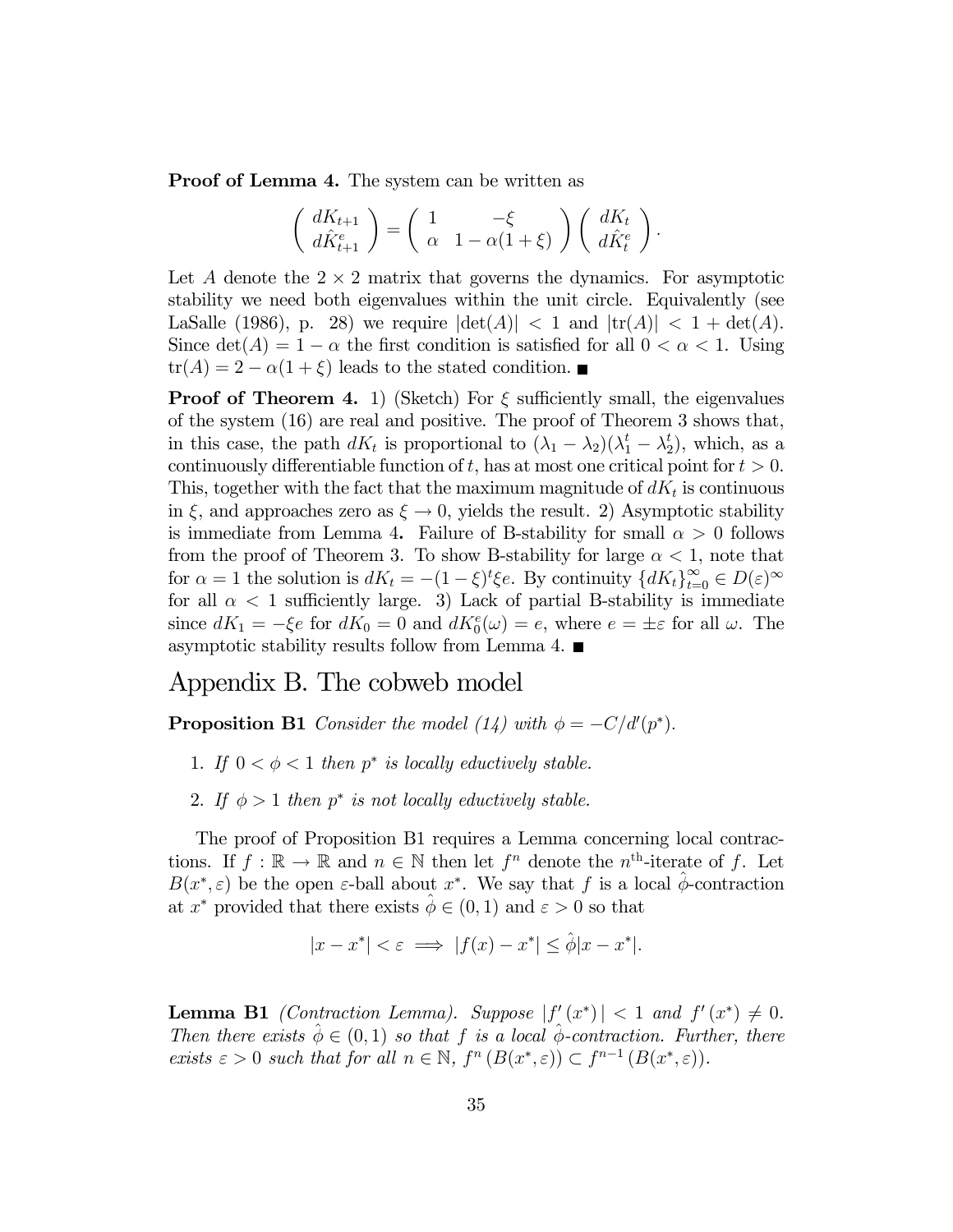**Proof of Lemma 4.** The system can be written as

$$\begin{pmatrix} dK_{t+1} \\ d\hat{K}^e_{t+1} \end{pmatrix} = \begin{pmatrix} 1 & -\xi \\ \alpha & 1-\alpha(1+\xi) \end{pmatrix} \begin{pmatrix} dK_t \\ d\hat{K}^e_t \end{pmatrix}.$$

Let $A$ denote the $2 \times 2$ matrix that governs the dynamics. For asymptotic stability we need both eigenvalues within the unit circle. Equivalently (see LaSalle (1986), p. 28) we require $|\det(A)| < 1$ and $|\mathrm{tr}(A)| < 1 + \det(A)$. Since $\det(A) = 1 - \alpha$ the first condition is satisfied for all $0 < \alpha < 1$. Using $\mathrm{tr}(A) = 2 - \alpha(1 + \xi)$ leads to the stated condition. ■

**Proof of Theorem 4.** 1) (Sketch) For $\xi$ sufficiently small, the eigenvalues of the system (16) are real and positive. The proof of Theorem 3 shows that, in this case, the path $dK_t$ is proportional to $(\lambda_1 - \lambda_2)(\lambda_1^t - \lambda_2^t)$, which, as a continuously differentiable function of $t$, has at most one critical point for $t > 0$. This, together with the fact that the maximum magnitude of $dK_t$ is continuous in $\xi$, and approaches zero as $\xi \to 0$, yields the result. 2) Asymptotic stability is immediate from Lemma 4**.** Failure of B-stability for small $\alpha > 0$ follows from the proof of Theorem 3. To show B-stability for large $\alpha < 1$, note that for $\alpha = 1$ the solution is $dK_t = -(1-\xi)^t \xi e$. By continuity $\{dK_t\}_{t=0}^{\infty} \in D(\varepsilon)^{\infty}$ for all $\alpha < 1$ sufficiently large. 3) Lack of partial B-stability is immediate since $dK_1 = -\xi e$ for $dK_0 = 0$ and $dK_0^e(\omega) = e$, where $e = \pm\varepsilon$ for all $\omega$. The asymptotic stability results follow from Lemma 4. ■

# Appendix B. The cobweb model

**Proposition B1** *Consider the model (14) with $\phi = -C/d'(p^*)$.*

1. *If $0 < \phi < 1$ then $p^*$ is locally eductively stable.*
2. *If $\phi > 1$ then $p^*$ is not locally eductively stable.*

The proof of Proposition B1 requires a Lemma concerning local contractions. If $f : \mathbb{R} \to \mathbb{R}$ and $n \in \mathbb{N}$ then let $f^n$ denote the $n^{\text{th}}$-iterate of $f$. Let $B(x^*, \varepsilon)$ be the open $\varepsilon$-ball about $x^*$. We say that $f$ is a local $\hat{\phi}$-contraction at $x^*$ provided that there exists $\hat{\phi} \in (0,1)$ and $\varepsilon > 0$ so that

$$|x - x^*| < \varepsilon \implies |f(x) - x^*| \leq \hat{\phi}|x - x^*|.$$

**Lemma B1** *(Contraction Lemma). Suppose $|f'(x^*)| < 1$ and $f'(x^*) \neq 0$. Then there exists $\hat{\phi} \in (0,1)$ so that $f$ is a local $\hat{\phi}$-contraction. Further, there exists $\varepsilon > 0$ such that for all $n \in \mathbb{N}$, $f^n(B(x^*, \varepsilon)) \subset f^{n-1}(B(x^*, \varepsilon))$.*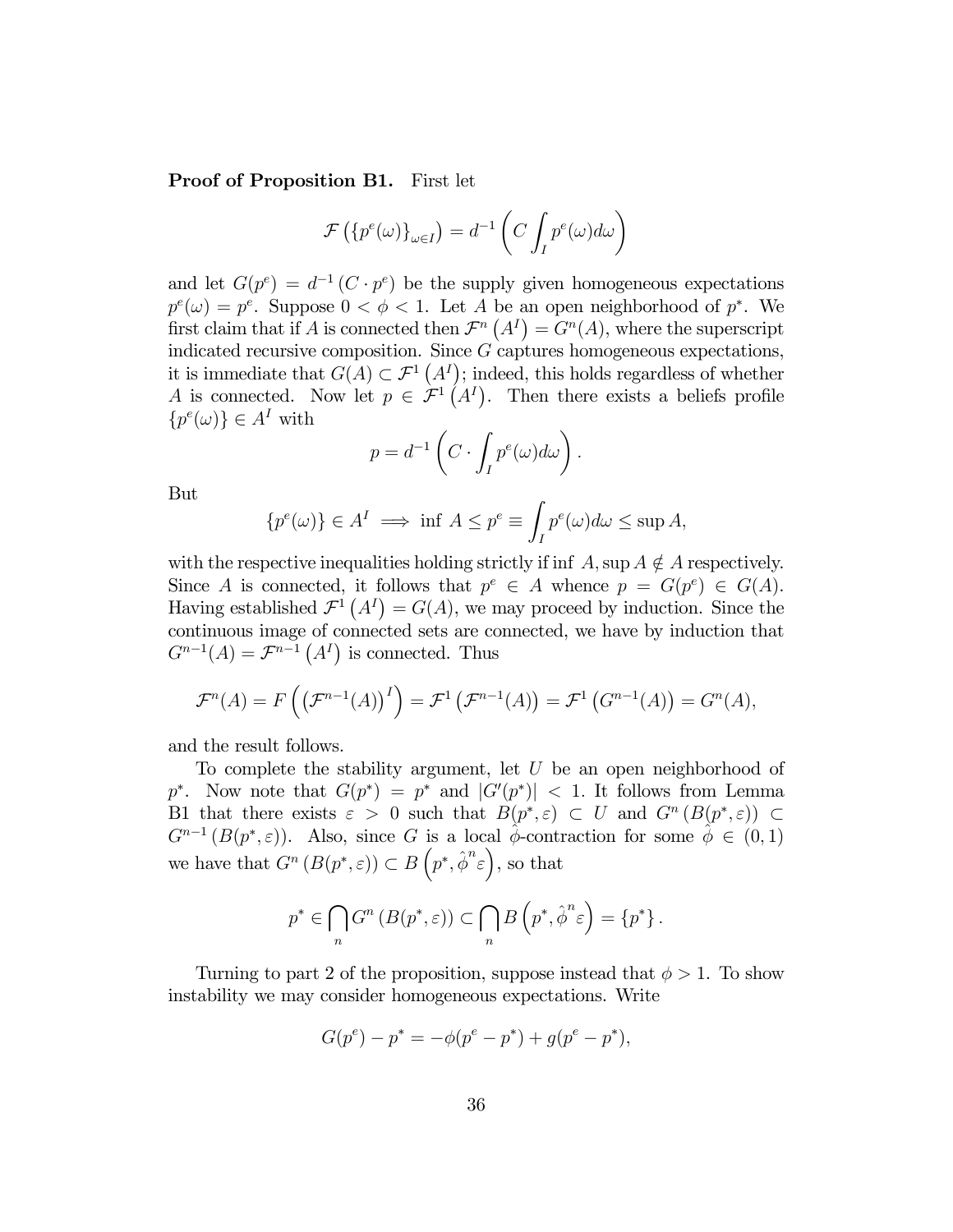**Proof of Proposition B1.** First let

$$\mathcal{F}\left(\{p^e(\omega)\}_{\omega \in I}\right) = d^{-1}\left(C \int_I p^e(\omega) d\omega\right)$$

and let $G(p^e) = d^{-1}(C \cdot p^e)$ be the supply given homogeneous expectations $p^e(\omega) = p^e$. Suppose $0 < \phi < 1$. Let $A$ be an open neighborhood of $p^*$. We first claim that if $A$ is connected then $\mathcal{F}^n\left(A^I\right) = G^n(A)$, where the superscript indicated recursive composition. Since $G$ captures homogeneous expectations, it is immediate that $G(A) \subset \mathcal{F}^1\left(A^I\right)$; indeed, this holds regardless of whether $A$ is connected. Now let $p \in \mathcal{F}^1\left(A^I\right)$. Then there exists a beliefs profile $\{p^e(\omega)\} \in A^I$ with

$$p = d^{-1}\left(C \cdot \int_I p^e(\omega) d\omega\right).$$

But

$$\{p^e(\omega)\} \in A^I \implies \inf A \leq p^e \equiv \int_I p^e(\omega) d\omega \leq \sup A,$$

with the respective inequalities holding strictly if $\inf A, \sup A \notin A$ respectively. Since $A$ is connected, it follows that $p^e \in A$ whence $p = G(p^e) \in G(A)$. Having established $\mathcal{F}^1\left(A^I\right) = G(A)$, we may proceed by induction. Since the continuous image of connected sets are connected, we have by induction that $G^{n-1}(A) = \mathcal{F}^{n-1}\left(A^I\right)$ is connected. Thus

$$\mathcal{F}^n(A) = F\left(\left(\mathcal{F}^{n-1}(A)\right)^I\right) = \mathcal{F}^1\left(\mathcal{F}^{n-1}(A)\right) = \mathcal{F}^1\left(G^{n-1}(A)\right) = G^n(A),$$

and the result follows.

To complete the stability argument, let $U$ be an open neighborhood of $p^*$. Now note that $G(p^*) = p^*$ and $|G'(p^*)| < 1$. It follows from Lemma B1 that there exists $\varepsilon > 0$ such that $B(p^*, \varepsilon) \subset U$ and $G^n\left(B(p^*, \varepsilon)\right) \subset G^{n-1}\left(B(p^*, \varepsilon)\right)$. Also, since $G$ is a local $\hat{\phi}$-contraction for some $\hat{\phi} \in (0, 1)$ we have that $G^n\left(B(p^*, \varepsilon)\right) \subset B\left(p^*, \hat{\phi}^n \varepsilon\right)$, so that

$$p^* \in \bigcap_n G^n\left(B(p^*, \varepsilon)\right) \subset \bigcap_n B\left(p^*, \hat{\phi}^n \varepsilon\right) = \{p^*\}.$$

Turning to part 2 of the proposition, suppose instead that $\phi > 1$. To show instability we may consider homogeneous expectations. Write

$$G(p^e) - p^* = -\phi(p^e - p^*) + g(p^e - p^*),$$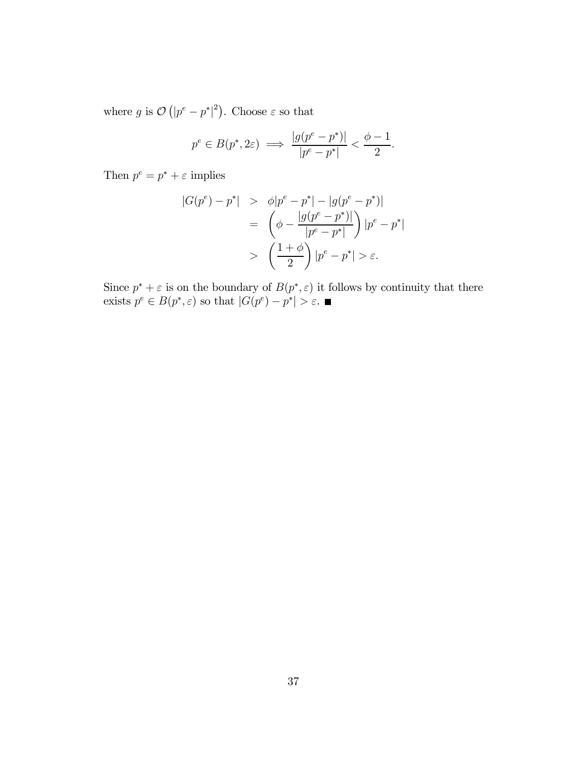where $g$ is $\mathcal{O}\left(|p^e - p^*|^2\right)$. Choose $\varepsilon$ so that

$$p^e \in B(p^*, 2\varepsilon) \implies \frac{|g(p^e - p^*)|}{|p^e - p^*|} < \frac{\phi - 1}{2}.$$

Then $p^e = p^* + \varepsilon$ implies

$$\begin{aligned}
|G(p^e) - p^*| &> \phi|p^e - p^*| - |g(p^e - p^*)| \\
&= \left(\phi - \frac{|g(p^e - p^*)|}{|p^e - p^*|}\right)|p^e - p^*| \\
&> \left(\frac{1+\phi}{2}\right)|p^e - p^*| > \varepsilon.
\end{aligned}$$

Since $p^* + \varepsilon$ is on the boundary of $B(p^*, \varepsilon)$ it follows by continuity that there exists $p^e \in B(p^*, \varepsilon)$ so that $|G(p^e) - p^*| > \varepsilon$. ■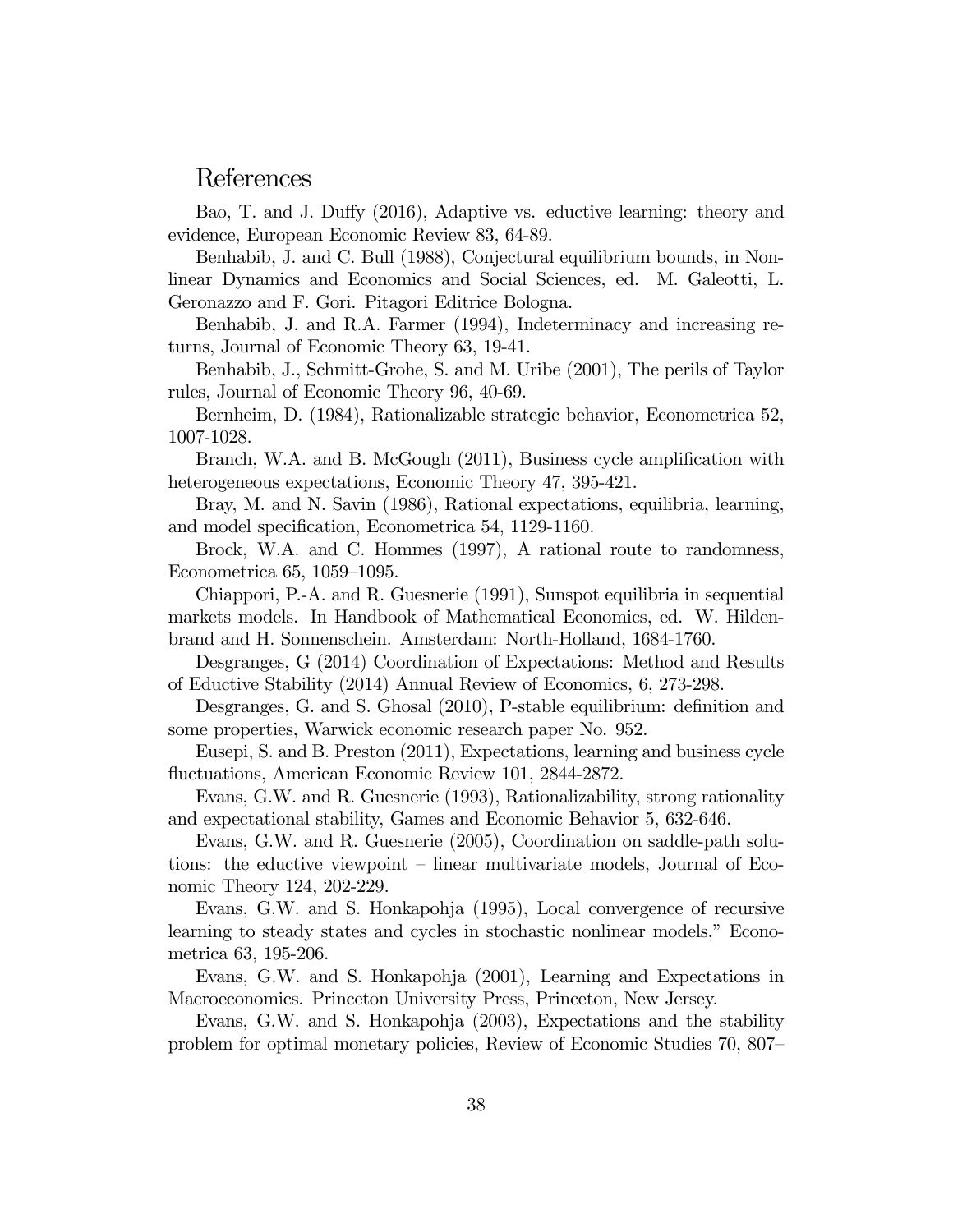# References

Bao, T. and J. Duffy (2016), Adaptive vs. eductive learning: theory and evidence, European Economic Review 83, 64-89.

Benhabib, J. and C. Bull (1988), Conjectural equilibrium bounds, in Nonlinear Dynamics and Economics and Social Sciences, ed. M. Galeotti, L. Geronazzo and F. Gori. Pitagori Editrice Bologna.

Benhabib, J. and R.A. Farmer (1994), Indeterminacy and increasing returns, Journal of Economic Theory 63, 19-41.

Benhabib, J., Schmitt-Grohe, S. and M. Uribe (2001), The perils of Taylor rules, Journal of Economic Theory 96, 40-69.

Bernheim, D. (1984), Rationalizable strategic behavior, Econometrica 52, 1007-1028.

Branch, W.A. and B. McGough (2011), Business cycle amplification with heterogeneous expectations, Economic Theory 47, 395-421.

Bray, M. and N. Savin (1986), Rational expectations, equilibria, learning, and model specification, Econometrica 54, 1129-1160.

Brock, W.A. and C. Hommes (1997), A rational route to randomness, Econometrica 65, 1059–1095.

Chiappori, P.-A. and R. Guesnerie (1991), Sunspot equilibria in sequential markets models. In Handbook of Mathematical Economics, ed. W. Hildenbrand and H. Sonnenschein. Amsterdam: North-Holland, 1684-1760.

Desgranges, G (2014) Coordination of Expectations: Method and Results of Eductive Stability (2014) Annual Review of Economics, 6, 273-298.

Desgranges, G. and S. Ghosal (2010), P-stable equilibrium: definition and some properties, Warwick economic research paper No. 952.

Eusepi, S. and B. Preston (2011), Expectations, learning and business cycle fluctuations, American Economic Review 101, 2844-2872.

Evans, G.W. and R. Guesnerie (1993), Rationalizability, strong rationality and expectational stability, Games and Economic Behavior 5, 632-646.

Evans, G.W. and R. Guesnerie (2005), Coordination on saddle-path solutions: the eductive viewpoint – linear multivariate models, Journal of Economic Theory 124, 202-229.

Evans, G.W. and S. Honkapohja (1995), Local convergence of recursive learning to steady states and cycles in stochastic nonlinear models," Econometrica 63, 195-206.

Evans, G.W. and S. Honkapohja (2001), Learning and Expectations in Macroeconomics. Princeton University Press, Princeton, New Jersey.

Evans, G.W. and S. Honkapohja (2003), Expectations and the stability problem for optimal monetary policies, Review of Economic Studies 70, 807–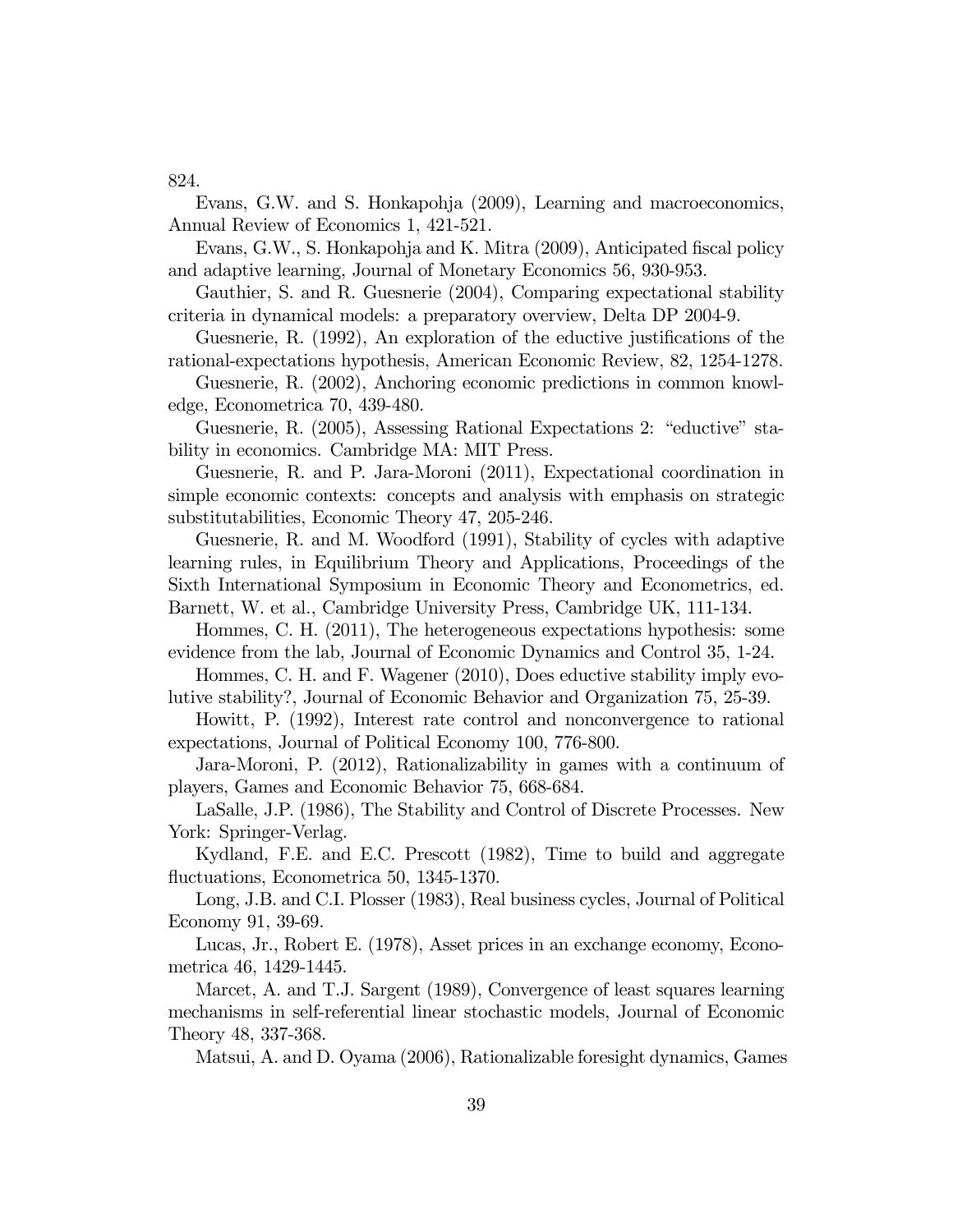824.

Evans, G.W. and S. Honkapohja (2009), Learning and macroeconomics, Annual Review of Economics 1, 421-521.

Evans, G.W., S. Honkapohja and K. Mitra (2009), Anticipated fiscal policy and adaptive learning, Journal of Monetary Economics 56, 930-953.

Gauthier, S. and R. Guesnerie (2004), Comparing expectational stability criteria in dynamical models: a preparatory overview, Delta DP 2004-9.

Guesnerie, R. (1992), An exploration of the eductive justifications of the rational-expectations hypothesis, American Economic Review, 82, 1254-1278.

Guesnerie, R. (2002), Anchoring economic predictions in common knowledge, Econometrica 70, 439-480.

Guesnerie, R. (2005), Assessing Rational Expectations 2: "eductive" stability in economics. Cambridge MA: MIT Press.

Guesnerie, R. and P. Jara-Moroni (2011), Expectational coordination in simple economic contexts: concepts and analysis with emphasis on strategic substitutabilities, Economic Theory 47, 205-246.

Guesnerie, R. and M. Woodford (1991), Stability of cycles with adaptive learning rules, in Equilibrium Theory and Applications, Proceedings of the Sixth International Symposium in Economic Theory and Econometrics, ed. Barnett, W. et al., Cambridge University Press, Cambridge UK, 111-134.

Hommes, C. H. (2011), The heterogeneous expectations hypothesis: some evidence from the lab, Journal of Economic Dynamics and Control 35, 1-24.

Hommes, C. H. and F. Wagener (2010), Does eductive stability imply evolutive stability?, Journal of Economic Behavior and Organization 75, 25-39.

Howitt, P. (1992), Interest rate control and nonconvergence to rational expectations, Journal of Political Economy 100, 776-800.

Jara-Moroni, P. (2012), Rationalizability in games with a continuum of players, Games and Economic Behavior 75, 668-684.

LaSalle, J.P. (1986), The Stability and Control of Discrete Processes. New York: Springer-Verlag.

Kydland, F.E. and E.C. Prescott (1982), Time to build and aggregate fluctuations, Econometrica 50, 1345-1370.

Long, J.B. and C.I. Plosser (1983), Real business cycles, Journal of Political Economy 91, 39-69.

Lucas, Jr., Robert E. (1978), Asset prices in an exchange economy, Econometrica 46, 1429-1445.

Marcet, A. and T.J. Sargent (1989), Convergence of least squares learning mechanisms in self-referential linear stochastic models, Journal of Economic Theory 48, 337-368.

Matsui, A. and D. Oyama (2006), Rationalizable foresight dynamics, Games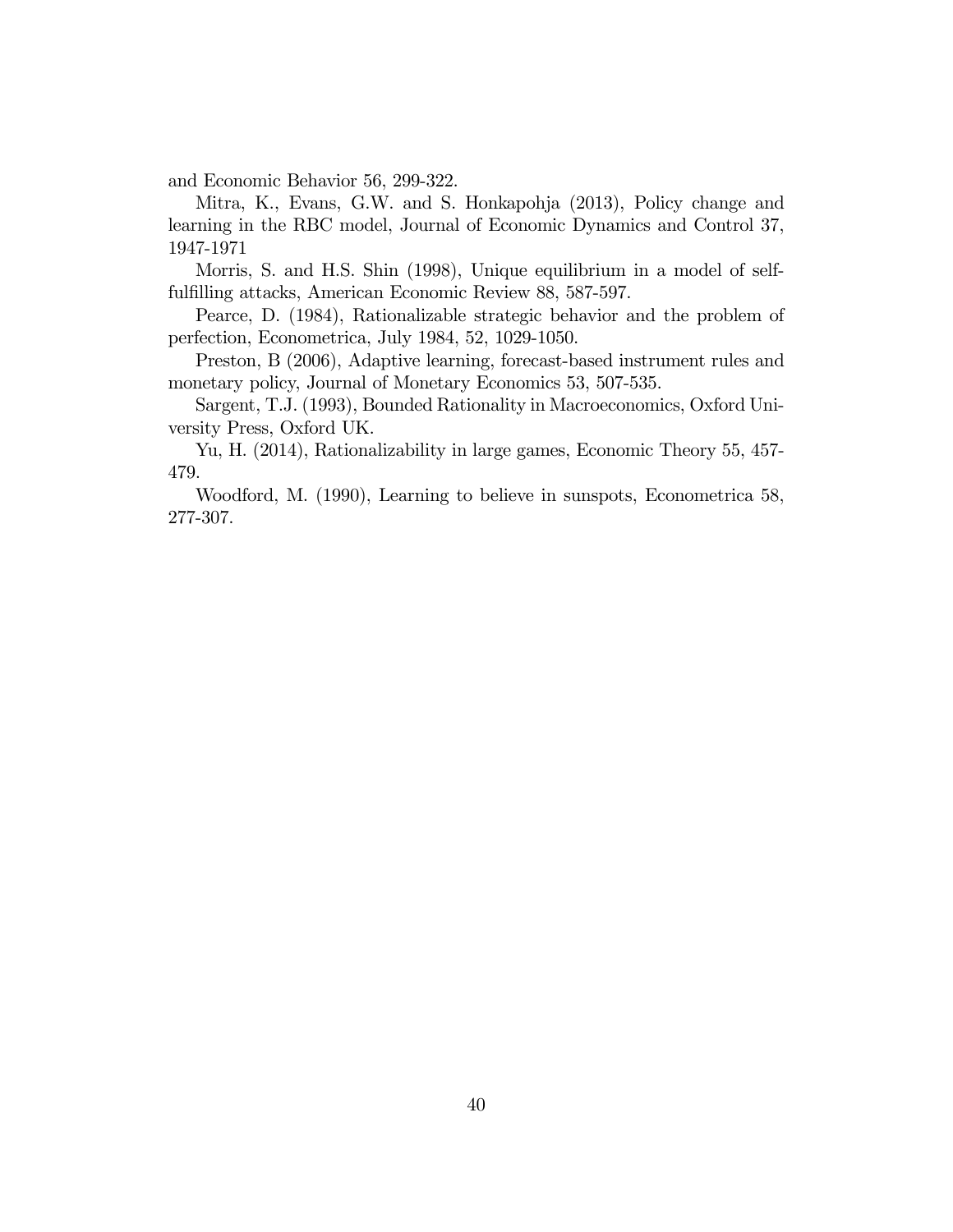and Economic Behavior 56, 299-322.

Mitra, K., Evans, G.W. and S. Honkapohja (2013), Policy change and learning in the RBC model, Journal of Economic Dynamics and Control 37, 1947-1971

Morris, S. and H.S. Shin (1998), Unique equilibrium in a model of self-fulfilling attacks, American Economic Review 88, 587-597.

Pearce, D. (1984), Rationalizable strategic behavior and the problem of perfection, Econometrica, July 1984, 52, 1029-1050.

Preston, B (2006), Adaptive learning, forecast-based instrument rules and monetary policy, Journal of Monetary Economics 53, 507-535.

Sargent, T.J. (1993), Bounded Rationality in Macroeconomics, Oxford University Press, Oxford UK.

Yu, H. (2014), Rationalizability in large games, Economic Theory 55, 457-479.

Woodford, M. (1990), Learning to believe in sunspots, Econometrica 58, 277-307.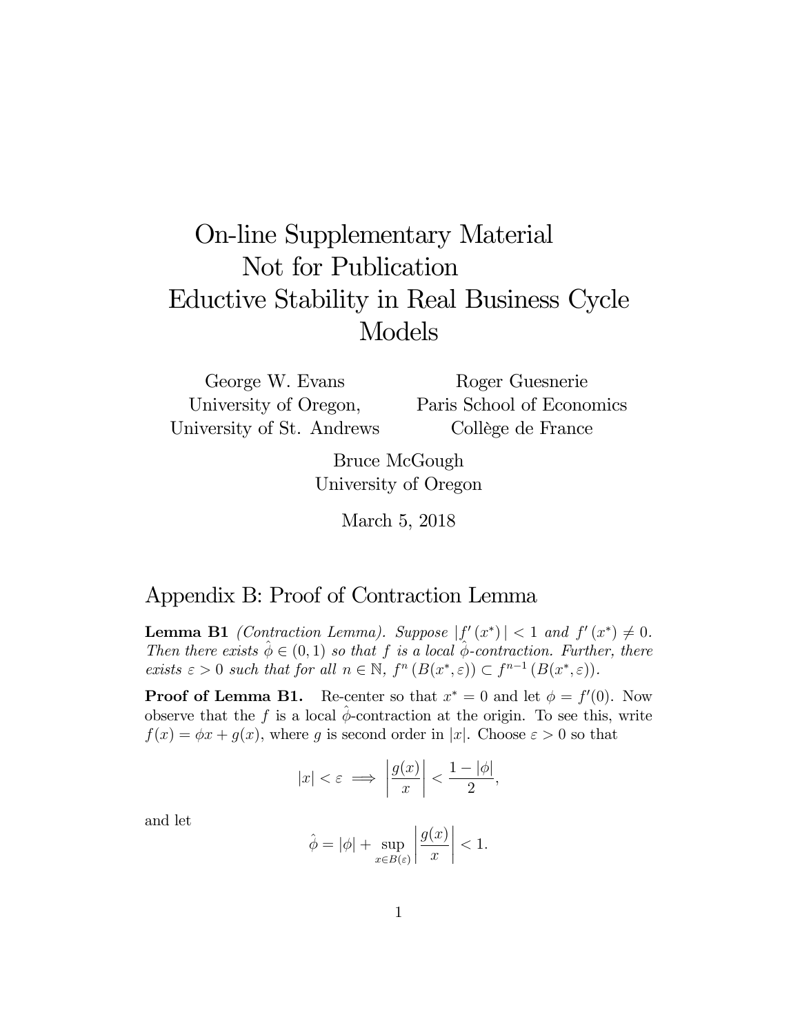# On-line Supplementary Material
# Not for Publication
# Eductive Stability in Real Business Cycle Models

George W. Evans
University of Oregon,
University of St. Andrews

Roger Guesnerie
Paris School of Economics
Collège de France

Bruce McGough
University of Oregon

March 5, 2018

## Appendix B: Proof of Contraction Lemma

**Lemma B1** *(Contraction Lemma). Suppose $|f'(x^*)| < 1$ and $f'(x^*) \neq 0$. Then there exists $\hat{\phi} \in (0,1)$ so that $f$ is a local $\hat{\phi}$-contraction. Further, there exists $\varepsilon > 0$ such that for all $n \in \mathbb{N}$, $f^n(B(x^*, \varepsilon)) \subset f^{n-1}(B(x^*, \varepsilon))$.*

**Proof of Lemma B1.** Re-center so that $x^* = 0$ and let $\phi = f'(0)$. Now observe that the $f$ is a local $\hat{\phi}$-contraction at the origin. To see this, write $f(x) = \phi x + g(x)$, where $g$ is second order in $|x|$. Choose $\varepsilon > 0$ so that

$$|x| < \varepsilon \implies \left|\frac{g(x)}{x}\right| < \frac{1 - |\phi|}{2},$$

and let

$$\hat{\phi} = |\phi| + \sup_{x \in B(\varepsilon)} \left|\frac{g(x)}{x}\right| < 1.$$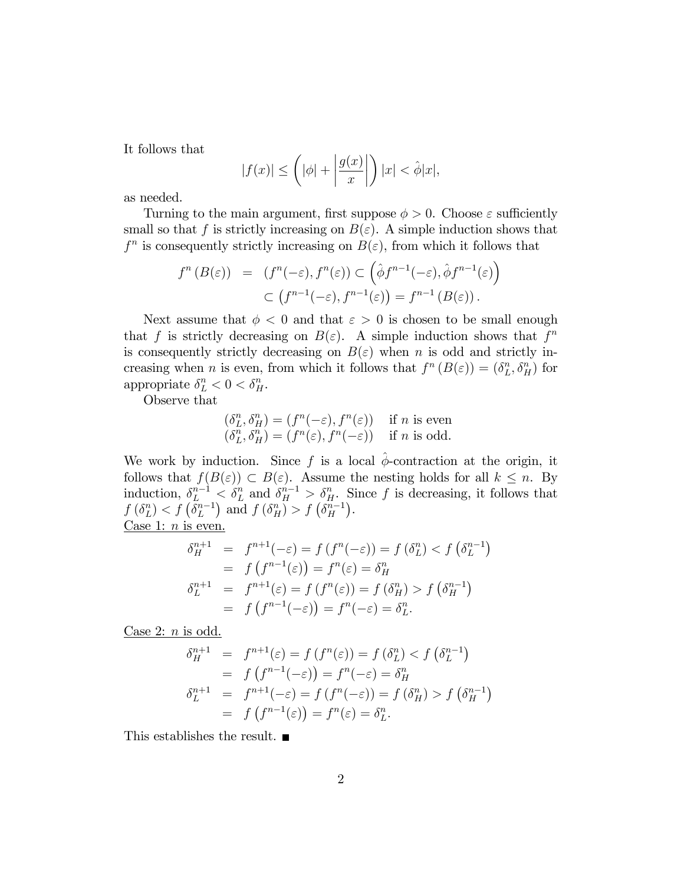It follows that

$$|f(x)| \leq \left( |\phi| + \left| \frac{g(x)}{x} \right| \right) |x| < \hat{\phi}|x|,$$

as needed.

Turning to the main argument, first suppose $\phi > 0$. Choose $\varepsilon$ sufficiently small so that $f$ is strictly increasing on $B(\varepsilon)$. A simple induction shows that $f^n$ is consequently strictly increasing on $B(\varepsilon)$, from which it follows that

$$\begin{aligned} f^n(B(\varepsilon)) &= (f^n(-\varepsilon), f^n(\varepsilon)) \subset \left( \hat{\phi} f^{n-1}(-\varepsilon), \hat{\phi} f^{n-1}(\varepsilon) \right) \\ &\subset \left( f^{n-1}(-\varepsilon), f^{n-1}(\varepsilon) \right) = f^{n-1}(B(\varepsilon)). \end{aligned}$$

Next assume that $\phi < 0$ and that $\varepsilon > 0$ is chosen to be small enough that $f$ is strictly decreasing on $B(\varepsilon)$. A simple induction shows that $f^n$ is consequently strictly decreasing on $B(\varepsilon)$ when $n$ is odd and strictly increasing when $n$ is even, from which it follows that $f^n(B(\varepsilon)) = (\delta_L^n, \delta_H^n)$ for appropriate $\delta_L^n < 0 < \delta_H^n$.

Observe that

$$\begin{array}{ll} (\delta_L^n, \delta_H^n) = (f^n(-\varepsilon), f^n(\varepsilon)) & \text{if } n \text{ is even} \\ (\delta_L^n, \delta_H^n) = (f^n(\varepsilon), f^n(-\varepsilon)) & \text{if } n \text{ is odd.} \end{array}$$

We work by induction. Since $f$ is a local $\hat{\phi}$-contraction at the origin, it follows that $f(B(\varepsilon)) \subset B(\varepsilon)$. Assume the nesting holds for all $k \leq n$. By induction, $\delta_L^{n-1} < \delta_L^n$ and $\delta_H^{n-1} > \delta_H^n$. Since $f$ is decreasing, it follows that $f(\delta_L^n) < f(\delta_L^{n-1})$ and $f(\delta_H^n) > f(\delta_H^{n-1})$.

<u>Case 1: $n$ is even.</u>

$$\begin{aligned} \delta_H^{n+1} &= f^{n+1}(-\varepsilon) = f(f^n(-\varepsilon)) = f(\delta_L^n) < f(\delta_L^{n-1}) \\ &= f(f^{n-1}(\varepsilon)) = f^n(\varepsilon) = \delta_H^n \\ \delta_L^{n+1} &= f^{n+1}(\varepsilon) = f(f^n(\varepsilon)) = f(\delta_H^n) > f(\delta_H^{n-1}) \\ &= f(f^{n-1}(-\varepsilon)) = f^n(-\varepsilon) = \delta_L^n. \end{aligned}$$

<u>Case 2: $n$ is odd.</u>

$$\begin{aligned} \delta_H^{n+1} &= f^{n+1}(\varepsilon) = f(f^n(\varepsilon)) = f(\delta_L^n) < f(\delta_L^{n-1}) \\ &= f(f^{n-1}(-\varepsilon)) = f^n(-\varepsilon) = \delta_H^n \\ \delta_L^{n+1} &= f^{n+1}(-\varepsilon) = f(f^n(-\varepsilon)) = f(\delta_H^n) > f(\delta_H^{n-1}) \\ &= f(f^{n-1}(\varepsilon)) = f^n(\varepsilon) = \delta_L^n. \end{aligned}$$

This establishes the result. ■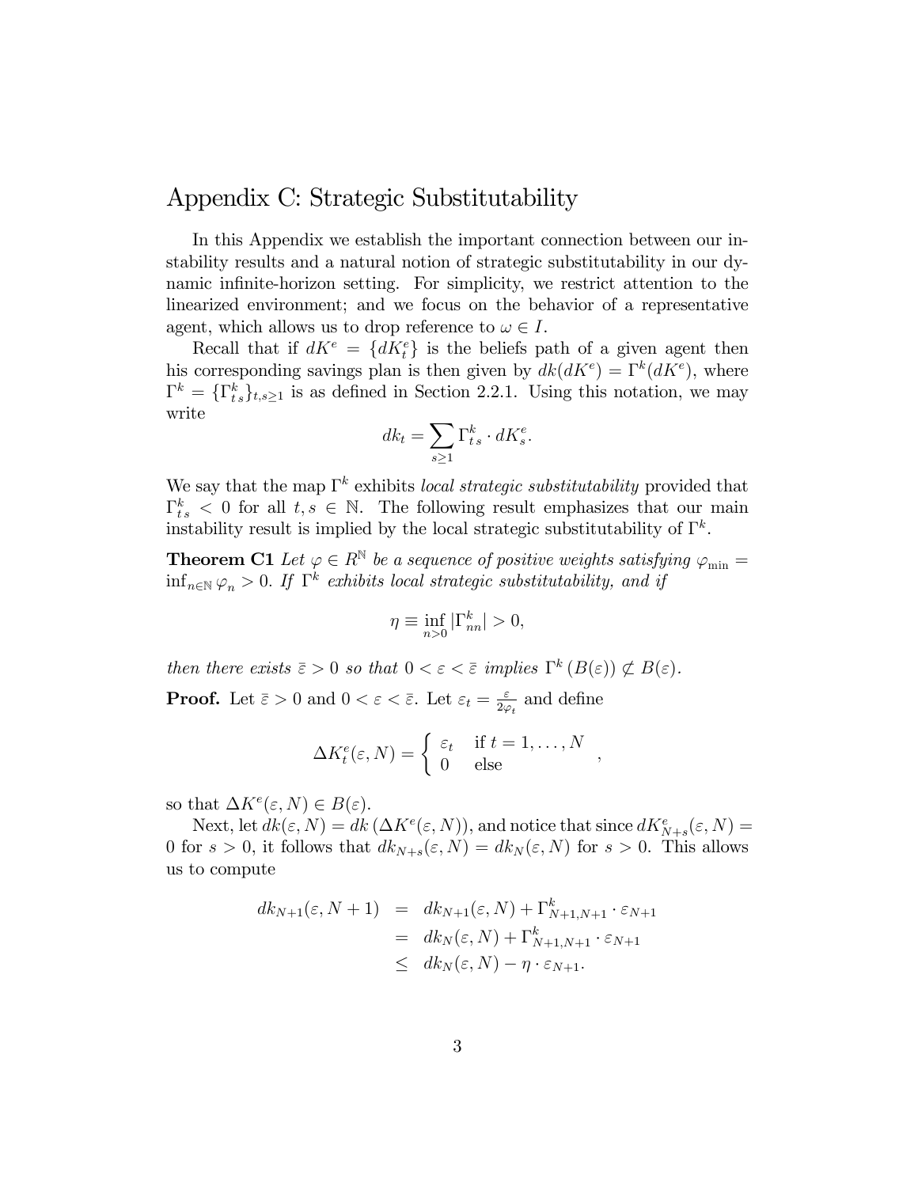# Appendix C: Strategic Substitutability

In this Appendix we establish the important connection between our instability results and a natural notion of strategic substitutability in our dynamic infinite-horizon setting. For simplicity, we restrict attention to the linearized environment; and we focus on the behavior of a representative agent, which allows us to drop reference to $\omega \in I$.

Recall that if $dK^e = \{dK^e_t\}$ is the beliefs path of a given agent then his corresponding savings plan is then given by $dk(dK^e) = \Gamma^k(dK^e)$, where $\Gamma^k = \{\Gamma^k_{ts}\}_{t,s\geq 1}$ is as defined in Section 2.2.1. Using this notation, we may write

$$dk_t = \sum_{s\geq 1} \Gamma^k_{ts} \cdot dK^e_s.$$

We say that the map $\Gamma^k$ exhibits *local strategic substitutability* provided that $\Gamma^k_{ts} < 0$ for all $t, s \in \mathbb{N}$. The following result emphasizes that our main instability result is implied by the local strategic substitutability of $\Gamma^k$.

**Theorem C1** *Let $\varphi \in R^{\mathbb{N}}$ be a sequence of positive weights satisfying $\varphi_{\min} = \inf_{n\in\mathbb{N}} \varphi_n > 0$. If $\Gamma^k$ exhibits local strategic substitutability, and if*

$$\eta \equiv \inf_{n>0} |\Gamma^k_{nn}| > 0,$$

*then there exists $\bar{\varepsilon} > 0$ so that $0 < \varepsilon < \bar{\varepsilon}$ implies $\Gamma^k(B(\varepsilon)) \not\subset B(\varepsilon)$.*

**Proof.** Let $\bar{\varepsilon} > 0$ and $0 < \varepsilon < \bar{\varepsilon}$. Let $\varepsilon_t = \frac{\varepsilon}{2\varphi_t}$ and define

$$\Delta K^e_t(\varepsilon, N) = \begin{cases} \varepsilon_t & \text{if } t = 1, \ldots, N \\ 0 & \text{else} \end{cases},$$

so that $\Delta K^e(\varepsilon, N) \in B(\varepsilon)$.

Next, let $dk(\varepsilon, N) = dk(\Delta K^e(\varepsilon, N))$, and notice that since $dK^e_{N+s}(\varepsilon, N) = 0$ for $s > 0$, it follows that $dk_{N+s}(\varepsilon, N) = dk_N(\varepsilon, N)$ for $s > 0$. This allows us to compute

$$\begin{aligned} dk_{N+1}(\varepsilon, N+1) &= dk_{N+1}(\varepsilon, N) + \Gamma^k_{N+1,N+1} \cdot \varepsilon_{N+1} \\ &= dk_N(\varepsilon, N) + \Gamma^k_{N+1,N+1} \cdot \varepsilon_{N+1} \\ &\leq dk_N(\varepsilon, N) - \eta \cdot \varepsilon_{N+1}. \end{aligned}$$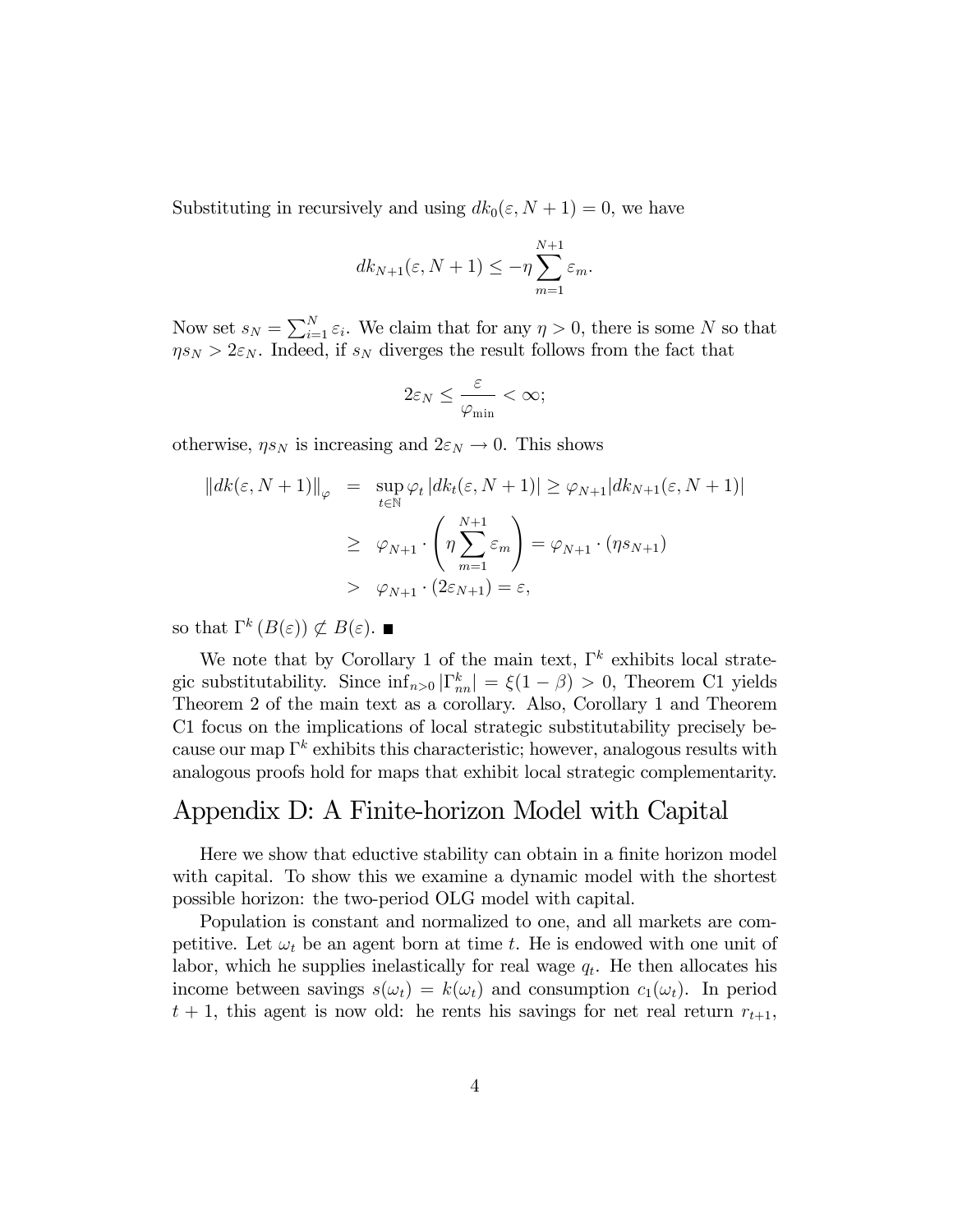Substituting in recursively and using $dk_0(\varepsilon, N+1) = 0$, we have

$$dk_{N+1}(\varepsilon, N+1) \leq -\eta \sum_{m=1}^{N+1} \varepsilon_m.$$

Now set $s_N = \sum_{i=1}^{N} \varepsilon_i$. We claim that for any $\eta > 0$, there is some $N$ so that $\eta s_N > 2\varepsilon_N$. Indeed, if $s_N$ diverges the result follows from the fact that

$$2\varepsilon_N \leq \frac{\varepsilon}{\varphi_{\min}} < \infty;$$

otherwise, $\eta s_N$ is increasing and $2\varepsilon_N \to 0$. This shows

$$\begin{aligned}
\|dk(\varepsilon, N+1)\|_{\varphi} &= \sup_{t \in \mathbb{N}} \varphi_t \left| dk_t(\varepsilon, N+1) \right| \geq \varphi_{N+1} |dk_{N+1}(\varepsilon, N+1)| \\
&\geq \varphi_{N+1} \cdot \left( \eta \sum_{m=1}^{N+1} \varepsilon_m \right) = \varphi_{N+1} \cdot (\eta s_{N+1}) \\
&> \varphi_{N+1} \cdot (2\varepsilon_{N+1}) = \varepsilon,
\end{aligned}$$

so that $\Gamma^k (B(\varepsilon)) \not\subset B(\varepsilon)$. ■

We note that by Corollary 1 of the main text, $\Gamma^k$ exhibits local strategic substitutability. Since $\inf_{n>0} |\Gamma^k_{nn}| = \xi(1-\beta) > 0$, Theorem C1 yields Theorem 2 of the main text as a corollary. Also, Corollary 1 and Theorem C1 focus on the implications of local strategic substitutability precisely because our map $\Gamma^k$ exhibits this characteristic; however, analogous results with analogous proofs hold for maps that exhibit local strategic complementarity.

# Appendix D: A Finite-horizon Model with Capital

Here we show that eductive stability can obtain in a finite horizon model with capital. To show this we examine a dynamic model with the shortest possible horizon: the two-period OLG model with capital.

Population is constant and normalized to one, and all markets are competitive. Let $\omega_t$ be an agent born at time $t$. He is endowed with one unit of labor, which he supplies inelastically for real wage $q_t$. He then allocates his income between savings $s(\omega_t) = k(\omega_t)$ and consumption $c_1(\omega_t)$. In period $t+1$, this agent is now old: he rents his savings for net real return $r_{t+1}$,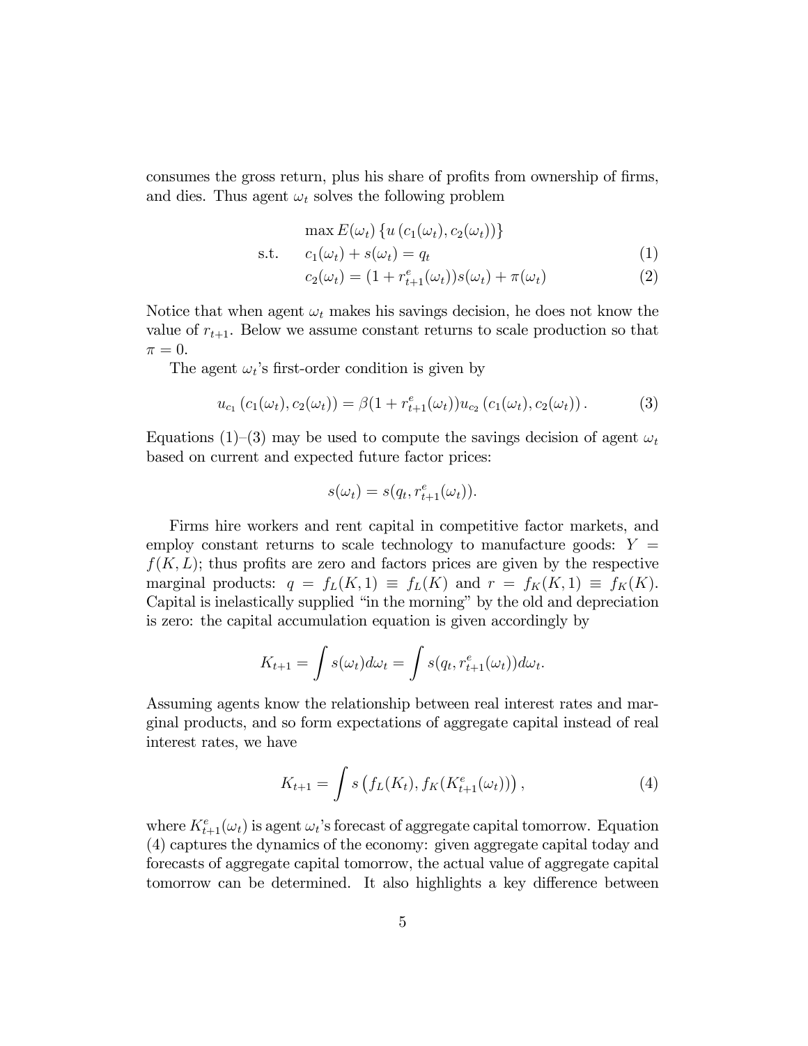consumes the gross return, plus his share of profits from ownership of firms, and dies. Thus agent $\omega_t$ solves the following problem

$$
\begin{aligned}
&\max E(\omega_t)\left\{u\left(c_1(\omega_t), c_2(\omega_t)\right)\right\} \\
\text{s.t.} \quad & c_1(\omega_t) + s(\omega_t) = q_t \qquad (1) \\
& c_2(\omega_t) = (1 + r^e_{t+1}(\omega_t))s(\omega_t) + \pi(\omega_t) \qquad (2)
\end{aligned}
$$

Notice that when agent $\omega_t$ makes his savings decision, he does not know the value of $r_{t+1}$. Below we assume constant returns to scale production so that $\pi = 0$.

The agent $\omega_t$'s first-order condition is given by

$$
u_{c_1}\left(c_1(\omega_t), c_2(\omega_t)\right) = \beta(1 + r^e_{t+1}(\omega_t))u_{c_2}\left(c_1(\omega_t), c_2(\omega_t)\right). \qquad (3)
$$

Equations (1)–(3) may be used to compute the savings decision of agent $\omega_t$ based on current and expected future factor prices:

$$
s(\omega_t) = s(q_t, r^e_{t+1}(\omega_t)).
$$

Firms hire workers and rent capital in competitive factor markets, and employ constant returns to scale technology to manufacture goods: $Y = f(K, L)$; thus profits are zero and factors prices are given by the respective marginal products: $q = f_L(K, 1) \equiv f_L(K)$ and $r = f_K(K, 1) \equiv f_K(K)$. Capital is inelastically supplied "in the morning" by the old and depreciation is zero: the capital accumulation equation is given accordingly by

$$
K_{t+1} = \int s(\omega_t)d\omega_t = \int s(q_t, r^e_{t+1}(\omega_t))d\omega_t.
$$

Assuming agents know the relationship between real interest rates and marginal products, and so form expectations of aggregate capital instead of real interest rates, we have

$$
K_{t+1} = \int s\left(f_L(K_t), f_K(K^e_{t+1}(\omega_t))\right), \qquad (4)
$$

where $K^e_{t+1}(\omega_t)$ is agent $\omega_t$'s forecast of aggregate capital tomorrow. Equation (4) captures the dynamics of the economy: given aggregate capital today and forecasts of aggregate capital tomorrow, the actual value of aggregate capital tomorrow can be determined. It also highlights a key difference between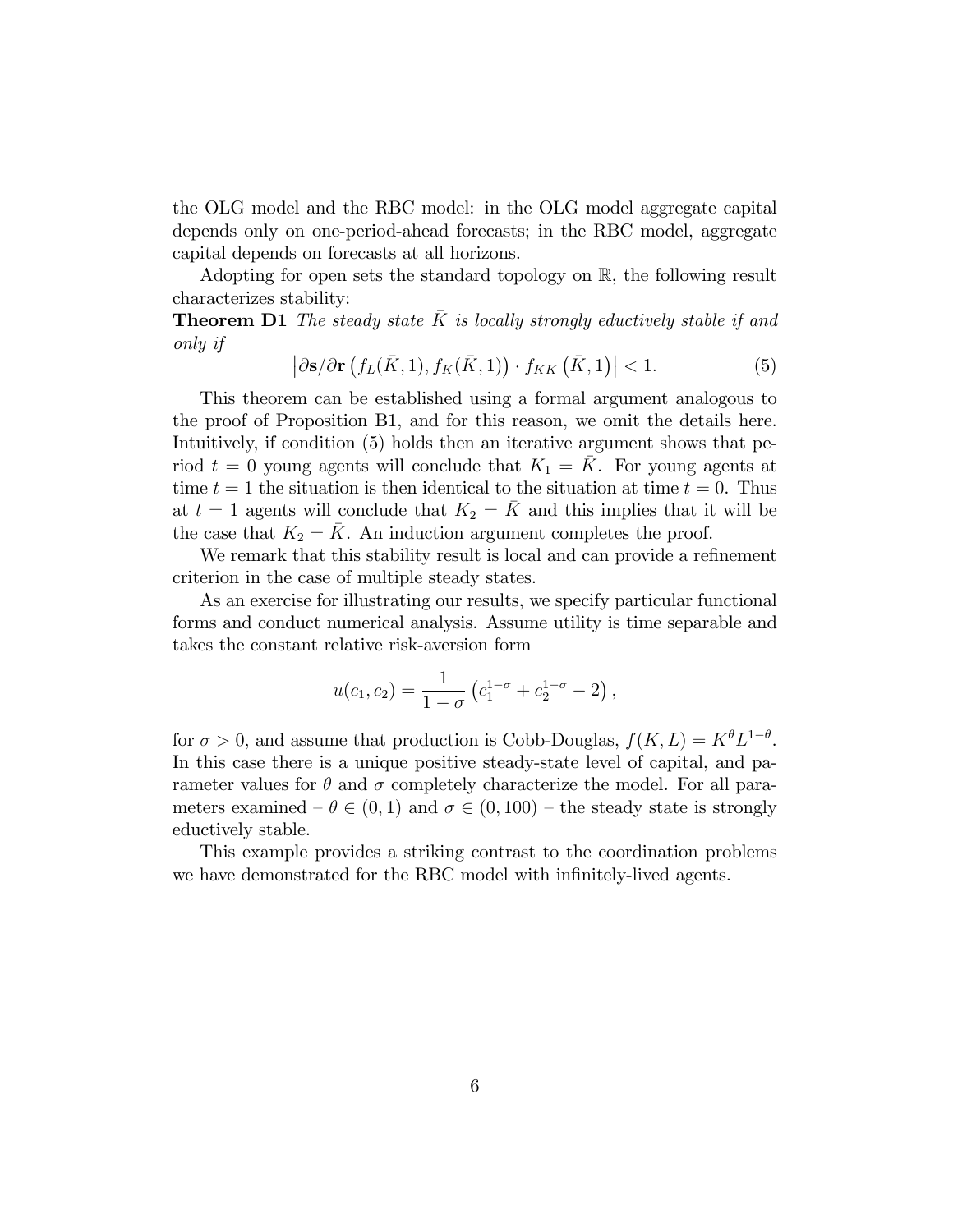the OLG model and the RBC model: in the OLG model aggregate capital depends only on one-period-ahead forecasts; in the RBC model, aggregate capital depends on forecasts at all horizons.

Adopting for open sets the standard topology on $\mathbb{R}$, the following result characterizes stability:

**Theorem D1** *The steady state $\bar{K}$ is locally strongly eductively stable if and only if*

$$\left|\partial \mathbf{s}/\partial \mathbf{r}\left(f_L(\bar{K},1), f_K(\bar{K},1)\right) \cdot f_{KK}\left(\bar{K},1\right)\right| < 1. \tag{5}$$

This theorem can be established using a formal argument analogous to the proof of Proposition B1, and for this reason, we omit the details here. Intuitively, if condition (5) holds then an iterative argument shows that period $t=0$ young agents will conclude that $K_1 = \bar{K}$. For young agents at time $t=1$ the situation is then identical to the situation at time $t=0$. Thus at $t=1$ agents will conclude that $K_2 = \bar{K}$ and this implies that it will be the case that $K_2 = \bar{K}$. An induction argument completes the proof.

We remark that this stability result is local and can provide a refinement criterion in the case of multiple steady states.

As an exercise for illustrating our results, we specify particular functional forms and conduct numerical analysis. Assume utility is time separable and takes the constant relative risk-aversion form

$$u(c_1, c_2) = \frac{1}{1-\sigma}\left(c_1^{1-\sigma} + c_2^{1-\sigma} - 2\right),$$

for $\sigma > 0$, and assume that production is Cobb-Douglas, $f(K,L) = K^{\theta}L^{1-\theta}$. In this case there is a unique positive steady-state level of capital, and parameter values for $\theta$ and $\sigma$ completely characterize the model. For all parameters examined – $\theta \in (0,1)$ and $\sigma \in (0,100)$ – the steady state is strongly eductively stable.

This example provides a striking contrast to the coordination problems we have demonstrated for the RBC model with infinitely-lived agents.